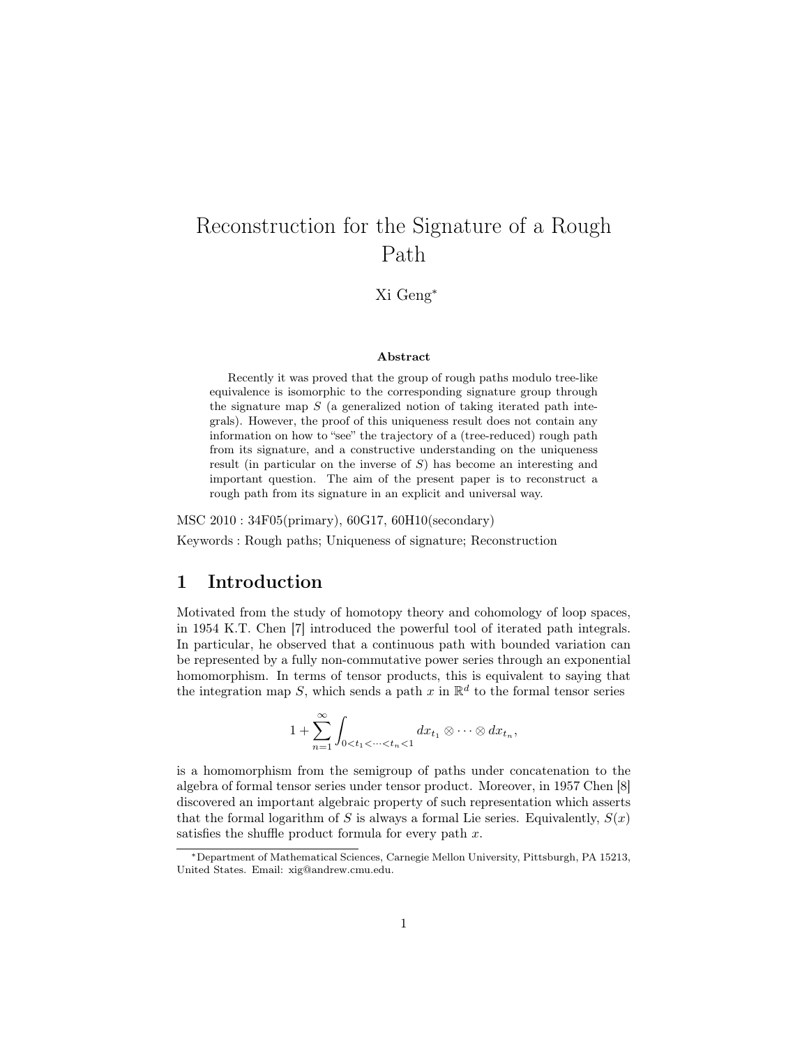# Reconstruction for the Signature of a Rough Path

Xi Geng*

### Abstract

Recently it was proved that the group of rough paths modulo tree-like equivalence is isomorphic to the corresponding signature group through the signature map $S$ (a generalized notion of taking iterated path integrals). However, the proof of this uniqueness result does not contain any information on how to "see" the trajectory of a (tree-reduced) rough path from its signature, and a constructive understanding on the uniqueness result (in particular on the inverse of $S$) has become an interesting and important question. The aim of the present paper is to reconstruct a rough path from its signature in an explicit and universal way.

MSC 2010 : 34F05(primary), 60G17, 60H10(secondary)

Keywords : Rough paths; Uniqueness of signature; Reconstruction

## 1 Introduction

Motivated from the study of homotopy theory and cohomology of loop spaces, in 1954 K.T. Chen [7] introduced the powerful tool of iterated path integrals. In particular, he observed that a continuous path with bounded variation can be represented by a fully non-commutative power series through an exponential homomorphism. In terms of tensor products, this is equivalent to saying that the integration map $S$, which sends a path $x$ in $\mathbb{R}^d$ to the formal tensor series

$$1 + \sum_{n=1}^{\infty} \int_{0<t_1<\cdots<t_n<1} dx_{t_1} \otimes \cdots \otimes dx_{t_n},$$

is a homomorphism from the semigroup of paths under concatenation to the algebra of formal tensor series under tensor product. Moreover, in 1957 Chen [8] discovered an important algebraic property of such representation which asserts that the formal logarithm of $S$ is always a formal Lie series. Equivalently, $S(x)$ satisfies the shuffle product formula for every path $x$.

*Department of Mathematical Sciences, Carnegie Mellon University, Pittsburgh, PA 15213, United States. Email: xig@andrew.cmu.edu.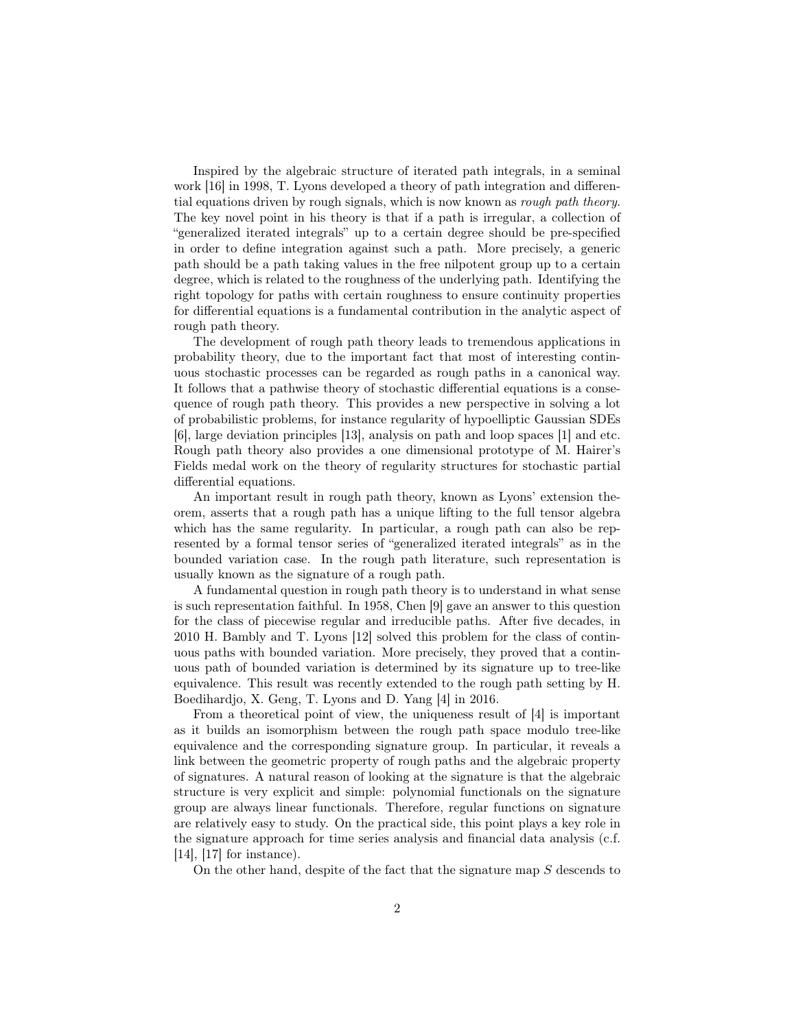Inspired by the algebraic structure of iterated path integrals, in a seminal work [16] in 1998, T. Lyons developed a theory of path integration and differential equations driven by rough signals, which is now known as *rough path theory*. The key novel point in his theory is that if a path is irregular, a collection of "generalized iterated integrals" up to a certain degree should be pre-specified in order to define integration against such a path. More precisely, a generic path should be a path taking values in the free nilpotent group up to a certain degree, which is related to the roughness of the underlying path. Identifying the right topology for paths with certain roughness to ensure continuity properties for differential equations is a fundamental contribution in the analytic aspect of rough path theory.

The development of rough path theory leads to tremendous applications in probability theory, due to the important fact that most of interesting continuous stochastic processes can be regarded as rough paths in a canonical way. It follows that a pathwise theory of stochastic differential equations is a consequence of rough path theory. This provides a new perspective in solving a lot of probabilistic problems, for instance regularity of hypoelliptic Gaussian SDEs [6], large deviation principles [13], analysis on path and loop spaces [1] and etc. Rough path theory also provides a one dimensional prototype of M. Hairer's Fields medal work on the theory of regularity structures for stochastic partial differential equations.

An important result in rough path theory, known as Lyons' extension theorem, asserts that a rough path has a unique lifting to the full tensor algebra which has the same regularity. In particular, a rough path can also be represented by a formal tensor series of "generalized iterated integrals" as in the bounded variation case. In the rough path literature, such representation is usually known as the signature of a rough path.

A fundamental question in rough path theory is to understand in what sense is such representation faithful. In 1958, Chen [9] gave an answer to this question for the class of piecewise regular and irreducible paths. After five decades, in 2010 H. Bambly and T. Lyons [12] solved this problem for the class of continuous paths with bounded variation. More precisely, they proved that a continuous path of bounded variation is determined by its signature up to tree-like equivalence. This result was recently extended to the rough path setting by H. Boedihardjo, X. Geng, T. Lyons and D. Yang [4] in 2016.

From a theoretical point of view, the uniqueness result of [4] is important as it builds an isomorphism between the rough path space modulo tree-like equivalence and the corresponding signature group. In particular, it reveals a link between the geometric property of rough paths and the algebraic property of signatures. A natural reason of looking at the signature is that the algebraic structure is very explicit and simple: polynomial functionals on the signature group are always linear functionals. Therefore, regular functions on signature are relatively easy to study. On the practical side, this point plays a key role in the signature approach for time series analysis and financial data analysis (c.f. [14], [17] for instance).

On the other hand, despite of the fact that the signature map $S$ descends to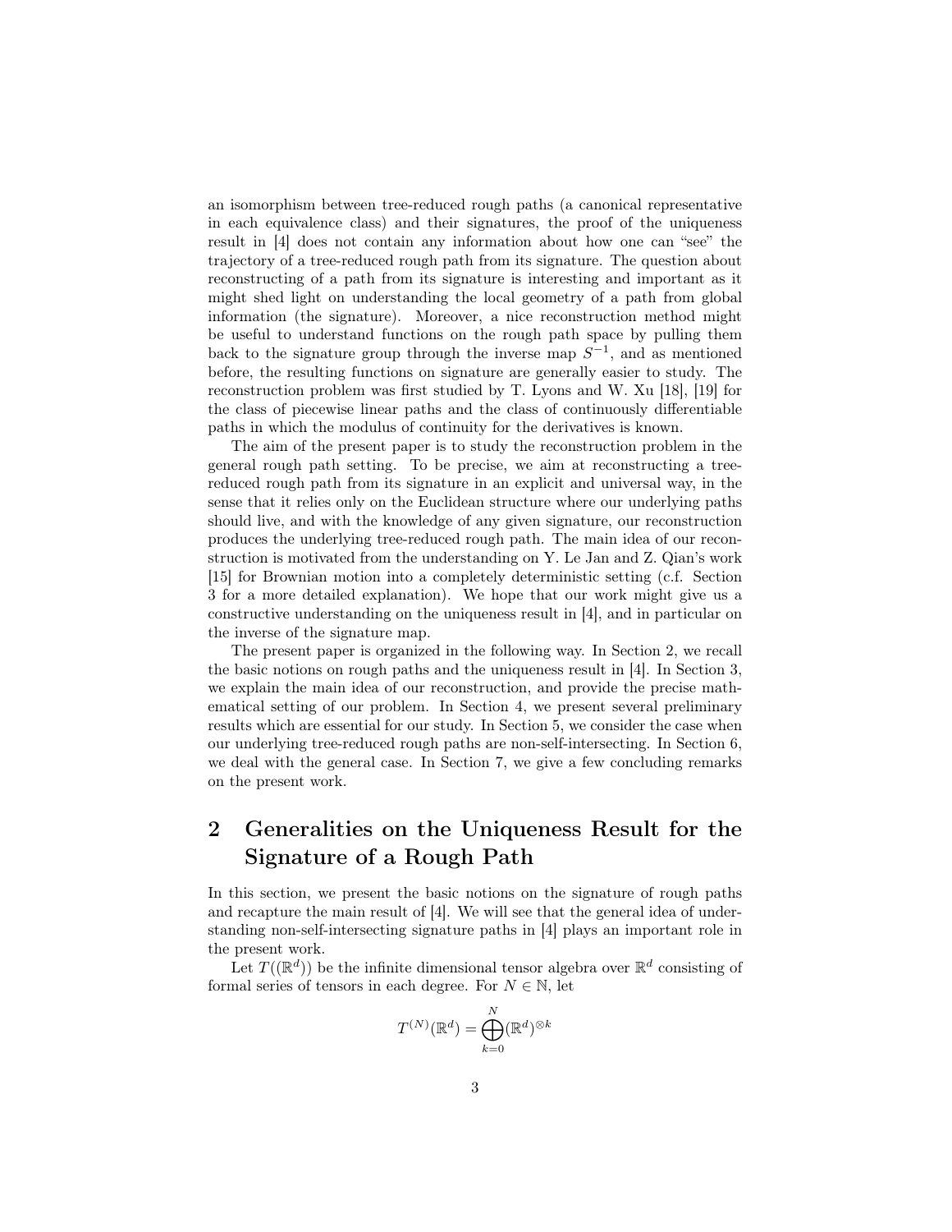an isomorphism between tree-reduced rough paths (a canonical representative in each equivalence class) and their signatures, the proof of the uniqueness result in [4] does not contain any information about how one can "see" the trajectory of a tree-reduced rough path from its signature. The question about reconstructing of a path from its signature is interesting and important as it might shed light on understanding the local geometry of a path from global information (the signature). Moreover, a nice reconstruction method might be useful to understand functions on the rough path space by pulling them back to the signature group through the inverse map $S^{-1}$, and as mentioned before, the resulting functions on signature are generally easier to study. The reconstruction problem was first studied by T. Lyons and W. Xu [18], [19] for the class of piecewise linear paths and the class of continuously differentiable paths in which the modulus of continuity for the derivatives is known.

The aim of the present paper is to study the reconstruction problem in the general rough path setting. To be precise, we aim at reconstructing a tree-reduced rough path from its signature in an explicit and universal way, in the sense that it relies only on the Euclidean structure where our underlying paths should live, and with the knowledge of any given signature, our reconstruction produces the underlying tree-reduced rough path. The main idea of our reconstruction is motivated from the understanding on Y. Le Jan and Z. Qian's work [15] for Brownian motion into a completely deterministic setting (c.f. Section 3 for a more detailed explanation). We hope that our work might give us a constructive understanding on the uniqueness result in [4], and in particular on the inverse of the signature map.

The present paper is organized in the following way. In Section 2, we recall the basic notions on rough paths and the uniqueness result in [4]. In Section 3, we explain the main idea of our reconstruction, and provide the precise mathematical setting of our problem. In Section 4, we present several preliminary results which are essential for our study. In Section 5, we consider the case when our underlying tree-reduced rough paths are non-self-intersecting. In Section 6, we deal with the general case. In Section 7, we give a few concluding remarks on the present work.

## 2 Generalities on the Uniqueness Result for the Signature of a Rough Path

In this section, we present the basic notions on the signature of rough paths and recapture the main result of [4]. We will see that the general idea of understanding non-self-intersecting signature paths in [4] plays an important role in the present work.

Let $T((\mathbb{R}^d))$ be the infinite dimensional tensor algebra over $\mathbb{R}^d$ consisting of formal series of tensors in each degree. For $N \in \mathbb{N}$, let

$$T^{(N)}(\mathbb{R}^d) = \bigoplus_{k=0}^{N} (\mathbb{R}^d)^{\otimes k}$$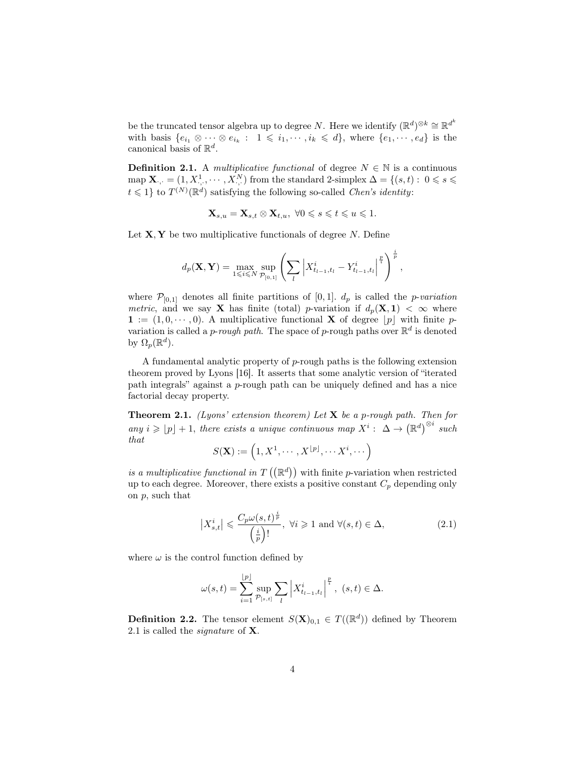be the truncated tensor algebra up to degree $N$. Here we identify $(\mathbb{R}^d)^{\otimes k} \cong \mathbb{R}^{d^k}$ with basis $\{e_{i_1} \otimes \cdots \otimes e_{i_k} : 1 \leqslant i_1, \cdots, i_k \leqslant d\}$, where $\{e_1, \cdots, e_d\}$ is the canonical basis of $\mathbb{R}^d$.

**Definition 2.1.** A *multiplicative functional* of degree $N \in \mathbb{N}$ is a continuous map $\mathbf{X}_{\cdot,\cdot} = (1, X^1_{\cdot,\cdot}, \cdots, X^N_{\cdot,\cdot})$ from the standard 2-simplex $\Delta = \{(s,t) : 0 \leqslant s \leqslant t \leqslant 1\}$ to $T^{(N)}(\mathbb{R}^d)$ satisfying the following so-called *Chen's identity*:

$$\mathbf{X}_{s,u} = \mathbf{X}_{s,t} \otimes \mathbf{X}_{t,u}, \ \forall 0 \leqslant s \leqslant t \leqslant u \leqslant 1.$$

Let $\mathbf{X}, \mathbf{Y}$ be two multiplicative functionals of degree $N$. Define

$$d_p(\mathbf{X}, \mathbf{Y}) = \max_{1 \leqslant i \leqslant N} \sup_{\mathcal{P}_{[0,1]}} \left( \sum_l \left| X^i_{t_{l-1},t_l} - Y^i_{t_{l-1},t_l} \right|^{\frac{p}{i}} \right)^{\frac{i}{p}},$$

where $\mathcal{P}_{[0,1]}$ denotes all finite partitions of $[0,1]$. $d_p$ is called the *p-variation metric*, and we say $\mathbf{X}$ has finite (total) $p$-variation if $d_p(\mathbf{X}, \mathbf{1}) < \infty$ where $\mathbf{1} := (1, 0, \cdots, 0)$. A multiplicative functional $\mathbf{X}$ of degree $\lfloor p \rfloor$ with finite $p$-variation is called a *p-rough path*. The space of $p$-rough paths over $\mathbb{R}^d$ is denoted by $\Omega_p(\mathbb{R}^d)$.

A fundamental analytic property of $p$-rough paths is the following extension theorem proved by Lyons [16]. It asserts that some analytic version of "iterated path integrals" against a $p$-rough path can be uniquely defined and has a nice factorial decay property.

**Theorem 2.1.** *(Lyons' extension theorem) Let $\mathbf{X}$ be a $p$-rough path. Then for any $i \geqslant \lfloor p \rfloor + 1$, there exists a unique continuous map $X^i : \Delta \to \left(\mathbb{R}^d\right)^{\otimes i}$ such that*

$$S(\mathbf{X}) := \left(1, X^1, \cdots, X^{\lfloor p \rfloor}, \cdots X^i, \cdots\right)$$

*is a multiplicative functional in $T\left(\left(\mathbb{R}^d\right)\right)$ with finite $p$-variation when restricted up to each degree. Moreover, there exists a positive constant $C_p$ depending only on $p$, such that*

$$\left|X^i_{s,t}\right| \leqslant \frac{C_p \omega(s,t)^{\frac{i}{p}}}{\left(\frac{i}{p}\right)!}, \ \forall i \geqslant 1 \text{ and } \forall (s,t) \in \Delta, \tag{2.1}$$

where $\omega$ is the control function defined by

$$\omega(s,t) = \sum_{i=1}^{\lfloor p \rfloor} \sup_{\mathcal{P}_{[s,t]}} \sum_l \left| X^i_{t_{l-1},t_l} \right|^{\frac{p}{i}}, \ (s,t) \in \Delta.$$

**Definition 2.2.** The tensor element $S(\mathbf{X})_{0,1} \in T((\mathbb{R}^d))$ defined by Theorem 2.1 is called the *signature* of $\mathbf{X}$.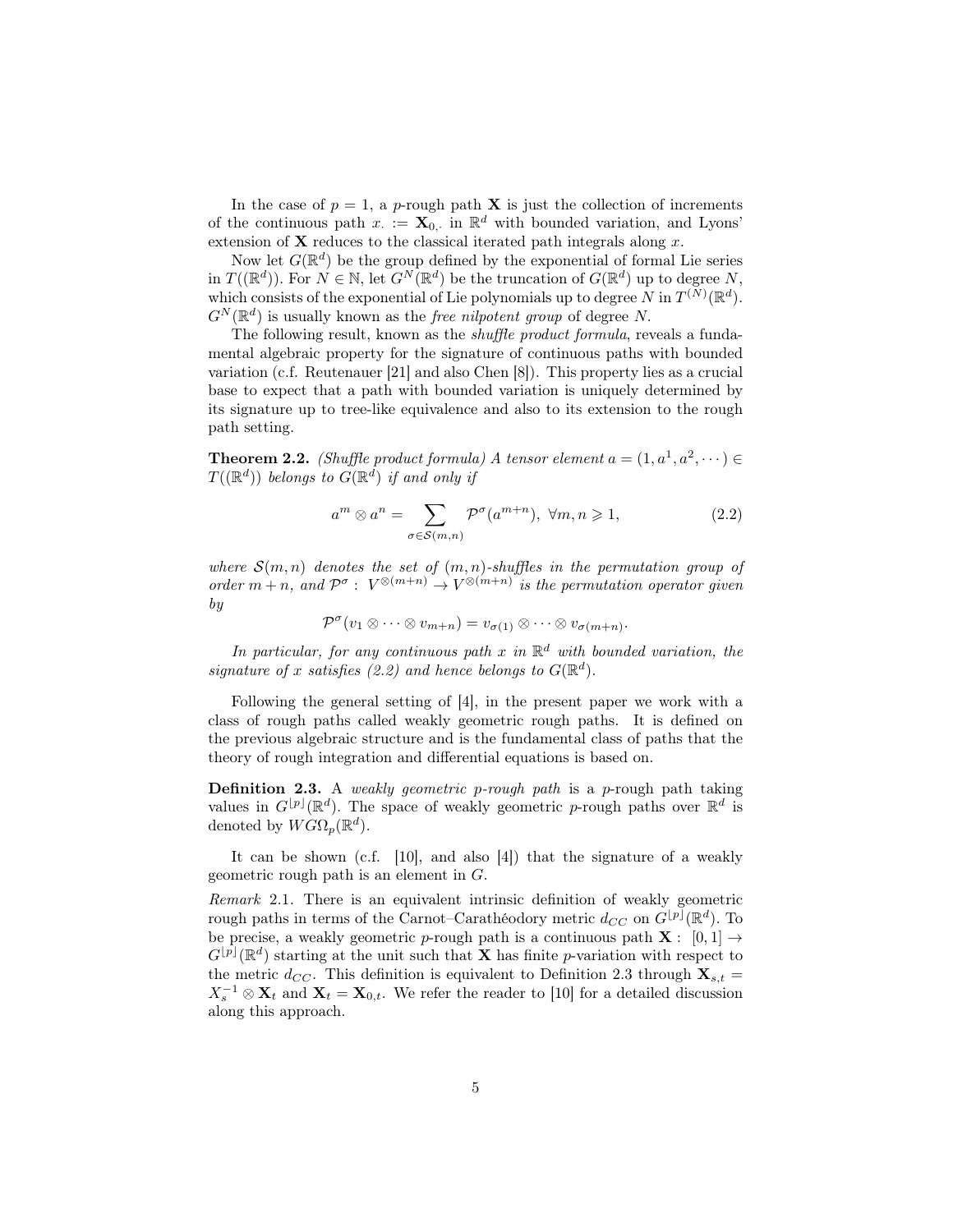In the case of $p = 1$, a $p$-rough path $\mathbf{X}$ is just the collection of increments of the continuous path $x_\cdot := \mathbf{X}_{0,\cdot}$ in $\mathbb{R}^d$ with bounded variation, and Lyons' extension of $\mathbf{X}$ reduces to the classical iterated path integrals along $x$.

Now let $G(\mathbb{R}^d)$ be the group defined by the exponential of formal Lie series in $T((\mathbb{R}^d))$. For $N \in \mathbb{N}$, let $G^N(\mathbb{R}^d)$ be the truncation of $G(\mathbb{R}^d)$ up to degree $N$, which consists of the exponential of Lie polynomials up to degree $N$ in $T^{(N)}(\mathbb{R}^d)$. $G^N(\mathbb{R}^d)$ is usually known as the *free nilpotent group* of degree $N$.

The following result, known as the *shuffle product formula*, reveals a fundamental algebraic property for the signature of continuous paths with bounded variation (c.f. Reutenauer [21] and also Chen [8]). This property lies as a crucial base to expect that a path with bounded variation is uniquely determined by its signature up to tree-like equivalence and also to its extension to the rough path setting.

**Theorem 2.2.** *(Shuffle product formula) A tensor element $a = (1, a^1, a^2, \cdots) \in T((\mathbb{R}^d))$ belongs to $G(\mathbb{R}^d)$ if and only if*

$$a^m \otimes a^n = \sum_{\sigma \in \mathcal{S}(m,n)} \mathcal{P}^\sigma(a^{m+n}), \ \forall m, n \geqslant 1, \tag{2.2}$$

*where $\mathcal{S}(m,n)$ denotes the set of $(m,n)$-shuffles in the permutation group of order $m+n$, and $\mathcal{P}^\sigma : V^{\otimes(m+n)} \to V^{\otimes(m+n)}$ is the permutation operator given by*

$$\mathcal{P}^\sigma(v_1 \otimes \cdots \otimes v_{m+n}) = v_{\sigma(1)} \otimes \cdots \otimes v_{\sigma(m+n)}.$$

*In particular, for any continuous path $x$ in $\mathbb{R}^d$ with bounded variation, the signature of $x$ satisfies (2.2) and hence belongs to $G(\mathbb{R}^d)$.*

Following the general setting of [4], in the present paper we work with a class of rough paths called weakly geometric rough paths. It is defined on the previous algebraic structure and is the fundamental class of paths that the theory of rough integration and differential equations is based on.

**Definition 2.3.** A *weakly geometric $p$-rough path* is a $p$-rough path taking values in $G^{\lfloor p \rfloor}(\mathbb{R}^d)$. The space of weakly geometric $p$-rough paths over $\mathbb{R}^d$ is denoted by $WG\Omega_p(\mathbb{R}^d)$.

It can be shown (c.f. [10], and also [4]) that the signature of a weakly geometric rough path is an element in $G$.

*Remark* 2.1. There is an equivalent intrinsic definition of weakly geometric rough paths in terms of the Carnot–Carathéodory metric $d_{CC}$ on $G^{\lfloor p \rfloor}(\mathbb{R}^d)$. To be precise, a weakly geometric $p$-rough path is a continuous path $\mathbf{X} : [0,1] \to G^{\lfloor p \rfloor}(\mathbb{R}^d)$ starting at the unit such that $\mathbf{X}$ has finite $p$-variation with respect to the metric $d_{CC}$. This definition is equivalent to Definition 2.3 through $\mathbf{X}_{s,t} = X_s^{-1} \otimes \mathbf{X}_t$ and $\mathbf{X}_t = \mathbf{X}_{0,t}$. We refer the reader to [10] for a detailed discussion along this approach.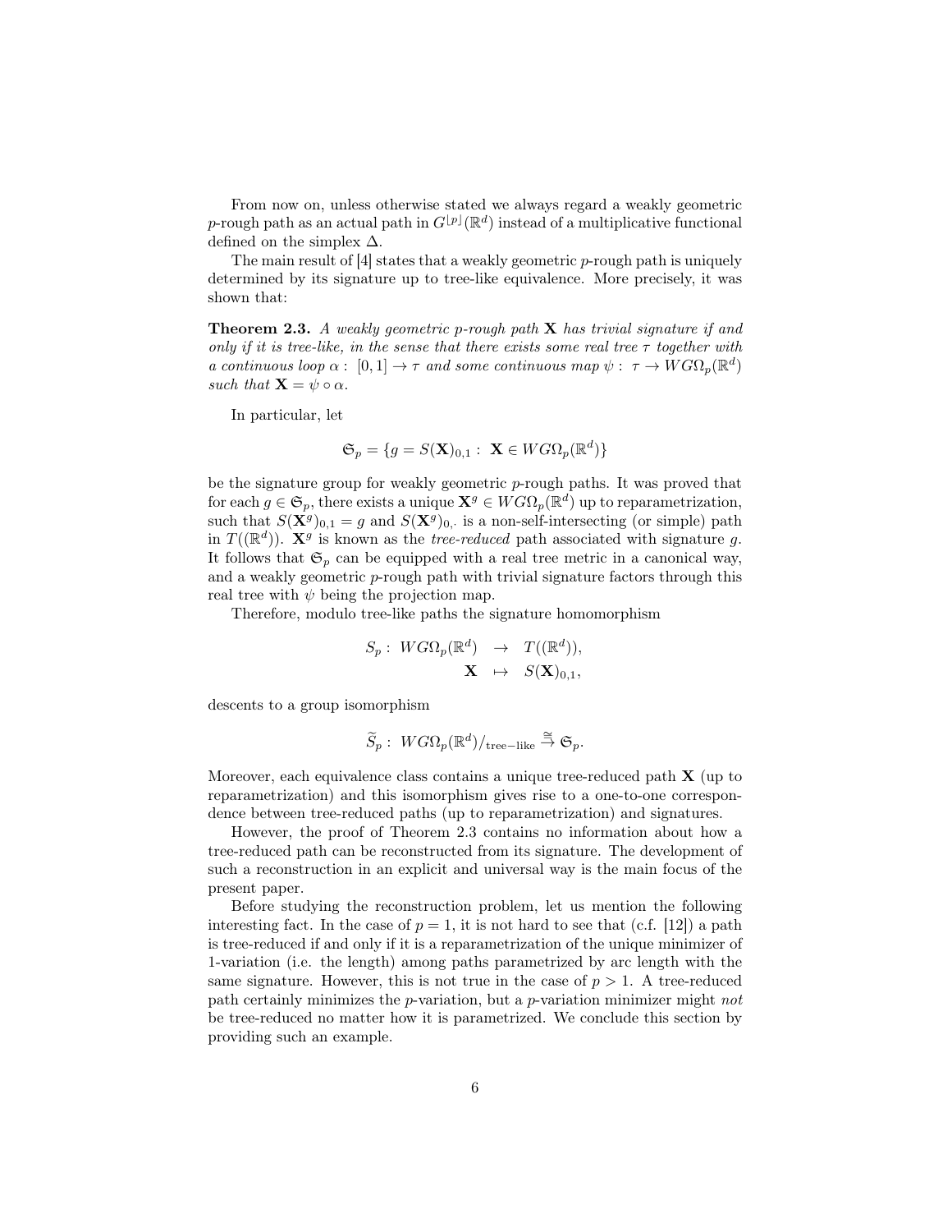From now on, unless otherwise stated we always regard a weakly geometric $p$-rough path as an actual path in $G^{\lfloor p \rfloor}(\mathbb{R}^d)$ instead of a multiplicative functional defined on the simplex $\Delta$.

The main result of [4] states that a weakly geometric $p$-rough path is uniquely determined by its signature up to tree-like equivalence. More precisely, it was shown that:

**Theorem 2.3.** *A weakly geometric $p$-rough path $\mathbf{X}$ has trivial signature if and only if it is tree-like, in the sense that there exists some real tree $\tau$ together with a continuous loop $\alpha: [0,1] \to \tau$ and some continuous map $\psi: \tau \to WG\Omega_p(\mathbb{R}^d)$ such that $\mathbf{X} = \psi \circ \alpha$.*

In particular, let

$$\mathfrak{S}_p = \{g = S(\mathbf{X})_{0,1} : \mathbf{X} \in WG\Omega_p(\mathbb{R}^d)\}$$

be the signature group for weakly geometric $p$-rough paths. It was proved that for each $g \in \mathfrak{S}_p$, there exists a unique $\mathbf{X}^g \in WG\Omega_p(\mathbb{R}^d)$ up to reparametrization, such that $S(\mathbf{X}^g)_{0,1} = g$ and $S(\mathbf{X}^g)_{0,\cdot}$ is a non-self-intersecting (or simple) path in $T((\mathbb{R}^d))$. $\mathbf{X}^g$ is known as the *tree-reduced* path associated with signature $g$. It follows that $\mathfrak{S}_p$ can be equipped with a real tree metric in a canonical way, and a weakly geometric $p$-rough path with trivial signature factors through this real tree with $\psi$ being the projection map.

Therefore, modulo tree-like paths the signature homomorphism

$$\begin{array}{rccc} S_p: & WG\Omega_p(\mathbb{R}^d) & \to & T((\mathbb{R}^d)), \\ & \mathbf{X} & \mapsto & S(\mathbf{X})_{0,1}, \end{array}$$

descents to a group isomorphism

$$\widetilde{S}_p: \ WG\Omega_p(\mathbb{R}^d)/_{\text{tree-like}} \overset{\cong}{\to} \mathfrak{S}_p.$$

Moreover, each equivalence class contains a unique tree-reduced path $\mathbf{X}$ (up to reparametrization) and this isomorphism gives rise to a one-to-one correspondence between tree-reduced paths (up to reparametrization) and signatures.

However, the proof of Theorem 2.3 contains no information about how a tree-reduced path can be reconstructed from its signature. The development of such a reconstruction in an explicit and universal way is the main focus of the present paper.

Before studying the reconstruction problem, let us mention the following interesting fact. In the case of $p = 1$, it is not hard to see that (c.f. [12]) a path is tree-reduced if and only if it is a reparametrization of the unique minimizer of 1-variation (i.e. the length) among paths parametrized by arc length with the same signature. However, this is not true in the case of $p > 1$. A tree-reduced path certainly minimizes the $p$-variation, but a $p$-variation minimizer might *not* be tree-reduced no matter how it is parametrized. We conclude this section by providing such an example.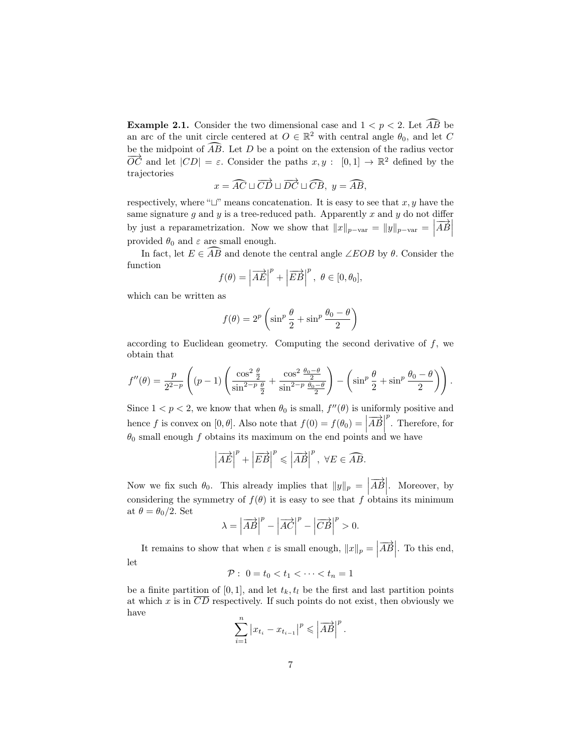**Example 2.1.** Consider the two dimensional case and $1 < p < 2$. Let $\widehat{AB}$ be an arc of the unit circle centered at $O \in \mathbb{R}^2$ with central angle $\theta_0$, and let $C$ be the midpoint of $\widehat{AB}$. Let $D$ be a point on the extension of the radius vector $\overrightarrow{OC}$ and let $|CD| = \varepsilon$. Consider the paths $x, y : [0,1] \to \mathbb{R}^2$ defined by the trajectories

$$x = \widehat{AC} \sqcup \overrightarrow{CD} \sqcup \overrightarrow{DC} \sqcup \widehat{CB}, \ y = \widehat{AB},$$

respectively, where "$\sqcup$" means concatenation. It is easy to see that $x, y$ have the same signature $g$ and $y$ is a tree-reduced path. Apparently $x$ and $y$ do not differ by just a reparametrization. Now we show that $\|x\|_{p\text{-var}} = \|y\|_{p\text{-var}} = \left|\overrightarrow{AB}\right|$ provided $\theta_0$ and $\varepsilon$ are small enough.

In fact, let $E \in \widehat{AB}$ and denote the central angle $\angle EOB$ by $\theta$. Consider the function

$$f(\theta) = \left|\overrightarrow{AE}\right|^p + \left|\overrightarrow{EB}\right|^p, \ \theta \in [0, \theta_0],$$

which can be written as

$$f(\theta) = 2^p \left( \sin^p \frac{\theta}{2} + \sin^p \frac{\theta_0 - \theta}{2} \right)$$

according to Euclidean geometry. Computing the second derivative of $f$, we obtain that

$$f''(\theta) = \frac{p}{2^{2-p}} \left( (p-1) \left( \frac{\cos^2 \frac{\theta}{2}}{\sin^{2-p} \frac{\theta}{2}} + \frac{\cos^2 \frac{\theta_0 - \theta}{2}}{\sin^{2-p} \frac{\theta_0 - \theta}{2}} \right) - \left( \sin^p \frac{\theta}{2} + \sin^p \frac{\theta_0 - \theta}{2} \right) \right).$$

Since $1 < p < 2$, we know that when $\theta_0$ is small, $f''(\theta)$ is uniformly positive and hence $f$ is convex on $[0, \theta]$. Also note that $f(0) = f(\theta_0) = \left|\overrightarrow{AB}\right|^p$. Therefore, for $\theta_0$ small enough $f$ obtains its maximum on the end points and we have

$$\left|\overrightarrow{AE}\right|^p + \left|\overrightarrow{EB}\right|^p \leqslant \left|\overrightarrow{AB}\right|^p, \ \forall E \in \widehat{AB}.$$

Now we fix such $\theta_0$. This already implies that $\|y\|_p = \left|\overrightarrow{AB}\right|$. Moreover, by considering the symmetry of $f(\theta)$ it is easy to see that $f$ obtains its minimum at $\theta = \theta_0/2$. Set

$$\lambda = \left|\overrightarrow{AB}\right|^p - \left|\overrightarrow{AC}\right|^p - \left|\overrightarrow{CB}\right|^p > 0.$$

It remains to show that when $\varepsilon$ is small enough, $\|x\|_p = \left|\overrightarrow{AB}\right|$. To this end, let

$$\mathcal{P} : \ 0 = t_0 < t_1 < \cdots < t_n = 1$$

be a finite partition of $[0,1]$, and let $t_k, t_l$ be the first and last partition points at which $x$ is in $\overline{CD}$ respectively. If such points do not exist, then obviously we have

$$\sum_{i=1}^{n} \left| x_{t_i} - x_{t_{i-1}} \right|^p \leqslant \left|\overrightarrow{AB}\right|^p.$$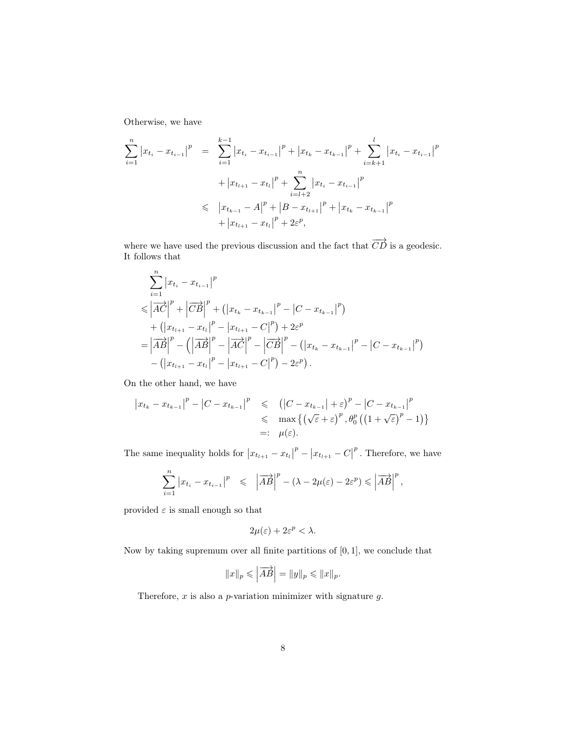Otherwise, we have

$$
\begin{aligned}
\sum_{i=1}^{n}\left|x_{t_i}-x_{t_{i-1}}\right|^p &= \sum_{i=1}^{k-1}\left|x_{t_i}-x_{t_{i-1}}\right|^p+\left|x_{t_k}-x_{t_{k-1}}\right|^p+\sum_{i=k+1}^{l}\left|x_{t_i}-x_{t_{i-1}}\right|^p \\
&\quad +\left|x_{t_{l+1}}-x_{t_l}\right|^p+\sum_{i=l+2}^{n}\left|x_{t_i}-x_{t_{i-1}}\right|^p \\
&\leqslant \left|x_{t_{k-1}}-A\right|^p+\left|B-x_{t_{l+1}}\right|^p+\left|x_{t_k}-x_{t_{k-1}}\right|^p \\
&\quad +\left|x_{t_{l+1}}-x_{t_l}\right|^p+2\varepsilon^p,
\end{aligned}
$$

where we have used the previous discussion and the fact that $\overrightarrow{CD}$ is a geodesic. It follows that

$$
\begin{aligned}
&\sum_{i=1}^{n}\left|x_{t_i}-x_{t_{i-1}}\right|^p \\
\leqslant &\left|\overrightarrow{AC}\right|^p+\left|\overrightarrow{CB}\right|^p+\left(\left|x_{t_k}-x_{t_{k-1}}\right|^p-\left|C-x_{t_{k-1}}\right|^p\right) \\
&+\left(\left|x_{t_{l+1}}-x_{t_l}\right|^p-\left|x_{t_{l+1}}-C\right|^p\right)+2\varepsilon^p \\
= &\left|\overrightarrow{AB}\right|^p-\left(\left|\overrightarrow{AB}\right|^p-\left|\overrightarrow{AC}\right|^p-\left|\overrightarrow{CB}\right|^p-\left(\left|x_{t_k}-x_{t_{k-1}}\right|^p-\left|C-x_{t_{k-1}}\right|^p\right)\right. \\
&\left.-\left(\left|x_{t_{l+1}}-x_{t_l}\right|^p-\left|x_{t_{l+1}}-C\right|^p\right)-2\varepsilon^p\right).
\end{aligned}
$$

On the other hand, we have

$$
\begin{aligned}
\left|x_{t_k}-x_{t_{k-1}}\right|^p-\left|C-x_{t_{k-1}}\right|^p &\leqslant \left(\left|C-x_{t_{k-1}}\right|+\varepsilon\right)^p-\left|C-x_{t_{k-1}}\right|^p \\
&\leqslant \max\left\{\left(\sqrt{\varepsilon}+\varepsilon\right)^p, \theta_0^p\left(\left(1+\sqrt{\varepsilon}\right)^p-1\right)\right\} \\
&=: \mu(\varepsilon).
\end{aligned}
$$

The same inequality holds for $\left|x_{t_{l+1}}-x_{t_l}\right|^p-\left|x_{t_{l+1}}-C\right|^p$. Therefore, we have

$$
\sum_{i=1}^{n}\left|x_{t_i}-x_{t_{i-1}}\right|^p \leqslant \left|\overrightarrow{AB}\right|^p-\left(\lambda-2\mu(\varepsilon)-2\varepsilon^p\right)\leqslant\left|\overrightarrow{AB}\right|^p,
$$

provided $\varepsilon$ is small enough so that

$$
2\mu(\varepsilon)+2\varepsilon^p<\lambda.
$$

Now by taking supremum over all finite partitions of $[0,1]$, we conclude that

$$
\|x\|_p\leqslant\left|\overrightarrow{AB}\right|=\|y\|_p\leqslant\|x\|_p.
$$

Therefore, $x$ is also a $p$-variation minimizer with signature $g$.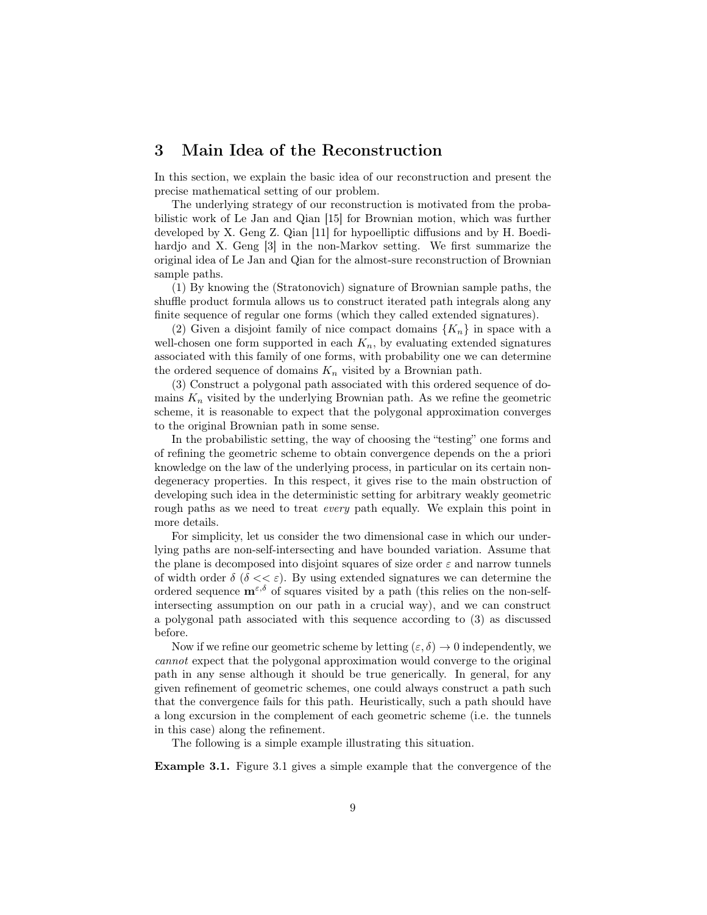# 3 Main Idea of the Reconstruction

In this section, we explain the basic idea of our reconstruction and present the precise mathematical setting of our problem.

The underlying strategy of our reconstruction is motivated from the probabilistic work of Le Jan and Qian [15] for Brownian motion, which was further developed by X. Geng Z. Qian [11] for hypoelliptic diffusions and by H. Boedihardjo and X. Geng [3] in the non-Markov setting. We first summarize the original idea of Le Jan and Qian for the almost-sure reconstruction of Brownian sample paths.

(1) By knowing the (Stratonovich) signature of Brownian sample paths, the shuffle product formula allows us to construct iterated path integrals along any finite sequence of regular one forms (which they called extended signatures).

(2) Given a disjoint family of nice compact domains $\{K_n\}$ in space with a well-chosen one form supported in each $K_n$, by evaluating extended signatures associated with this family of one forms, with probability one we can determine the ordered sequence of domains $K_n$ visited by a Brownian path.

(3) Construct a polygonal path associated with this ordered sequence of domains $K_n$ visited by the underlying Brownian path. As we refine the geometric scheme, it is reasonable to expect that the polygonal approximation converges to the original Brownian path in some sense.

In the probabilistic setting, the way of choosing the "testing" one forms and of refining the geometric scheme to obtain convergence depends on the a priori knowledge on the law of the underlying process, in particular on its certain non-degeneracy properties. In this respect, it gives rise to the main obstruction of developing such idea in the deterministic setting for arbitrary weakly geometric rough paths as we need to treat *every* path equally. We explain this point in more details.

For simplicity, let us consider the two dimensional case in which our underlying paths are non-self-intersecting and have bounded variation. Assume that the plane is decomposed into disjoint squares of size order $\varepsilon$ and narrow tunnels of width order $\delta$ ($\delta << \varepsilon$). By using extended signatures we can determine the ordered sequence $\mathbf{m}^{\varepsilon,\delta}$ of squares visited by a path (this relies on the non-self-intersecting assumption on our path in a crucial way), and we can construct a polygonal path associated with this sequence according to (3) as discussed before.

Now if we refine our geometric scheme by letting $(\varepsilon, \delta) \to 0$ independently, we *cannot* expect that the polygonal approximation would converge to the original path in any sense although it should be true generically. In general, for any given refinement of geometric schemes, one could always construct a path such that the convergence fails for this path. Heuristically, such a path should have a long excursion in the complement of each geometric scheme (i.e. the tunnels in this case) along the refinement.

The following is a simple example illustrating this situation.

**Example 3.1.** Figure 3.1 gives a simple example that the convergence of the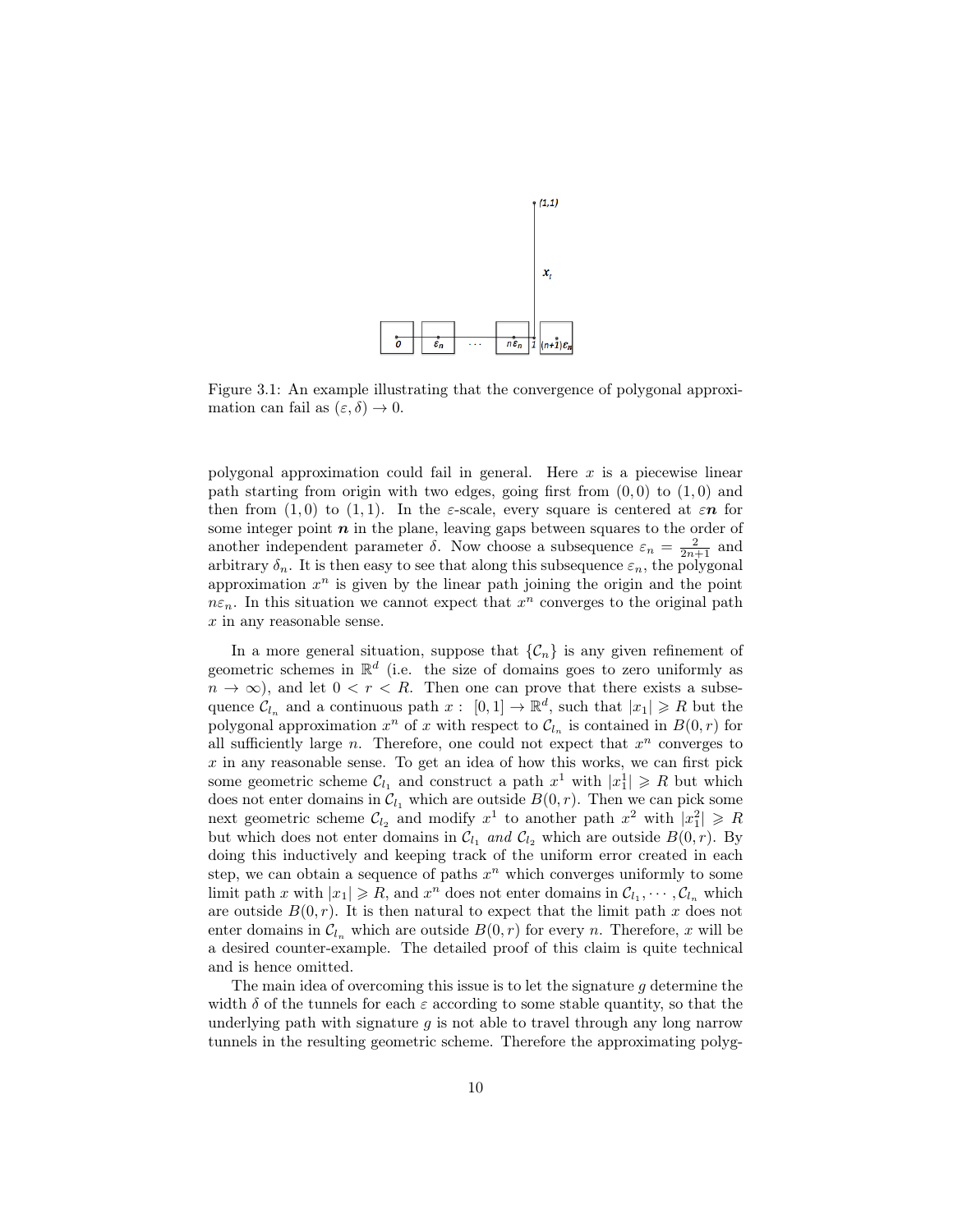Figure 3.1: An example illustrating that the convergence of polygonal approximation can fail as $(\varepsilon, \delta) \to 0$.

polygonal approximation could fail in general. Here $x$ is a piecewise linear path starting from origin with two edges, going first from $(0,0)$ to $(1,0)$ and then from $(1,0)$ to $(1,1)$. In the $\varepsilon$-scale, every square is centered at $\varepsilon \boldsymbol{n}$ for some integer point $\boldsymbol{n}$ in the plane, leaving gaps between squares to the order of another independent parameter $\delta$. Now choose a subsequence $\varepsilon_n = \frac{2}{2n+1}$ and arbitrary $\delta_n$. It is then easy to see that along this subsequence $\varepsilon_n$, the polygonal approximation $x^n$ is given by the linear path joining the origin and the point $n\varepsilon_n$. In this situation we cannot expect that $x^n$ converges to the original path $x$ in any reasonable sense.

In a more general situation, suppose that $\{\mathcal{C}_n\}$ is any given refinement of geometric schemes in $\mathbb{R}^d$ (i.e. the size of domains goes to zero uniformly as $n \to \infty$), and let $0 < r < R$. Then one can prove that there exists a subsequence $\mathcal{C}_{l_n}$ and a continuous path $x : [0,1] \to \mathbb{R}^d$, such that $|x_1| \geqslant R$ but the polygonal approximation $x^n$ of $x$ with respect to $\mathcal{C}_{l_n}$ is contained in $B(0,r)$ for all sufficiently large $n$. Therefore, one could not expect that $x^n$ converges to $x$ in any reasonable sense. To get an idea of how this works, we can first pick some geometric scheme $\mathcal{C}_{l_1}$ and construct a path $x^1$ with $|x_1^1| \geqslant R$ but which does not enter domains in $\mathcal{C}_{l_1}$ which are outside $B(0,r)$. Then we can pick some next geometric scheme $\mathcal{C}_{l_2}$ and modify $x^1$ to another path $x^2$ with $|x_1^2| \geqslant R$ but which does not enter domains in $\mathcal{C}_{l_1}$ *and* $\mathcal{C}_{l_2}$ which are outside $B(0,r)$. By doing this inductively and keeping track of the uniform error created in each step, we can obtain a sequence of paths $x^n$ which converges uniformly to some limit path $x$ with $|x_1| \geqslant R$, and $x^n$ does not enter domains in $\mathcal{C}_{l_1}, \cdots, \mathcal{C}_{l_n}$ which are outside $B(0,r)$. It is then natural to expect that the limit path $x$ does not enter domains in $\mathcal{C}_{l_n}$ which are outside $B(0,r)$ for every $n$. Therefore, $x$ will be a desired counter-example. The detailed proof of this claim is quite technical and is hence omitted.

The main idea of overcoming this issue is to let the signature $g$ determine the width $\delta$ of the tunnels for each $\varepsilon$ according to some stable quantity, so that the underlying path with signature $g$ is not able to travel through any long narrow tunnels in the resulting geometric scheme. Therefore the approximating polyg-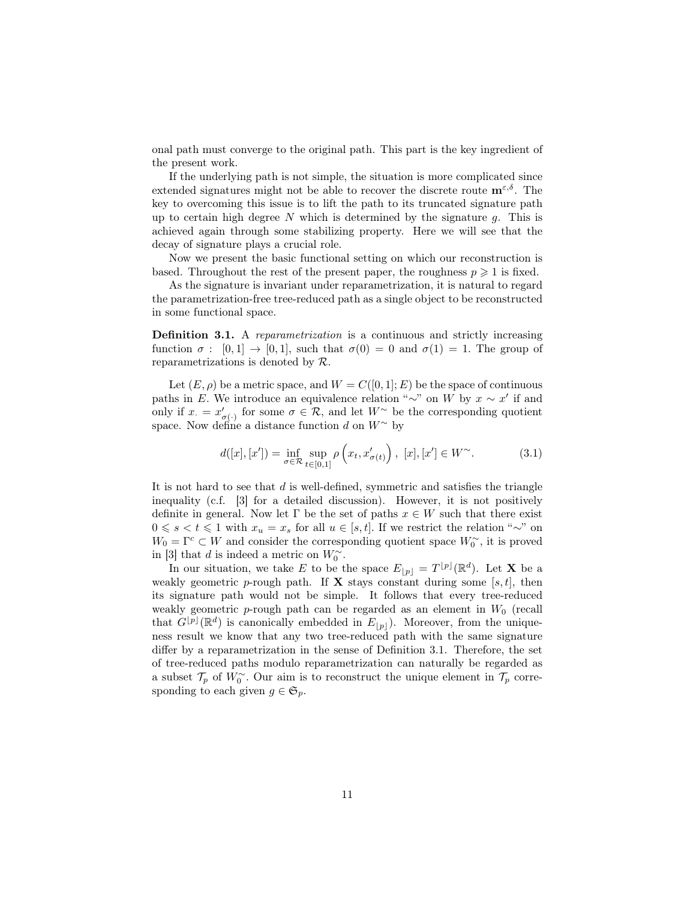onal path must converge to the original path. This part is the key ingredient of the present work.

If the underlying path is not simple, the situation is more complicated since extended signatures might not be able to recover the discrete route $\mathbf{m}^{\varepsilon,\delta}$. The key to overcoming this issue is to lift the path to its truncated signature path up to certain high degree $N$ which is determined by the signature $g$. This is achieved again through some stabilizing property. Here we will see that the decay of signature plays a crucial role.

Now we present the basic functional setting on which our reconstruction is based. Throughout the rest of the present paper, the roughness $p \geqslant 1$ is fixed.

As the signature is invariant under reparametrization, it is natural to regard the parametrization-free tree-reduced path as a single object to be reconstructed in some functional space.

**Definition 3.1.** A *reparametrization* is a continuous and strictly increasing function $\sigma: [0,1] \to [0,1]$, such that $\sigma(0) = 0$ and $\sigma(1) = 1$. The group of reparametrizations is denoted by $\mathcal{R}$.

Let $(E, \rho)$ be a metric space, and $W = C([0,1]; E)$ be the space of continuous paths in $E$. We introduce an equivalence relation "$\sim$" on $W$ by $x \sim x'$ if and only if $x_\cdot = x'_{\sigma(\cdot)}$ for some $\sigma \in \mathcal{R}$, and let $W^\sim$ be the corresponding quotient space. Now define a distance function $d$ on $W^\sim$ by

$$d([x],[x']) = \inf_{\sigma \in \mathcal{R}} \sup_{t \in [0,1]} \rho\left(x_t, x'_{\sigma(t)}\right), \ [x],[x'] \in W^\sim. \tag{3.1}$$

It is not hard to see that $d$ is well-defined, symmetric and satisfies the triangle inequality (c.f. [3] for a detailed discussion). However, it is not positively definite in general. Now let $\Gamma$ be the set of paths $x \in W$ such that there exist $0 \leqslant s < t \leqslant 1$ with $x_u = x_s$ for all $u \in [s,t]$. If we restrict the relation "$\sim$" on $W_0 = \Gamma^c \subset W$ and consider the corresponding quotient space $W_0^\sim$, it is proved in [3] that $d$ is indeed a metric on $W_0^\sim$.

In our situation, we take $E$ to be the space $E_{\lfloor p \rfloor} = T^{\lfloor p \rfloor}(\mathbb{R}^d)$. Let $\mathbf{X}$ be a weakly geometric $p$-rough path. If $\mathbf{X}$ stays constant during some $[s,t]$, then its signature path would not be simple. It follows that every tree-reduced weakly geometric $p$-rough path can be regarded as an element in $W_0$ (recall that $G^{\lfloor p \rfloor}(\mathbb{R}^d)$ is canonically embedded in $E_{\lfloor p \rfloor}$). Moreover, from the uniqueness result we know that any two tree-reduced path with the same signature differ by a reparametrization in the sense of Definition 3.1. Therefore, the set of tree-reduced paths modulo reparametrization can naturally be regarded as a subset $\mathcal{T}_p$ of $W_0^\sim$. Our aim is to reconstruct the unique element in $\mathcal{T}_p$ corresponding to each given $g \in \mathfrak{S}_p$.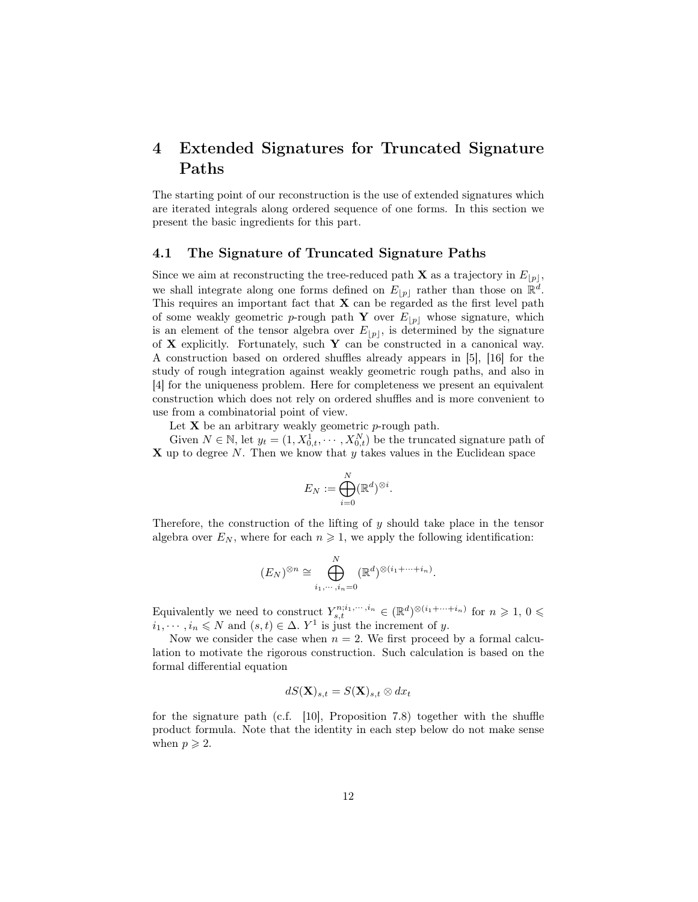# 4 Extended Signatures for Truncated Signature Paths

The starting point of our reconstruction is the use of extended signatures which are iterated integrals along ordered sequence of one forms. In this section we present the basic ingredients for this part.

## 4.1 The Signature of Truncated Signature Paths

Since we aim at reconstructing the tree-reduced path $\mathbf{X}$ as a trajectory in $E_{\lfloor p \rfloor}$, we shall integrate along one forms defined on $E_{\lfloor p \rfloor}$ rather than those on $\mathbb{R}^d$. This requires an important fact that $\mathbf{X}$ can be regarded as the first level path of some weakly geometric $p$-rough path $\mathbf{Y}$ over $E_{\lfloor p \rfloor}$ whose signature, which is an element of the tensor algebra over $E_{\lfloor p \rfloor}$, is determined by the signature of $\mathbf{X}$ explicitly. Fortunately, such $\mathbf{Y}$ can be constructed in a canonical way. A construction based on ordered shuffles already appears in [5], [16] for the study of rough integration against weakly geometric rough paths, and also in [4] for the uniqueness problem. Here for completeness we present an equivalent construction which does not rely on ordered shuffles and is more convenient to use from a combinatorial point of view.

Let $\mathbf{X}$ be an arbitrary weakly geometric $p$-rough path.

Given $N \in \mathbb{N}$, let $y_t = (1, X_{0,t}^1, \cdots, X_{0,t}^N)$ be the truncated signature path of $\mathbf{X}$ up to degree $N$. Then we know that $y$ takes values in the Euclidean space

$$E_N := \bigoplus_{i=0}^{N} (\mathbb{R}^d)^{\otimes i}.$$

Therefore, the construction of the lifting of $y$ should take place in the tensor algebra over $E_N$, where for each $n \geqslant 1$, we apply the following identification:

$$(E_N)^{\otimes n} \cong \bigoplus_{i_1, \cdots, i_n = 0}^{N} (\mathbb{R}^d)^{\otimes (i_1 + \cdots + i_n)}.$$

Equivalently we need to construct $Y_{s,t}^{n;i_1,\cdots,i_n} \in (\mathbb{R}^d)^{\otimes (i_1+\cdots+i_n)}$ for $n \geqslant 1$, $0 \leqslant i_1, \cdots, i_n \leqslant N$ and $(s,t) \in \Delta$. $Y^1$ is just the increment of $y$.

Now we consider the case when $n = 2$. We first proceed by a formal calculation to motivate the rigorous construction. Such calculation is based on the formal differential equation

$$dS(\mathbf{X})_{s,t} = S(\mathbf{X})_{s,t} \otimes dx_t$$

for the signature path (c.f. [10], Proposition 7.8) together with the shuffle product formula. Note that the identity in each step below do not make sense when $p \geqslant 2$.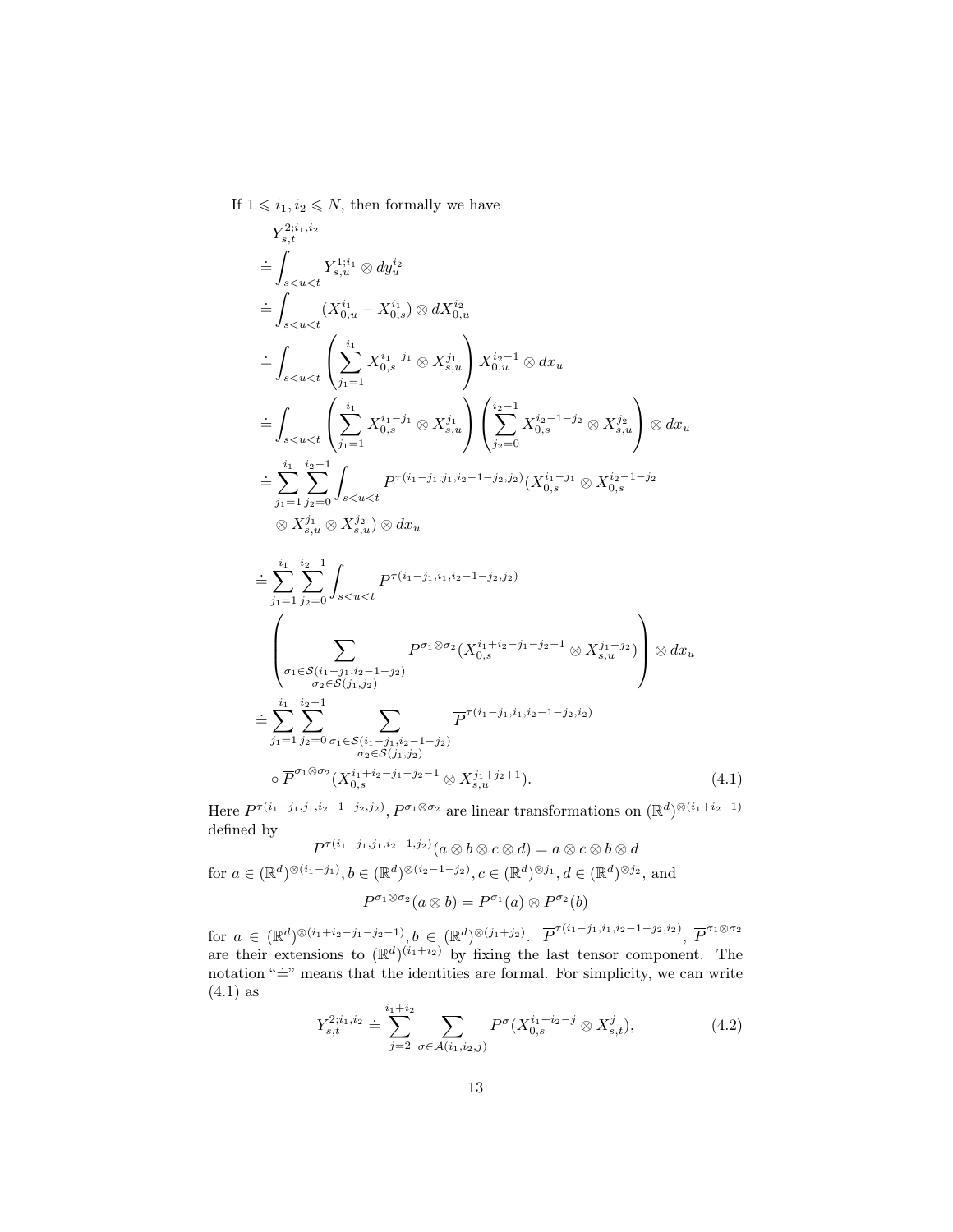If $1 \leqslant i_1, i_2 \leqslant N$, then formally we have

$$
\begin{aligned}
& Y_{s,t}^{2;i_1,i_2} \\
\doteq & \int_{s<u<t} Y_{s,u}^{1;i_1} \otimes dy_u^{i_2} \\
\doteq & \int_{s<u<t} (X_{0,u}^{i_1} - X_{0,s}^{i_1}) \otimes dX_{0,u}^{i_2} \\
\doteq & \int_{s<u<t} \left( \sum_{j_1=1}^{i_1} X_{0,s}^{i_1-j_1} \otimes X_{s,u}^{j_1} \right) X_{0,u}^{i_2-1} \otimes dx_u \\
\doteq & \int_{s<u<t} \left( \sum_{j_1=1}^{i_1} X_{0,s}^{i_1-j_1} \otimes X_{s,u}^{j_1} \right) \left( \sum_{j_2=0}^{i_2-1} X_{0,s}^{i_2-1-j_2} \otimes X_{s,u}^{j_2} \right) \otimes dx_u \\
\doteq & \sum_{j_1=1}^{i_1} \sum_{j_2=0}^{i_2-1} \int_{s<u<t} P^{\tau(i_1-j_1,j_1,i_2-1-j_2,j_2)} (X_{0,s}^{i_1-j_1} \otimes X_{0,s}^{i_2-1-j_2} \\
& \otimes X_{s,u}^{j_1} \otimes X_{s,u}^{j_2}) \otimes dx_u \\
\doteq & \sum_{j_1=1}^{i_1} \sum_{j_2=0}^{i_2-1} \int_{s<u<t} P^{\tau(i_1-j_1,i_1,i_2-1-j_2,j_2)} \\
& \left( \sum_{\substack{\sigma_1 \in \mathcal{S}(i_1-j_1,i_2-1-j_2) \\ \sigma_2 \in \mathcal{S}(j_1,j_2)}} P^{\sigma_1 \otimes \sigma_2} (X_{0,s}^{i_1+i_2-j_1-j_2-1} \otimes X_{s,u}^{j_1+j_2}) \right) \otimes dx_u \\
\doteq & \sum_{j_1=1}^{i_1} \sum_{j_2=0}^{i_2-1} \sum_{\substack{\sigma_1 \in \mathcal{S}(i_1-j_1,i_2-1-j_2) \\ \sigma_2 \in \mathcal{S}(j_1,j_2)}} \overline{P}^{\tau(i_1-j_1,i_1,i_2-1-j_2,i_2)} \\
& \circ \overline{P}^{\sigma_1 \otimes \sigma_2} (X_{0,s}^{i_1+i_2-j_1-j_2-1} \otimes X_{s,u}^{j_1+j_2+1}). \qquad (4.1)
\end{aligned}
$$

Here $P^{\tau(i_1-j_1,j_1,i_2-1-j_2,j_2)}, P^{\sigma_1 \otimes \sigma_2}$ are linear transformations on $(\mathbb{R}^d)^{\otimes(i_1+i_2-1)}$ defined by

$$
P^{\tau(i_1-j_1,j_1,i_2-1,j_2)}(a \otimes b \otimes c \otimes d) = a \otimes c \otimes b \otimes d
$$

for $a \in (\mathbb{R}^d)^{\otimes(i_1-j_1)}, b \in (\mathbb{R}^d)^{\otimes(i_2-1-j_2)}, c \in (\mathbb{R}^d)^{\otimes j_1}, d \in (\mathbb{R}^d)^{\otimes j_2}$, and

$$
P^{\sigma_1 \otimes \sigma_2}(a \otimes b) = P^{\sigma_1}(a) \otimes P^{\sigma_2}(b)
$$

for $a \in (\mathbb{R}^d)^{\otimes(i_1+i_2-j_1-j_2-1)}, b \in (\mathbb{R}^d)^{\otimes(j_1+j_2)}$. $\overline{P}^{\tau(i_1-j_1,i_1,i_2-1-j_2,i_2)}$, $\overline{P}^{\sigma_1 \otimes \sigma_2}$ are their extensions to $(\mathbb{R}^d)^{(i_1+i_2)}$ by fixing the last tensor component. The notation "$\doteq$" means that the identities are formal. For simplicity, we can write (4.1) as

$$
Y_{s,t}^{2;i_1,i_2} \doteq \sum_{j=2}^{i_1+i_2} \sum_{\sigma \in \mathcal{A}(i_1,i_2,j)} P^{\sigma}(X_{0,s}^{i_1+i_2-j} \otimes X_{s,t}^{j}), \qquad (4.2)
$$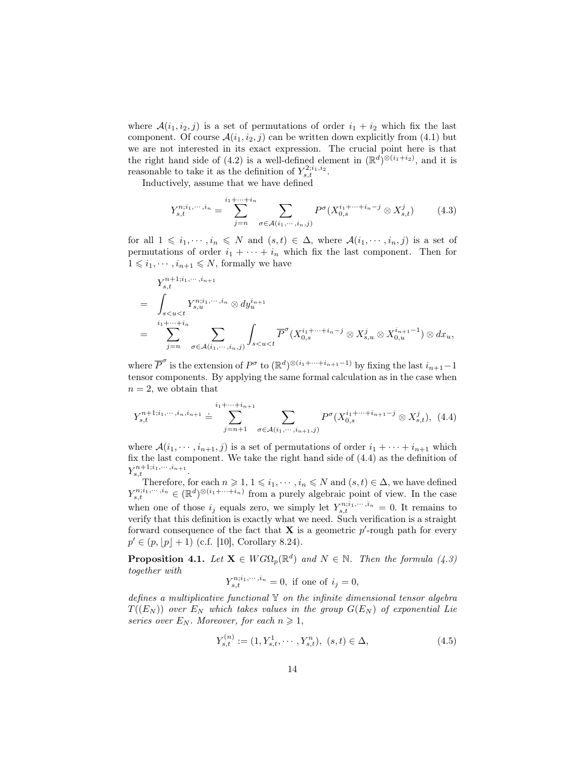where $\mathcal{A}(i_1, i_2, j)$ is a set of permutations of order $i_1 + i_2$ which fix the last component. Of course $\mathcal{A}(i_1, i_2, j)$ can be written down explicitly from (4.1) but we are not interested in its exact expression. The crucial point here is that the right hand side of (4.2) is a well-defined element in $(\mathbb{R}^d)^{\otimes(i_1+i_2)}$, and it is reasonable to take it as the definition of $Y_{s,t}^{2;i_1,i_2}$.

Inductively, assume that we have defined

$$Y_{s,t}^{n;i_1,\cdots,i_n} = \sum_{j=n}^{i_1+\cdots+i_n} \sum_{\sigma \in \mathcal{A}(i_1,\cdots,i_n,j)} P^{\sigma}(X_{0,s}^{i_1+\cdots+i_n-j} \otimes X_{s,t}^{j}) \tag{4.3}$$

for all $1 \leqslant i_1, \cdots, i_n \leqslant N$ and $(s,t) \in \Delta$, where $\mathcal{A}(i_1, \cdots, i_n, j)$ is a set of permutations of order $i_1 + \cdots + i_n$ which fix the last component. Then for $1 \leqslant i_1, \cdots, i_{n+1} \leqslant N$, formally we have

$$\begin{aligned}
& Y_{s,t}^{n+1;i_1,\cdots,i_{n+1}} \\
= & \int_{s<u<t} Y_{s,u}^{n;i_1,\cdots,i_n} \otimes dy_u^{i_{n+1}} \\
= & \sum_{j=n}^{i_1+\cdots+i_n} \sum_{\sigma \in \mathcal{A}(i_1,\cdots,i_n,j)} \int_{s<u<t} \overline{P}^{\sigma}(X_{0,s}^{i_1+\cdots+i_n-j} \otimes X_{s,u}^{j} \otimes X_{0,u}^{i_{n+1}-1}) \otimes dx_u,
\end{aligned}$$

where $\overline{P}^{\sigma}$ is the extension of $P^{\sigma}$ to $(\mathbb{R}^d)^{\otimes(i_1+\cdots+i_{n+1}-1)}$ by fixing the last $i_{n+1}-1$ tensor components. By applying the same formal calculation as in the case when $n = 2$, we obtain that

$$Y_{s,t}^{n+1;i_1,\cdots,i_n,i_{n+1}} \doteq \sum_{j=n+1}^{i_1+\cdots+i_{n+1}} \sum_{\sigma \in \mathcal{A}(i_1,\cdots,i_{n+1},j)} P^{\sigma}(X_{0,s}^{i_1+\cdots+i_{n+1}-j} \otimes X_{s,t}^{j}), \tag{4.4}$$

where $\mathcal{A}(i_1, \cdots, i_{n+1}, j)$ is a set of permutations of order $i_1 + \cdots + i_{n+1}$ which fix the last component. We take the right hand side of (4.4) as the definition of $Y_{s,t}^{n+1;i_1,\cdots,i_{n+1}}$.

Therefore, for each $n \geqslant 1$, $1 \leqslant i_1, \cdots, i_n \leqslant N$ and $(s,t) \in \Delta$, we have defined $Y_{s,t}^{n;i_1,\cdots,i_n} \in (\mathbb{R}^d)^{\otimes(i_1+\cdots+i_n)}$ from a purely algebraic point of view. In the case when one of those $i_j$ equals zero, we simply let $Y_{s,t}^{n;i_1,\cdots,i_n} = 0$. It remains to verify that this definition is exactly what we need. Such verification is a straight forward consequence of the fact that $\mathbf{X}$ is a geometric $p'$-rough path for every $p' \in (p, \lfloor p \rfloor + 1)$ (c.f. [10], Corollary 8.24).

**Proposition 4.1.** *Let $\mathbf{X} \in W G\Omega_p(\mathbb{R}^d)$ and $N \in \mathbb{N}$. Then the formula (4.3) together with*

$$Y_{s,t}^{n;i_1,\cdots,i_n} = 0, \text{ if one of } i_j = 0,$$

*defines a multiplicative functional $\mathbb{Y}$ on the infinite dimensional tensor algebra $T((E_N))$ over $E_N$ which takes values in the group $G(E_N)$ of exponential Lie series over $E_N$. Moreover, for each $n \geqslant 1$,*

$$Y_{s,t}^{(n)} := (1, Y_{s,t}^1, \cdots, Y_{s,t}^n), \ (s,t) \in \Delta, \tag{4.5}$$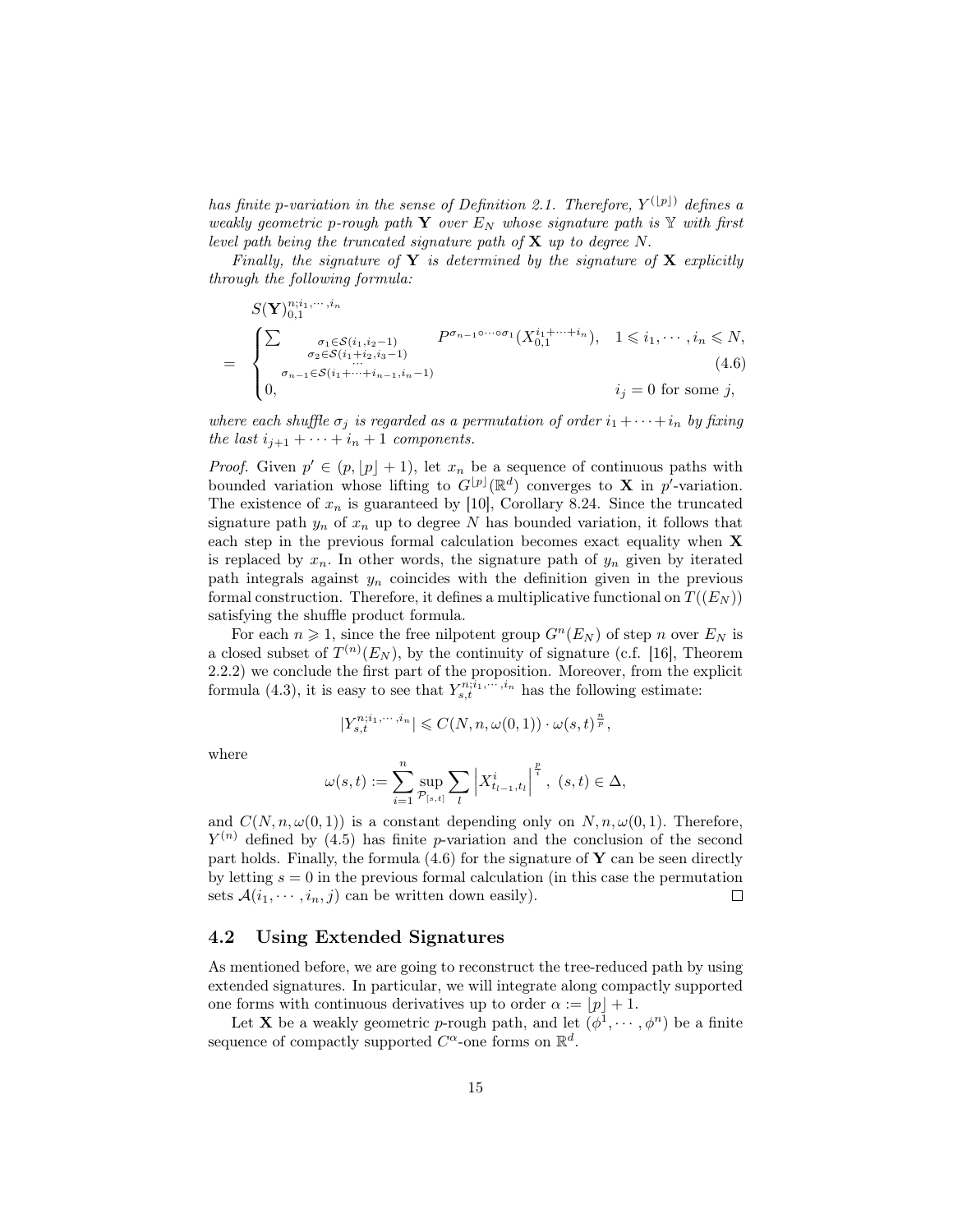*has finite p-variation in the sense of Definition 2.1. Therefore, $Y^{(\lfloor p \rfloor)}$ defines a weakly geometric p-rough path $\mathbf{Y}$ over $E_N$ whose signature path is $\mathbb{Y}$ with first level path being the truncated signature path of $\mathbf{X}$ up to degree N.*

*Finally, the signature of $\mathbf{Y}$ is determined by the signature of $\mathbf{X}$ explicitly through the following formula:*

$$
S(\mathbf{Y})_{0,1}^{n;i_1,\cdots,i_n} = \begin{cases} \sum\limits_{\substack{\sigma_1 \in \mathcal{S}(i_1,i_2-1) \\ \sigma_2 \in \mathcal{S}(i_1+i_2,i_3-1) \\ \cdots \\ \sigma_{n-1} \in \mathcal{S}(i_1+\cdots+i_{n-1},i_n-1)}} P^{\sigma_{n-1}\circ\cdots\circ\sigma_1}(X_{0,1}^{i_1+\cdots+i_n}), & 1 \leqslant i_1,\cdots,i_n \leqslant N, \\ 0, & i_j = 0 \text{ for some } j, \end{cases} \tag{4.6}
$$

*where each shuffle $\sigma_j$ is regarded as a permutation of order $i_1 + \cdots + i_n$ by fixing the last $i_{j+1} + \cdots + i_n + 1$ components.*

*Proof.* Given $p' \in (p, \lfloor p \rfloor + 1)$, let $x_n$ be a sequence of continuous paths with bounded variation whose lifting to $G^{\lfloor p \rfloor}(\mathbb{R}^d)$ converges to $\mathbf{X}$ in $p'$-variation. The existence of $x_n$ is guaranteed by [10], Corollary 8.24. Since the truncated signature path $y_n$ of $x_n$ up to degree $N$ has bounded variation, it follows that each step in the previous formal calculation becomes exact equality when $\mathbf{X}$ is replaced by $x_n$. In other words, the signature path of $y_n$ given by iterated path integrals against $y_n$ coincides with the definition given in the previous formal construction. Therefore, it defines a multiplicative functional on $T((E_N))$ satisfying the shuffle product formula.

For each $n \geqslant 1$, since the free nilpotent group $G^n(E_N)$ of step $n$ over $E_N$ is a closed subset of $T^{(n)}(E_N)$, by the continuity of signature (c.f. [16], Theorem 2.2.2) we conclude the first part of the proposition. Moreover, from the explicit formula (4.3), it is easy to see that $Y_{s,t}^{n;i_1,\cdots,i_n}$ has the following estimate:

$$
|Y_{s,t}^{n;i_1,\cdots,i_n}| \leqslant C(N, n, \omega(0,1)) \cdot \omega(s,t)^{\frac{n}{p}},
$$

where

$$
\omega(s,t) := \sum_{i=1}^{n} \sup_{\mathcal{P}_{[s,t]}} \sum_{l} \left| X_{t_{l-1},t_l}^{i} \right|^{\frac{p}{i}}, \ (s,t) \in \Delta,
$$

and $C(N, n, \omega(0,1))$ is a constant depending only on $N, n, \omega(0,1)$. Therefore, $Y^{(n)}$ defined by (4.5) has finite $p$-variation and the conclusion of the second part holds. Finally, the formula (4.6) for the signature of $\mathbf{Y}$ can be seen directly by letting $s = 0$ in the previous formal calculation (in this case the permutation sets $\mathcal{A}(i_1, \cdots, i_n, j)$ can be written down easily). ∎

## 4.2 Using Extended Signatures

As mentioned before, we are going to reconstruct the tree-reduced path by using extended signatures. In particular, we will integrate along compactly supported one forms with continuous derivatives up to order $\alpha := \lfloor p \rfloor + 1$.

Let $\mathbf{X}$ be a weakly geometric $p$-rough path, and let $(\phi^1, \cdots, \phi^n)$ be a finite sequence of compactly supported $C^\alpha$-one forms on $\mathbb{R}^d$.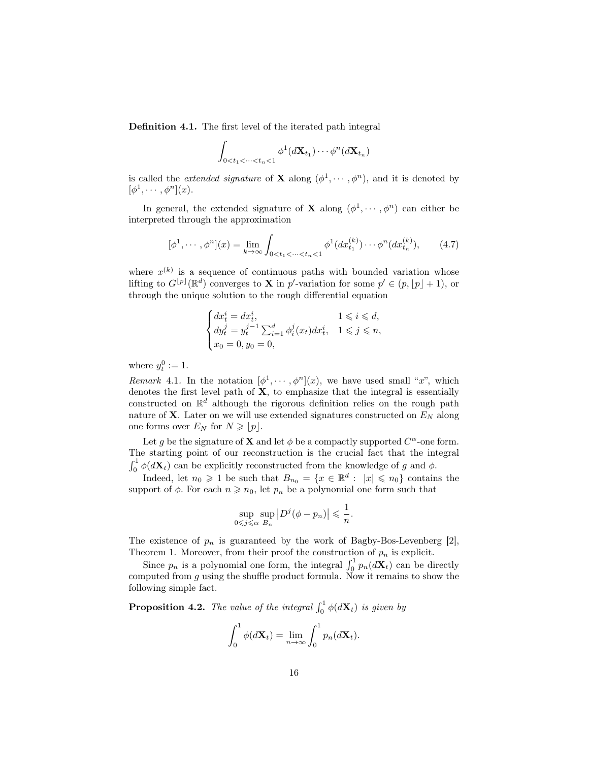**Definition 4.1.** The first level of the iterated path integral

$$\int_{0<t_1<\cdots<t_n<1} \phi^1(d\mathbf{X}_{t_1})\cdots\phi^n(d\mathbf{X}_{t_n})$$

is called the *extended signature* of $\mathbf{X}$ along $(\phi^1,\cdots,\phi^n)$, and it is denoted by $[\phi^1,\cdots,\phi^n](x)$.

In general, the extended signature of $\mathbf{X}$ along $(\phi^1,\cdots,\phi^n)$ can either be interpreted through the approximation

$$[\phi^1,\cdots,\phi^n](x) = \lim_{k\to\infty}\int_{0<t_1<\cdots<t_n<1} \phi^1(dx^{(k)}_{t_1})\cdots\phi^n(dx^{(k)}_{t_n}), \tag{4.7}$$

where $x^{(k)}$ is a sequence of continuous paths with bounded variation whose lifting to $G^{\lfloor p\rfloor}(\mathbb{R}^d)$ converges to $\mathbf{X}$ in $p'$-variation for some $p'\in(p,\lfloor p\rfloor+1)$, or through the unique solution to the rough differential equation

$$\begin{cases} dx^i_t = dx^i_t, & 1\leqslant i\leqslant d,\\ dy^j_t = y^{j-1}_t\sum_{i=1}^d \phi^j_i(x_t)dx^i_t, & 1\leqslant j\leqslant n,\\ x_0=0, y_0=0, \end{cases}$$

where $y^0_t := 1$.

*Remark* 4.1. In the notation $[\phi^1,\cdots,\phi^n](x)$, we have used small "$x$", which denotes the first level path of $\mathbf{X}$, to emphasize that the integral is essentially constructed on $\mathbb{R}^d$ although the rigorous definition relies on the rough path nature of $\mathbf{X}$. Later on we will use extended signatures constructed on $E_N$ along one forms over $E_N$ for $N\geqslant\lfloor p\rfloor$.

Let $g$ be the signature of $\mathbf{X}$ and let $\phi$ be a compactly supported $C^\alpha$-one form. The starting point of our reconstruction is the crucial fact that the integral $\int_0^1\phi(d\mathbf{X}_t)$ can be explicitly reconstructed from the knowledge of $g$ and $\phi$.

Indeed, let $n_0\geqslant 1$ be such that $B_{n_0}=\{x\in\mathbb{R}^d:\ |x|\leqslant n_0\}$ contains the support of $\phi$. For each $n\geqslant n_0$, let $p_n$ be a polynomial one form such that

$$\sup_{0\leqslant j\leqslant\alpha}\sup_{B_n}\left|D^j(\phi-p_n)\right|\leqslant\frac{1}{n}.$$

The existence of $p_n$ is guaranteed by the work of Bagby-Bos-Levenberg [2], Theorem 1. Moreover, from their proof the construction of $p_n$ is explicit.

Since $p_n$ is a polynomial one form, the integral $\int_0^1 p_n(d\mathbf{X}_t)$ can be directly computed from $g$ using the shuffle product formula. Now it remains to show the following simple fact.

**Proposition 4.2.** *The value of the integral* $\int_0^1\phi(d\mathbf{X}_t)$ *is given by*

$$\int_0^1\phi(d\mathbf{X}_t)=\lim_{n\to\infty}\int_0^1 p_n(d\mathbf{X}_t).$$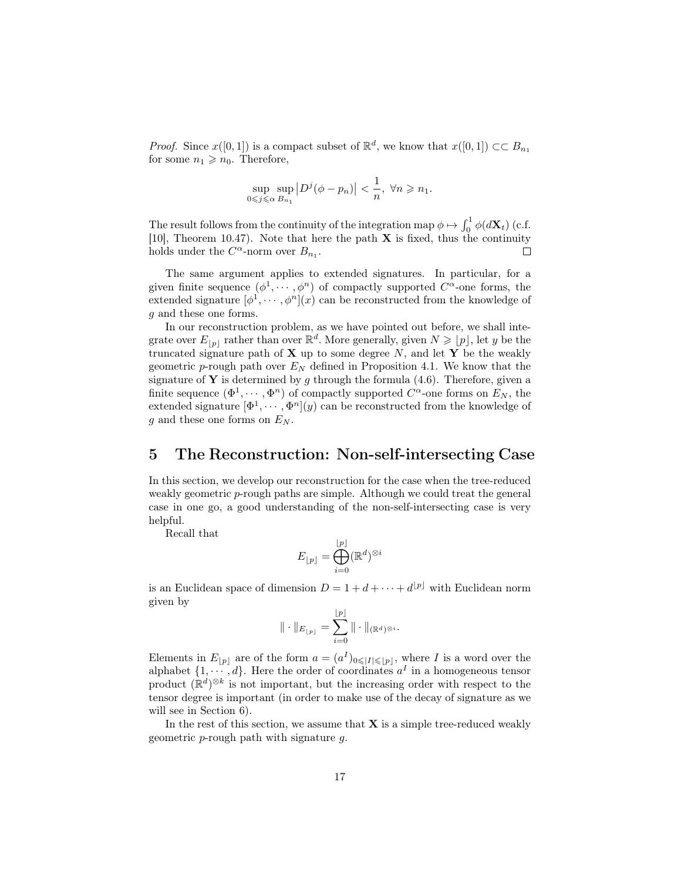*Proof.* Since $x([0,1])$ is a compact subset of $\mathbb{R}^d$, we know that $x([0,1]) \subset\subset B_{n_1}$ for some $n_1 \geqslant n_0$. Therefore,

$$\sup_{0 \leqslant j \leqslant \alpha} \sup_{B_{n_1}} \left| D^j(\phi - p_n) \right| < \frac{1}{n}, \ \forall n \geqslant n_1.$$

The result follows from the continuity of the integration map $\phi \mapsto \int_0^1 \phi(d\mathbf{X}_t)$ (c.f. [10], Theorem 10.47). Note that here the path $\mathbf{X}$ is fixed, thus the continuity holds under the $C^\alpha$-norm over $B_{n_1}$. $\square$

The same argument applies to extended signatures. In particular, for a given finite sequence $(\phi^1, \cdots, \phi^n)$ of compactly supported $C^\alpha$-one forms, the extended signature $[\phi^1, \cdots, \phi^n](x)$ can be reconstructed from the knowledge of $g$ and these one forms.

In our reconstruction problem, as we have pointed out before, we shall integrate over $E_{\lfloor p \rfloor}$ rather than over $\mathbb{R}^d$. More generally, given $N \geqslant \lfloor p \rfloor$, let $y$ be the truncated signature path of $\mathbf{X}$ up to some degree $N$, and let $\mathbf{Y}$ be the weakly geometric $p$-rough path over $E_N$ defined in Proposition 4.1. We know that the signature of $\mathbf{Y}$ is determined by $g$ through the formula (4.6). Therefore, given a finite sequence $(\Phi^1, \cdots, \Phi^n)$ of compactly supported $C^\alpha$-one forms on $E_N$, the extended signature $[\Phi^1, \cdots, \Phi^n](y)$ can be reconstructed from the knowledge of $g$ and these one forms on $E_N$.

# 5 The Reconstruction: Non-self-intersecting Case

In this section, we develop our reconstruction for the case when the tree-reduced weakly geometric $p$-rough paths are simple. Although we could treat the general case in one go, a good understanding of the non-self-intersecting case is very helpful.

Recall that

$$E_{\lfloor p \rfloor} = \bigoplus_{i=0}^{\lfloor p \rfloor} (\mathbb{R}^d)^{\otimes i}$$

is an Euclidean space of dimension $D = 1 + d + \cdots + d^{\lfloor p \rfloor}$ with Euclidean norm given by

$$\| \cdot \|_{E_{\lfloor p \rfloor}} = \sum_{i=0}^{\lfloor p \rfloor} \| \cdot \|_{(\mathbb{R}^d)^{\otimes i}}.$$

Elements in $E_{\lfloor p \rfloor}$ are of the form $a = (a^I)_{0 \leqslant |I| \leqslant \lfloor p \rfloor}$, where $I$ is a word over the alphabet $\{1, \cdots, d\}$. Here the order of coordinates $a^I$ in a homogeneous tensor product $(\mathbb{R}^d)^{\otimes k}$ is not important, but the increasing order with respect to the tensor degree is important (in order to make use of the decay of signature as we will see in Section 6).

In the rest of this section, we assume that $\mathbf{X}$ is a simple tree-reduced weakly geometric $p$-rough path with signature $g$.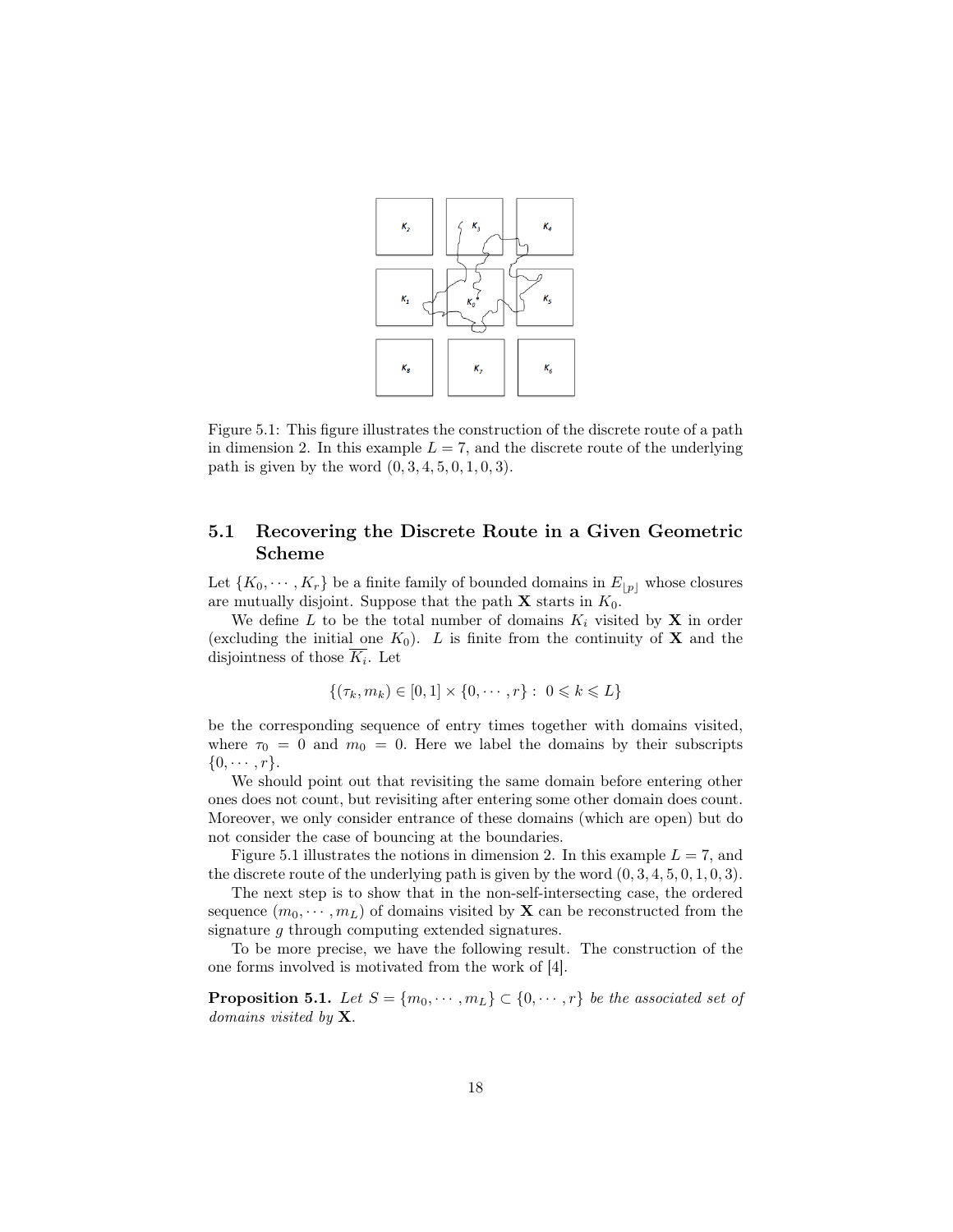Figure 5.1: This figure illustrates the construction of the discrete route of a path in dimension 2. In this example $L = 7$, and the discrete route of the underlying path is given by the word $(0, 3, 4, 5, 0, 1, 0, 3)$.

## 5.1 Recovering the Discrete Route in a Given Geometric Scheme

Let $\{K_0, \cdots, K_r\}$ be a finite family of bounded domains in $E_{\lfloor p \rfloor}$ whose closures are mutually disjoint. Suppose that the path $\mathbf{X}$ starts in $K_0$.

We define $L$ to be the total number of domains $K_i$ visited by $\mathbf{X}$ in order (excluding the initial one $K_0$). $L$ is finite from the continuity of $\mathbf{X}$ and the disjointness of those $\overline{K_i}$. Let

$$\{(\tau_k, m_k) \in [0, 1] \times \{0, \cdots, r\} : \ 0 \leqslant k \leqslant L\}$$

be the corresponding sequence of entry times together with domains visited, where $\tau_0 = 0$ and $m_0 = 0$. Here we label the domains by their subscripts $\{0, \cdots, r\}$.

We should point out that revisiting the same domain before entering other ones does not count, but revisiting after entering some other domain does count. Moreover, we only consider entrance of these domains (which are open) but do not consider the case of bouncing at the boundaries.

Figure 5.1 illustrates the notions in dimension 2. In this example $L = 7$, and the discrete route of the underlying path is given by the word $(0, 3, 4, 5, 0, 1, 0, 3)$.

The next step is to show that in the non-self-intersecting case, the ordered sequence $(m_0, \cdots, m_L)$ of domains visited by $\mathbf{X}$ can be reconstructed from the signature $g$ through computing extended signatures.

To be more precise, we have the following result. The construction of the one forms involved is motivated from the work of [4].

**Proposition 5.1.** *Let $S = \{m_0, \cdots, m_L\} \subset \{0, \cdots, r\}$ be the associated set of domains visited by* $\mathbf{X}$.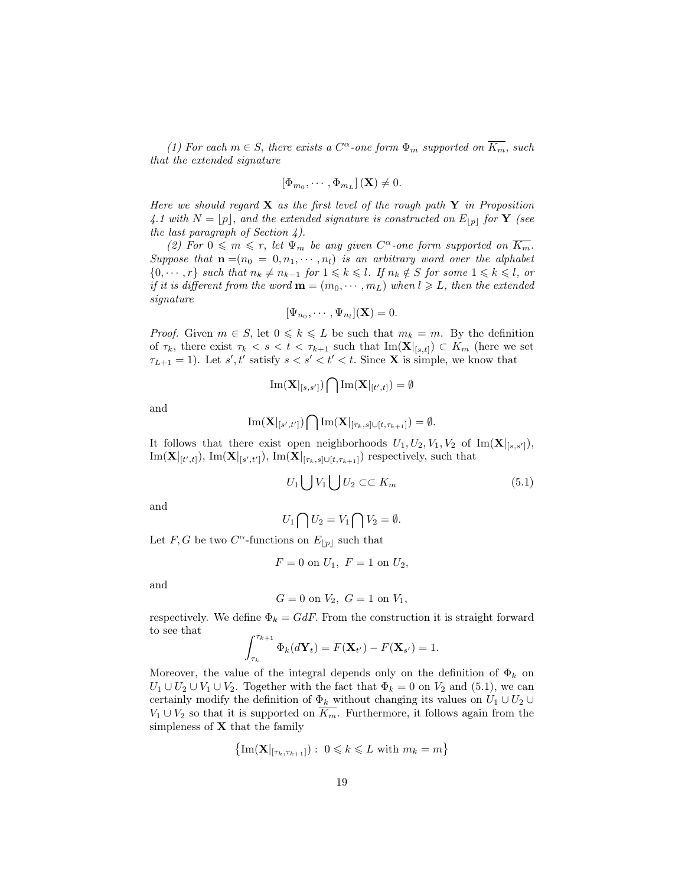*(1) For each $m \in S$, there exists a $C^\alpha$-one form $\Phi_m$ supported on $\overline{K_m}$, such that the extended signature*

$$[\Phi_{m_0}, \cdots, \Phi_{m_L}](\mathbf{X}) \neq 0.$$

*Here we should regard $\mathbf{X}$ as the first level of the rough path $\mathbf{Y}$ in Proposition 4.1 with $N = \lfloor p \rfloor$, and the extended signature is constructed on $E_{\lfloor p \rfloor}$ for $\mathbf{Y}$ (see the last paragraph of Section 4).*

*(2) For $0 \leqslant m \leqslant r$, let $\Psi_m$ be any given $C^\alpha$-one form supported on $\overline{K_m}$. Suppose that $\mathbf{n} = (n_0 = 0, n_1, \cdots, n_l)$ is an arbitrary word over the alphabet $\{0, \cdots, r\}$ such that $n_k \neq n_{k-1}$ for $1 \leqslant k \leqslant l$. If $n_k \notin S$ for some $1 \leqslant k \leqslant l$, or if it is different from the word $\mathbf{m} = (m_0, \cdots, m_L)$ when $l \geqslant L$, then the extended signature*

$$[\Psi_{n_0}, \cdots, \Psi_{n_l}](\mathbf{X}) = 0.$$

*Proof.* Given $m \in S$, let $0 \leqslant k \leqslant L$ be such that $m_k = m$. By the definition of $\tau_k$, there exist $\tau_k < s < t < \tau_{k+1}$ such that $\mathrm{Im}(\mathbf{X}|_{[s,t]}) \subset K_m$ (here we set $\tau_{L+1} = 1$). Let $s', t'$ satisfy $s < s' < t' < t$. Since $\mathbf{X}$ is simple, we know that

$$\mathrm{Im}(\mathbf{X}|_{[s,s']}) \bigcap \mathrm{Im}(\mathbf{X}|_{[t',t]}) = \emptyset$$

and

$$\mathrm{Im}(\mathbf{X}|_{[s',t']}) \bigcap \mathrm{Im}(\mathbf{X}|_{[\tau_k,s] \cup [t,\tau_{k+1}]}) = \emptyset.$$

It follows that there exist open neighborhoods $U_1, U_2, V_1, V_2$ of $\mathrm{Im}(\mathbf{X}|_{[s,s']})$, $\mathrm{Im}(\mathbf{X}|_{[t',t]})$, $\mathrm{Im}(\mathbf{X}|_{[s',t']})$, $\mathrm{Im}(\mathbf{X}|_{[\tau_k,s] \cup [t,\tau_{k+1}]})$ respectively, such that

$$U_1 \bigcup V_1 \bigcup U_2 \subset\subset K_m \tag{5.1}$$

and

$$U_1 \bigcap U_2 = V_1 \bigcap V_2 = \emptyset.$$

Let $F, G$ be two $C^\alpha$-functions on $E_{\lfloor p \rfloor}$ such that

$$F = 0 \text{ on } U_1, \ F = 1 \text{ on } U_2,$$

and

$$G = 0 \text{ on } V_2, \ G = 1 \text{ on } V_1,$$

respectively. We define $\Phi_k = GdF$. From the construction it is straight forward to see that

$$\int_{\tau_k}^{\tau_{k+1}} \Phi_k(d\mathbf{Y}_t) = F(\mathbf{X}_{t'}) - F(\mathbf{X}_{s'}) = 1.$$

Moreover, the value of the integral depends only on the definition of $\Phi_k$ on $U_1 \cup U_2 \cup V_1 \cup V_2$. Together with the fact that $\Phi_k = 0$ on $V_2$ and (5.1), we can certainly modify the definition of $\Phi_k$ without changing its values on $U_1 \cup U_2 \cup V_1 \cup V_2$ so that it is supported on $\overline{K_m}$. Furthermore, it follows again from the simpleness of $\mathbf{X}$ that the family

$$\left\{ \mathrm{Im}(\mathbf{X}|_{[\tau_k,\tau_{k+1}]}) : \ 0 \leqslant k \leqslant L \text{ with } m_k = m \right\}$$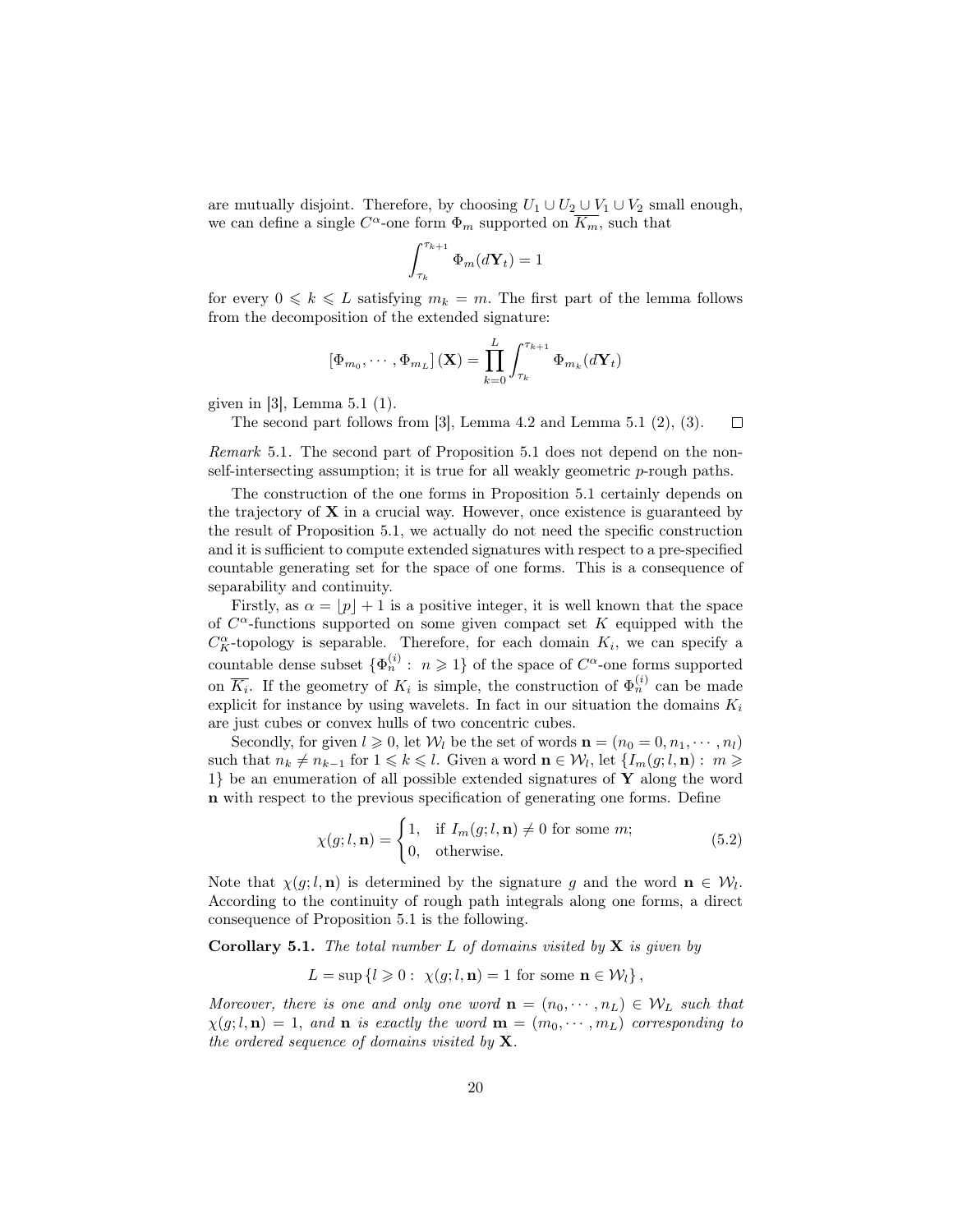are mutually disjoint. Therefore, by choosing $U_1 \cup U_2 \cup V_1 \cup V_2$ small enough, we can define a single $C^\alpha$-one form $\Phi_m$ supported on $\overline{K_m}$, such that

$$\int_{\tau_k}^{\tau_{k+1}} \Phi_m(d\mathbf{Y}_t) = 1$$

for every $0 \leqslant k \leqslant L$ satisfying $m_k = m$. The first part of the lemma follows from the decomposition of the extended signature:

$$[\Phi_{m_0}, \cdots, \Phi_{m_L}](\mathbf{X}) = \prod_{k=0}^{L} \int_{\tau_k}^{\tau_{k+1}} \Phi_{m_k}(d\mathbf{Y}_t)$$

given in [3], Lemma 5.1 (1).

The second part follows from [3], Lemma 4.2 and Lemma 5.1 (2), (3). $\square$

*Remark* 5.1. The second part of Proposition 5.1 does not depend on the non-self-intersecting assumption; it is true for all weakly geometric $p$-rough paths.

The construction of the one forms in Proposition 5.1 certainly depends on the trajectory of $\mathbf{X}$ in a crucial way. However, once existence is guaranteed by the result of Proposition 5.1, we actually do not need the specific construction and it is sufficient to compute extended signatures with respect to a pre-specified countable generating set for the space of one forms. This is a consequence of separability and continuity.

Firstly, as $\alpha = \lfloor p \rfloor + 1$ is a positive integer, it is well known that the space of $C^\alpha$-functions supported on some given compact set $K$ equipped with the $C^\alpha_K$-topology is separable. Therefore, for each domain $K_i$, we can specify a countable dense subset $\{\Phi^{(i)}_n : n \geqslant 1\}$ of the space of $C^\alpha$-one forms supported on $\overline{K_i}$. If the geometry of $K_i$ is simple, the construction of $\Phi^{(i)}_n$ can be made explicit for instance by using wavelets. In fact in our situation the domains $K_i$ are just cubes or convex hulls of two concentric cubes.

Secondly, for given $l \geqslant 0$, let $\mathcal{W}_l$ be the set of words $\mathbf{n} = (n_0 = 0, n_1, \cdots, n_l)$ such that $n_k \neq n_{k-1}$ for $1 \leqslant k \leqslant l$. Given a word $\mathbf{n} \in \mathcal{W}_l$, let $\{I_m(g; l, \mathbf{n}) : m \geqslant 1\}$ be an enumeration of all possible extended signatures of $\mathbf{Y}$ along the word $\mathbf{n}$ with respect to the previous specification of generating one forms. Define

$$\chi(g; l, \mathbf{n}) = \begin{cases} 1, & \text{if } I_m(g; l, \mathbf{n}) \neq 0 \text{ for some } m; \\ 0, & \text{otherwise.} \end{cases} \tag{5.2}$$

Note that $\chi(g; l, \mathbf{n})$ is determined by the signature $g$ and the word $\mathbf{n} \in \mathcal{W}_l$. According to the continuity of rough path integrals along one forms, a direct consequence of Proposition 5.1 is the following.

**Corollary 5.1.** *The total number $L$ of domains visited by $\mathbf{X}$ is given by*

$$L = \sup\{l \geqslant 0 : \ \chi(g; l, \mathbf{n}) = 1 \text{ for some } \mathbf{n} \in \mathcal{W}_l\},$$

*Moreover, there is one and only one word $\mathbf{n} = (n_0, \cdots, n_L) \in \mathcal{W}_L$ such that $\chi(g; l, \mathbf{n}) = 1$, and $\mathbf{n}$ is exactly the word $\mathbf{m} = (m_0, \cdots, m_L)$ corresponding to the ordered sequence of domains visited by $\mathbf{X}$.*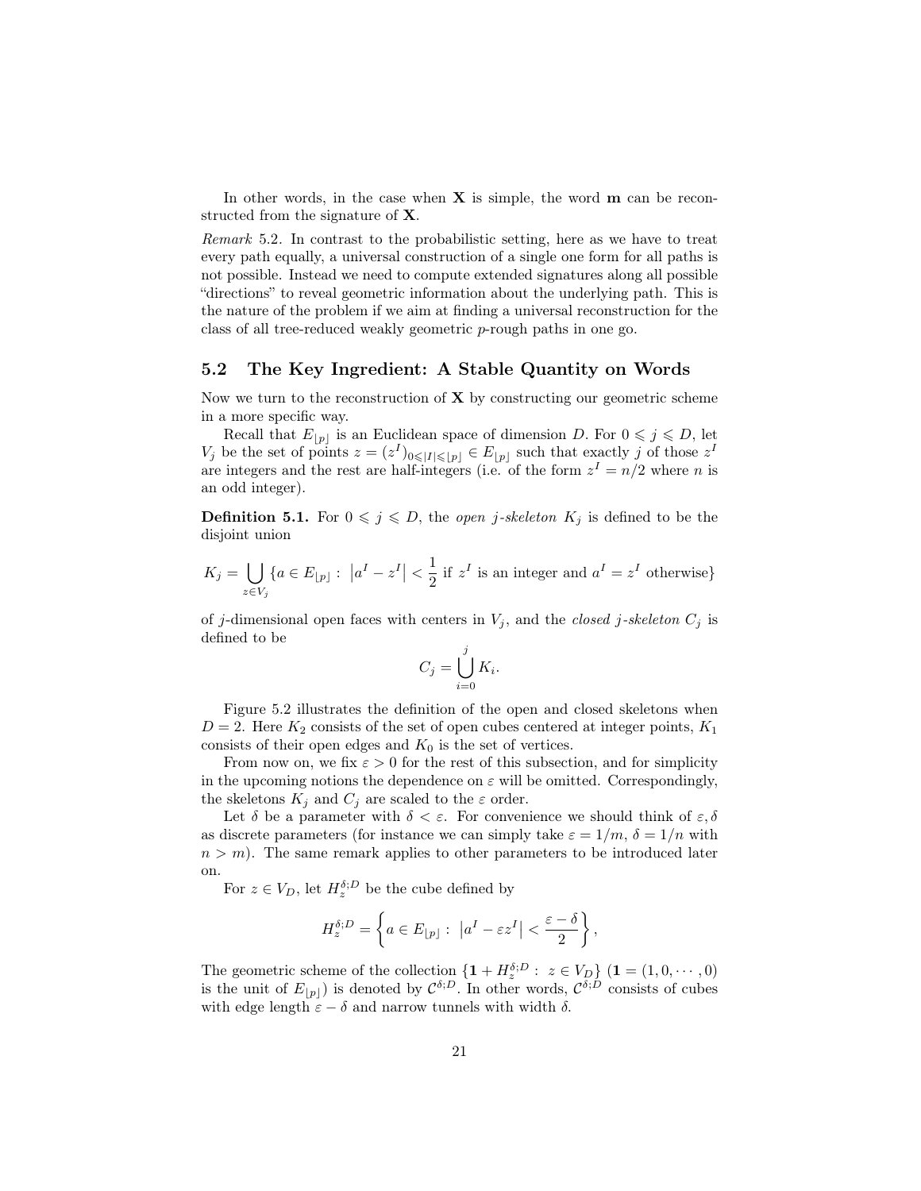In other words, in the case when $\mathbf{X}$ is simple, the word $\mathbf{m}$ can be reconstructed from the signature of $\mathbf{X}$.

*Remark* 5.2. In contrast to the probabilistic setting, here as we have to treat every path equally, a universal construction of a single one form for all paths is not possible. Instead we need to compute extended signatures along all possible "directions" to reveal geometric information about the underlying path. This is the nature of the problem if we aim at finding a universal reconstruction for the class of all tree-reduced weakly geometric $p$-rough paths in one go.

## 5.2 The Key Ingredient: A Stable Quantity on Words

Now we turn to the reconstruction of $\mathbf{X}$ by constructing our geometric scheme in a more specific way.

Recall that $E_{\lfloor p \rfloor}$ is an Euclidean space of dimension $D$. For $0 \leqslant j \leqslant D$, let $V_j$ be the set of points $z = (z^I)_{0 \leqslant |I| \leqslant \lfloor p \rfloor} \in E_{\lfloor p \rfloor}$ such that exactly $j$ of those $z^I$ are integers and the rest are half-integers (i.e. of the form $z^I = n/2$ where $n$ is an odd integer).

**Definition 5.1.** For $0 \leqslant j \leqslant D$, the *open $j$-skeleton* $K_j$ is defined to be the disjoint union

$$K_j = \bigcup_{z \in V_j} \{a \in E_{\lfloor p \rfloor} : \left|a^I - z^I\right| < \frac{1}{2} \text{ if } z^I \text{ is an integer and } a^I = z^I \text{ otherwise}\}$$

of $j$-dimensional open faces with centers in $V_j$, and the *closed $j$-skeleton* $C_j$ is defined to be

$$C_j = \bigcup_{i=0}^{j} K_i.$$

Figure 5.2 illustrates the definition of the open and closed skeletons when $D = 2$. Here $K_2$ consists of the set of open cubes centered at integer points, $K_1$ consists of their open edges and $K_0$ is the set of vertices.

From now on, we fix $\varepsilon > 0$ for the rest of this subsection, and for simplicity in the upcoming notions the dependence on $\varepsilon$ will be omitted. Correspondingly, the skeletons $K_j$ and $C_j$ are scaled to the $\varepsilon$ order.

Let $\delta$ be a parameter with $\delta < \varepsilon$. For convenience we should think of $\varepsilon, \delta$ as discrete parameters (for instance we can simply take $\varepsilon = 1/m$, $\delta = 1/n$ with $n > m$). The same remark applies to other parameters to be introduced later on.

For $z \in V_D$, let $H_z^{\delta;D}$ be the cube defined by

$$H_z^{\delta;D} = \left\{a \in E_{\lfloor p \rfloor} : \left|a^I - \varepsilon z^I\right| < \frac{\varepsilon - \delta}{2}\right\},$$

The geometric scheme of the collection $\{\mathbf{1} + H_z^{\delta;D} : z \in V_D\}$ ($\mathbf{1} = (1, 0, \cdots, 0)$ is the unit of $E_{\lfloor p \rfloor}$) is denoted by $\mathcal{C}^{\delta;D}$. In other words, $\mathcal{C}^{\delta;D}$ consists of cubes with edge length $\varepsilon - \delta$ and narrow tunnels with width $\delta$.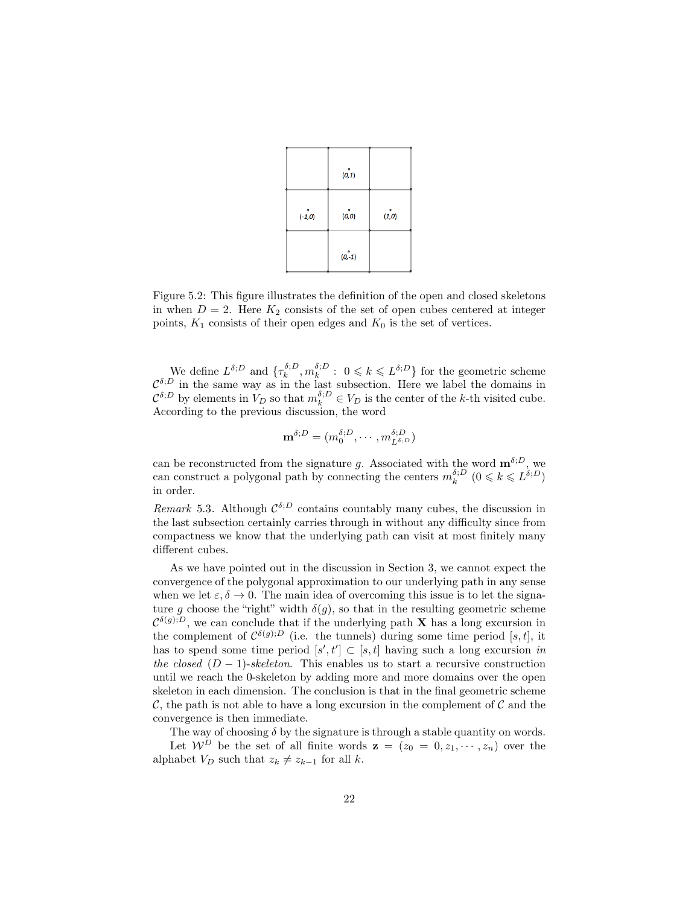Figure 5.2: This figure illustrates the definition of the open and closed skeletons in when $D = 2$. Here $K_2$ consists of the set of open cubes centered at integer points, $K_1$ consists of their open edges and $K_0$ is the set of vertices.

We define $L^{\delta;D}$ and $\{\tau_k^{\delta;D}, m_k^{\delta;D} : 0 \leqslant k \leqslant L^{\delta;D}\}$ for the geometric scheme $\mathcal{C}^{\delta;D}$ in the same way as in the last subsection. Here we label the domains in $\mathcal{C}^{\delta;D}$ by elements in $V_D$ so that $m_k^{\delta;D} \in V_D$ is the center of the $k$-th visited cube. According to the previous discussion, the word

$$\mathbf{m}^{\delta;D} = (m_0^{\delta;D}, \cdots, m_{L^{\delta;D}}^{\delta;D})$$

can be reconstructed from the signature $g$. Associated with the word $\mathbf{m}^{\delta;D}$, we can construct a polygonal path by connecting the centers $m_k^{\delta;D}$ $(0 \leqslant k \leqslant L^{\delta;D})$ in order.

*Remark* 5.3. Although $\mathcal{C}^{\delta;D}$ contains countably many cubes, the discussion in the last subsection certainly carries through in without any difficulty since from compactness we know that the underlying path can visit at most finitely many different cubes.

As we have pointed out in the discussion in Section 3, we cannot expect the convergence of the polygonal approximation to our underlying path in any sense when we let $\varepsilon, \delta \to 0$. The main idea of overcoming this issue is to let the signature $g$ choose the "right" width $\delta(g)$, so that in the resulting geometric scheme $\mathcal{C}^{\delta(g);D}$, we can conclude that if the underlying path $\mathbf{X}$ has a long excursion in the complement of $\mathcal{C}^{\delta(g);D}$ (i.e. the tunnels) during some time period $[s,t]$, it has to spend some time period $[s',t'] \subset [s,t]$ having such a long excursion *in the closed* $(D-1)$*-skeleton*. This enables us to start a recursive construction until we reach the 0-skeleton by adding more and more domains over the open skeleton in each dimension. The conclusion is that in the final geometric scheme $\mathcal{C}$, the path is not able to have a long excursion in the complement of $\mathcal{C}$ and the convergence is then immediate.

The way of choosing $\delta$ by the signature is through a stable quantity on words.

Let $\mathcal{W}^D$ be the set of all finite words $\mathbf{z} = (z_0 = 0, z_1, \cdots, z_n)$ over the alphabet $V_D$ such that $z_k \neq z_{k-1}$ for all $k$.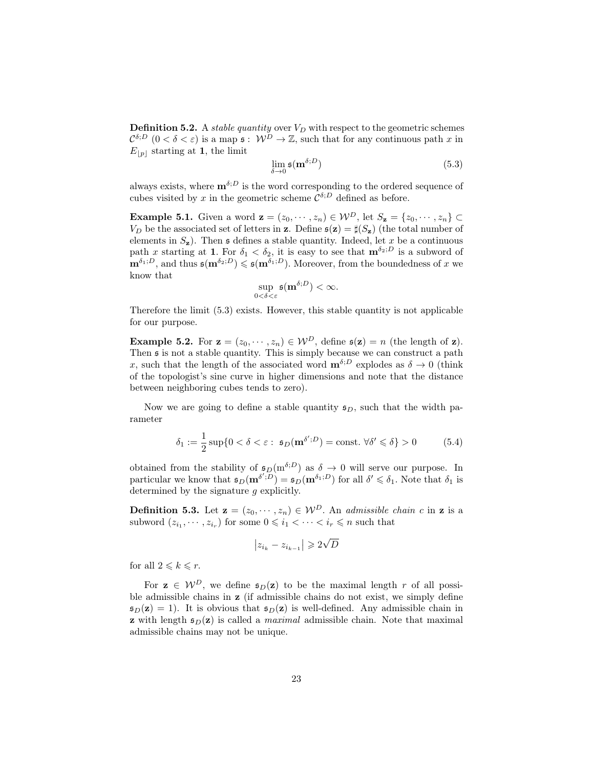**Definition 5.2.** A *stable quantity* over $V_D$ with respect to the geometric schemes $\mathcal{C}^{\delta;D}$ $(0<\delta<\varepsilon)$ is a map $\mathfrak{s}:\ \mathcal{W}^D\to\mathbb{Z}$, such that for any continuous path $x$ in $E_{\lfloor p\rfloor}$ starting at $\mathbf{1}$, the limit

$$\lim_{\delta\to 0}\mathfrak{s}(\mathbf{m}^{\delta;D}) \tag{5.3}$$

always exists, where $\mathbf{m}^{\delta;D}$ is the word corresponding to the ordered sequence of cubes visited by $x$ in the geometric scheme $\mathcal{C}^{\delta;D}$ defined as before.

**Example 5.1.** Given a word $\mathbf{z}=(z_0,\cdots,z_n)\in\mathcal{W}^D$, let $S_{\mathbf{z}}=\{z_0,\cdots,z_n\}\subset V_D$ be the associated set of letters in $\mathbf{z}$. Define $\mathfrak{s}(\mathbf{z})=\sharp(S_{\mathbf{z}})$ (the total number of elements in $S_{\mathbf{z}}$). Then $\mathfrak{s}$ defines a stable quantity. Indeed, let $x$ be a continuous path $x$ starting at $\mathbf{1}$. For $\delta_1<\delta_2$, it is easy to see that $\mathbf{m}^{\delta_2;D}$ is a subword of $\mathbf{m}^{\delta_1;D}$, and thus $\mathfrak{s}(\mathbf{m}^{\delta_2;D})\leqslant\mathfrak{s}(\mathbf{m}^{\delta_1;D})$. Moreover, from the boundedness of $x$ we know that

$$\sup_{0<\delta<\varepsilon}\mathfrak{s}(\mathbf{m}^{\delta;D})<\infty.$$

Therefore the limit (5.3) exists. However, this stable quantity is not applicable for our purpose.

**Example 5.2.** For $\mathbf{z}=(z_0,\cdots,z_n)\in\mathcal{W}^D$, define $\mathfrak{s}(\mathbf{z})=n$ (the length of $\mathbf{z}$). Then $\mathfrak{s}$ is not a stable quantity. This is simply because we can construct a path $x$, such that the length of the associated word $\mathbf{m}^{\delta;D}$ explodes as $\delta\to 0$ (think of the topologist's sine curve in higher dimensions and note that the distance between neighboring cubes tends to zero).

Now we are going to define a stable quantity $\mathfrak{s}_D$, such that the width parameter

$$\delta_1:=\frac{1}{2}\sup\{0<\delta<\varepsilon:\ \mathfrak{s}_D(\mathbf{m}^{\delta';D})=\text{const.}\ \forall\delta'\leqslant\delta\}>0 \tag{5.4}$$

obtained from the stability of $\mathfrak{s}_D(\mathrm{m}^{\delta;D})$ as $\delta\to 0$ will serve our purpose. In particular we know that $\mathfrak{s}_D(\mathbf{m}^{\delta';D})=\mathfrak{s}_D(\mathbf{m}^{\delta_1;D})$ for all $\delta'\leqslant\delta_1$. Note that $\delta_1$ is determined by the signature $g$ explicitly.

**Definition 5.3.** Let $\mathbf{z}=(z_0,\cdots,z_n)\in\mathcal{W}^D$. An *admissible chain* $c$ in $\mathbf{z}$ is a subword $(z_{i_1},\cdots,z_{i_r})$ for some $0\leqslant i_1<\cdots<i_r\leqslant n$ such that

$$\left|z_{i_k}-z_{i_{k-1}}\right|\geqslant 2\sqrt{D}$$

for all $2\leqslant k\leqslant r$.

For $\mathbf{z}\in\mathcal{W}^D$, we define $\mathfrak{s}_D(\mathbf{z})$ to be the maximal length $r$ of all possible admissible chains in $\mathbf{z}$ (if admissible chains do not exist, we simply define $\mathfrak{s}_D(\mathbf{z})=1$). It is obvious that $\mathfrak{s}_D(\mathbf{z})$ is well-defined. Any admissible chain in $\mathbf{z}$ with length $\mathfrak{s}_D(\mathbf{z})$ is called a *maximal* admissible chain. Note that maximal admissible chains may not be unique.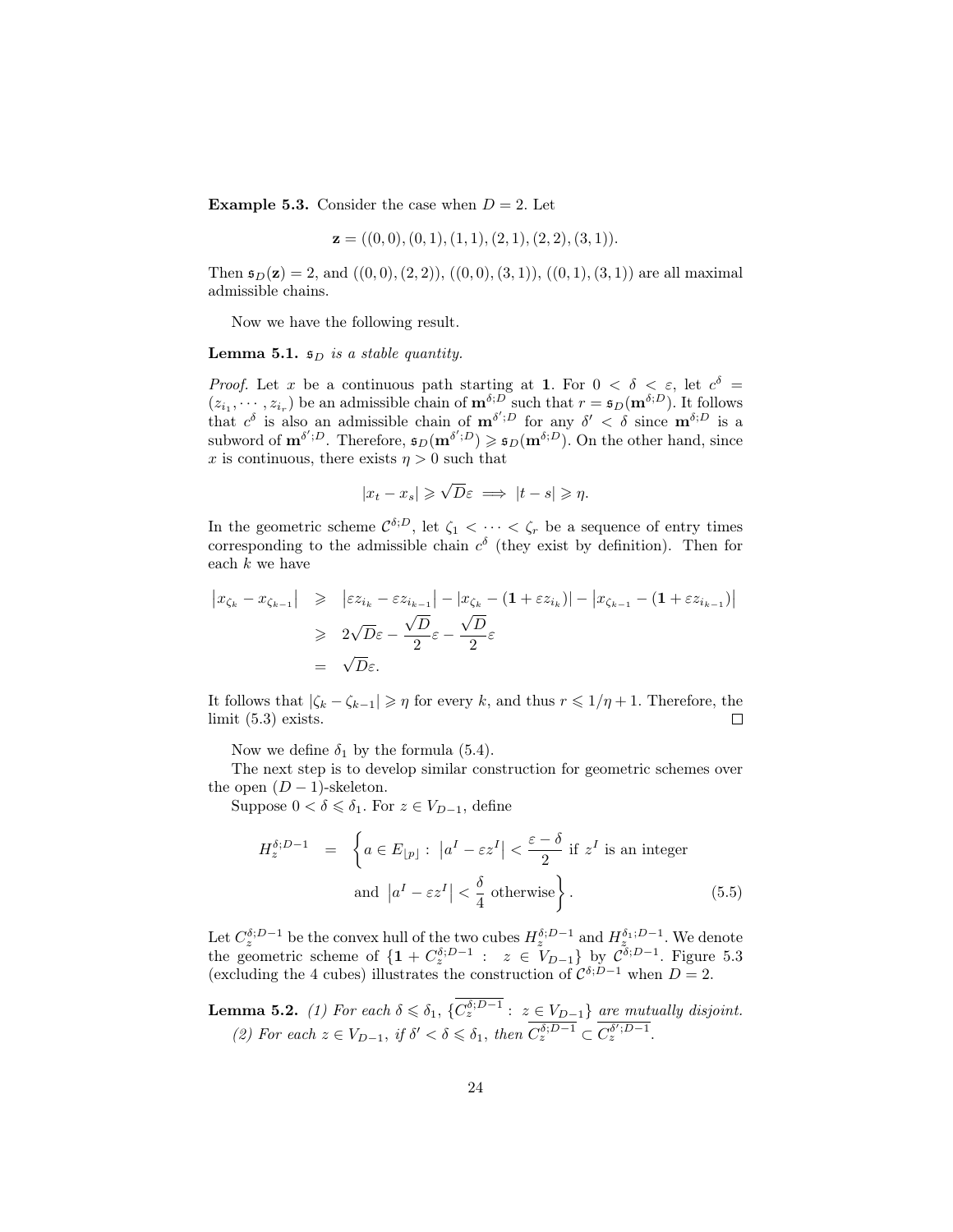**Example 5.3.** Consider the case when $D = 2$. Let

$$\mathbf{z} = ((0,0),(0,1),(1,1),(2,1),(2,2),(3,1)).$$

Then $\mathfrak{s}_D(\mathbf{z}) = 2$, and $((0,0),(2,2))$, $((0,0),(3,1))$, $((0,1),(3,1))$ are all maximal admissible chains.

Now we have the following result.

**Lemma 5.1.** *$\mathfrak{s}_D$ is a stable quantity.*

*Proof.* Let $x$ be a continuous path starting at $\mathbf{1}$. For $0 < \delta < \varepsilon$, let $c^\delta = (z_{i_1}, \cdots, z_{i_r})$ be an admissible chain of $\mathbf{m}^{\delta;D}$ such that $r = \mathfrak{s}_D(\mathbf{m}^{\delta;D})$. It follows that $c^\delta$ is also an admissible chain of $\mathbf{m}^{\delta';D}$ for any $\delta' < \delta$ since $\mathbf{m}^{\delta;D}$ is a subword of $\mathbf{m}^{\delta';D}$. Therefore, $\mathfrak{s}_D(\mathbf{m}^{\delta';D}) \geqslant \mathfrak{s}_D(\mathbf{m}^{\delta;D})$. On the other hand, since $x$ is continuous, there exists $\eta > 0$ such that

$$|x_t - x_s| \geqslant \sqrt{D}\varepsilon \implies |t - s| \geqslant \eta.$$

In the geometric scheme $\mathcal{C}^{\delta;D}$, let $\zeta_1 < \cdots < \zeta_r$ be a sequence of entry times corresponding to the admissible chain $c^\delta$ (they exist by definition). Then for each $k$ we have

$$\begin{aligned}
\left|x_{\zeta_k} - x_{\zeta_{k-1}}\right| &\geqslant \left|\varepsilon z_{i_k} - \varepsilon z_{i_{k-1}}\right| - \left|x_{\zeta_k} - (\mathbf{1} + \varepsilon z_{i_k})\right| - \left|x_{\zeta_{k-1}} - (\mathbf{1} + \varepsilon z_{i_{k-1}})\right| \\
&\geqslant 2\sqrt{D}\varepsilon - \frac{\sqrt{D}}{2}\varepsilon - \frac{\sqrt{D}}{2}\varepsilon \\
&= \sqrt{D}\varepsilon.
\end{aligned}$$

It follows that $|\zeta_k - \zeta_{k-1}| \geqslant \eta$ for every $k$, and thus $r \leqslant 1/\eta + 1$. Therefore, the limit (5.3) exists. $\square$

Now we define $\delta_1$ by the formula (5.4).

The next step is to develop similar construction for geometric schemes over the open $(D-1)$-skeleton.

Suppose $0 < \delta \leqslant \delta_1$. For $z \in V_{D-1}$, define

$$\begin{aligned}
H_z^{\delta;D-1} \quad = \quad &\left\{ a \in E_{\lfloor p \rfloor} : \left|a^I - \varepsilon z^I\right| < \frac{\varepsilon - \delta}{2} \text{ if } z^I \text{ is an integer} \right. \\
&\left. \text{and } \left|a^I - \varepsilon z^I\right| < \frac{\delta}{4} \text{ otherwise} \right\}. \qquad (5.5)
\end{aligned}$$

Let $C_z^{\delta;D-1}$ be the convex hull of the two cubes $H_z^{\delta;D-1}$ and $H_z^{\delta_1;D-1}$. We denote the geometric scheme of $\{\mathbf{1} + C_z^{\delta;D-1} : z \in V_{D-1}\}$ by $\mathcal{C}^{\delta;D-1}$. Figure 5.3 (excluding the 4 cubes) illustrates the construction of $\mathcal{C}^{\delta;D-1}$ when $D = 2$.

**Lemma 5.2.** *(1) For each $\delta \leqslant \delta_1$, $\{\overline{C_z^{\delta;D-1}} : z \in V_{D-1}\}$ are mutually disjoint.*

*(2) For each $z \in V_{D-1}$, if $\delta' < \delta \leqslant \delta_1$, then $\overline{C_z^{\delta;D-1}} \subset \overline{C_z^{\delta';D-1}}$.*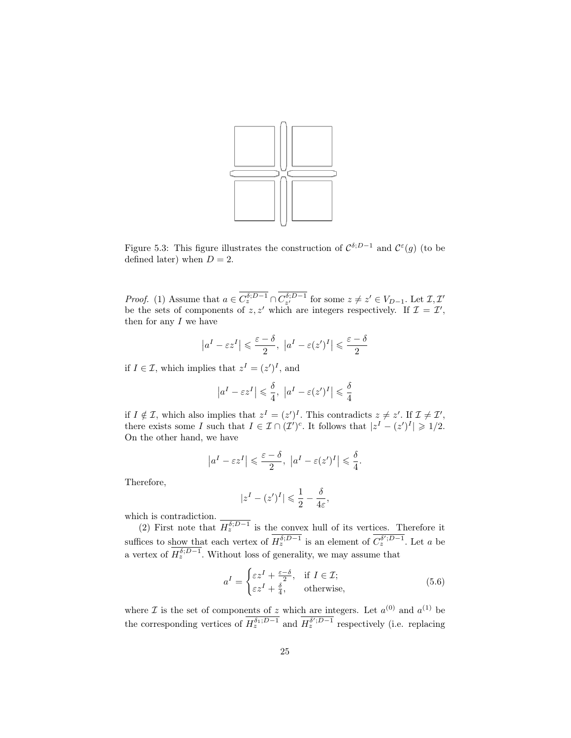Figure 5.3: This figure illustrates the construction of $\mathcal{C}^{\delta;D-1}$ and $\mathcal{C}^{\varepsilon}(g)$ (to be defined later) when $D=2$.

*Proof.* (1) Assume that $a \in \overline{C_z^{\delta;D-1}} \cap \overline{C_{z'}^{\delta;D-1}}$ for some $z \neq z' \in V_{D-1}$. Let $\mathcal{I}, \mathcal{I}'$ be the sets of components of $z, z'$ which are integers respectively. If $\mathcal{I} = \mathcal{I}'$, then for any $I$ we have

$$\left|a^I - \varepsilon z^I\right| \leqslant \frac{\varepsilon - \delta}{2},\ \left|a^I - \varepsilon (z')^I\right| \leqslant \frac{\varepsilon - \delta}{2}$$

if $I \in \mathcal{I}$, which implies that $z^I = (z')^I$, and

$$\left|a^I - \varepsilon z^I\right| \leqslant \frac{\delta}{4},\ \left|a^I - \varepsilon (z')^I\right| \leqslant \frac{\delta}{4}$$

if $I \notin \mathcal{I}$, which also implies that $z^I = (z')^I$. This contradicts $z \neq z'$. If $\mathcal{I} \neq \mathcal{I}'$, there exists some $I$ such that $I \in \mathcal{I} \cap (\mathcal{I}')^c$. It follows that $|z^I - (z')^I| \geqslant 1/2$. On the other hand, we have

$$\left|a^I - \varepsilon z^I\right| \leqslant \frac{\varepsilon - \delta}{2},\ \left|a^I - \varepsilon (z')^I\right| \leqslant \frac{\delta}{4}.$$

Therefore,

$$|z^I - (z')^I| \leqslant \frac{1}{2} - \frac{\delta}{4\varepsilon},$$

which is contradiction.

(2) First note that $\overline{H_z^{\delta;D-1}}$ is the convex hull of its vertices. Therefore it suffices to show that each vertex of $\overline{H_z^{\delta;D-1}}$ is an element of $\overline{C_z^{\delta';D-1}}$. Let $a$ be a vertex of $\overline{H_z^{\delta;D-1}}$. Without loss of generality, we may assume that

$$a^I = \begin{cases} \varepsilon z^I + \frac{\varepsilon - \delta}{2}, & \text{if } I \in \mathcal{I}; \\ \varepsilon z^I + \frac{\delta}{4}, & \text{otherwise,} \end{cases} \tag{5.6}$$

where $\mathcal{I}$ is the set of components of $z$ which are integers. Let $a^{(0)}$ and $a^{(1)}$ be the corresponding vertices of $\overline{H_z^{\delta_1;D-1}}$ and $\overline{H_z^{\delta';D-1}}$ respectively (i.e. replacing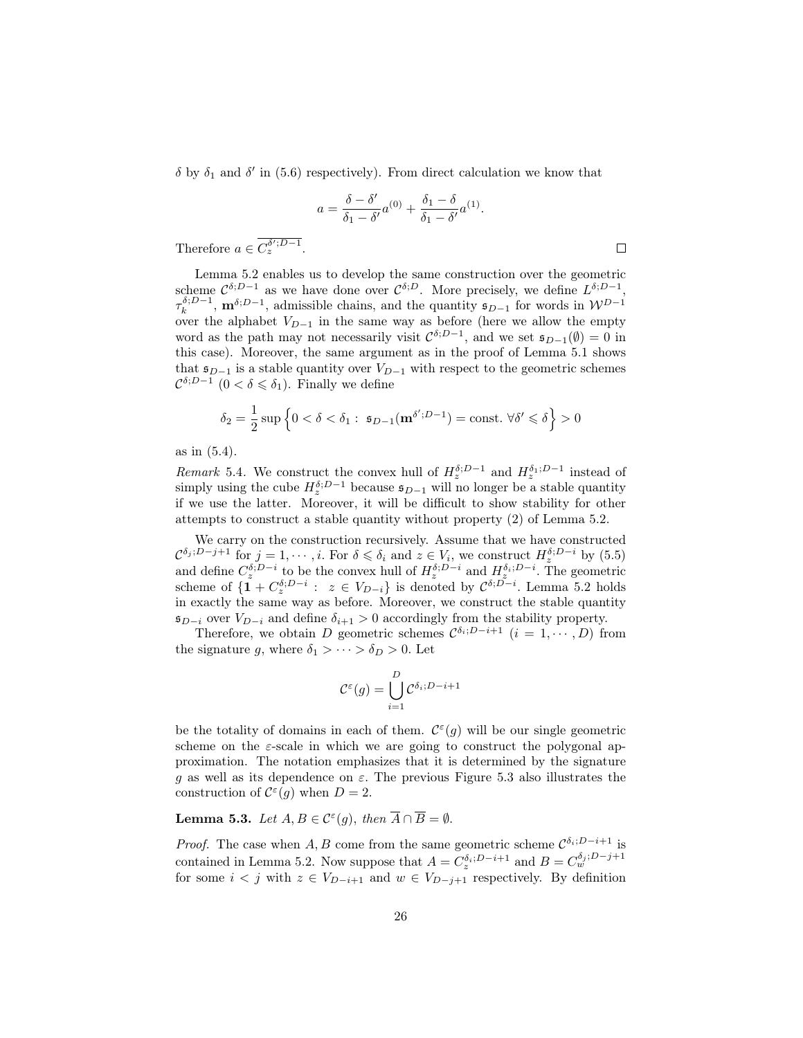$\delta$ by $\delta_1$ and $\delta'$ in (5.6) respectively). From direct calculation we know that

$$a = \frac{\delta - \delta'}{\delta_1 - \delta'} a^{(0)} + \frac{\delta_1 - \delta}{\delta_1 - \delta'} a^{(1)}.$$

Therefore $a \in \overline{C_z^{\delta';D-1}}$. $\square$

Lemma 5.2 enables us to develop the same construction over the geometric scheme $\mathcal{C}^{\delta;D-1}$ as we have done over $\mathcal{C}^{\delta;D}$. More precisely, we define $L^{\delta;D-1}$, $\tau_k^{\delta;D-1}$, $\mathbf{m}^{\delta;D-1}$, admissible chains, and the quantity $\mathfrak{s}_{D-1}$ for words in $\mathcal{W}^{D-1}$ over the alphabet $V_{D-1}$ in the same way as before (here we allow the empty word as the path may not necessarily visit $\mathcal{C}^{\delta;D-1}$, and we set $\mathfrak{s}_{D-1}(\emptyset) = 0$ in this case). Moreover, the same argument as in the proof of Lemma 5.1 shows that $\mathfrak{s}_{D-1}$ is a stable quantity over $V_{D-1}$ with respect to the geometric schemes $\mathcal{C}^{\delta;D-1}$ $(0 < \delta \leqslant \delta_1)$. Finally we define

$$\delta_2 = \frac{1}{2} \sup \left\{ 0 < \delta < \delta_1 : \ \mathfrak{s}_{D-1}(\mathbf{m}^{\delta';D-1}) = \text{const.} \ \forall \delta' \leqslant \delta \right\} > 0$$

as in (5.4).

*Remark* 5.4. We construct the convex hull of $H_z^{\delta;D-1}$ and $H_z^{\delta_1;D-1}$ instead of simply using the cube $H_z^{\delta;D-1}$ because $\mathfrak{s}_{D-1}$ will no longer be a stable quantity if we use the latter. Moreover, it will be difficult to show stability for other attempts to construct a stable quantity without property (2) of Lemma 5.2.

We carry on the construction recursively. Assume that we have constructed $\mathcal{C}^{\delta_j;D-j+1}$ for $j = 1, \cdots, i$. For $\delta \leqslant \delta_i$ and $z \in V_i$, we construct $H_z^{\delta;D-i}$ by (5.5) and define $C_z^{\delta;D-i}$ to be the convex hull of $H_z^{\delta;D-i}$ and $H_z^{\delta_i;D-i}$. The geometric scheme of $\{\mathbf{1} + C_z^{\delta;D-i} : \ z \in V_{D-i}\}$ is denoted by $\mathcal{C}^{\delta;D-i}$. Lemma 5.2 holds in exactly the same way as before. Moreover, we construct the stable quantity $\mathfrak{s}_{D-i}$ over $V_{D-i}$ and define $\delta_{i+1} > 0$ accordingly from the stability property.

Therefore, we obtain $D$ geometric schemes $\mathcal{C}^{\delta_i;D-i+1}$ $(i = 1, \cdots, D)$ from the signature $g$, where $\delta_1 > \cdots > \delta_D > 0$. Let

$$\mathcal{C}^{\varepsilon}(g) = \bigcup_{i=1}^{D} \mathcal{C}^{\delta_i;D-i+1}$$

be the totality of domains in each of them. $\mathcal{C}^{\varepsilon}(g)$ will be our single geometric scheme on the $\varepsilon$-scale in which we are going to construct the polygonal approximation. The notation emphasizes that it is determined by the signature $g$ as well as its dependence on $\varepsilon$. The previous Figure 5.3 also illustrates the construction of $\mathcal{C}^{\varepsilon}(g)$ when $D = 2$.

**Lemma 5.3.** *Let $A, B \in \mathcal{C}^{\varepsilon}(g)$, then $\overline{A} \cap \overline{B} = \emptyset$.*

*Proof.* The case when $A, B$ come from the same geometric scheme $\mathcal{C}^{\delta_i;D-i+1}$ is contained in Lemma 5.2. Now suppose that $A = C_z^{\delta_i;D-i+1}$ and $B = C_w^{\delta_j;D-j+1}$ for some $i < j$ with $z \in V_{D-i+1}$ and $w \in V_{D-j+1}$ respectively. By definition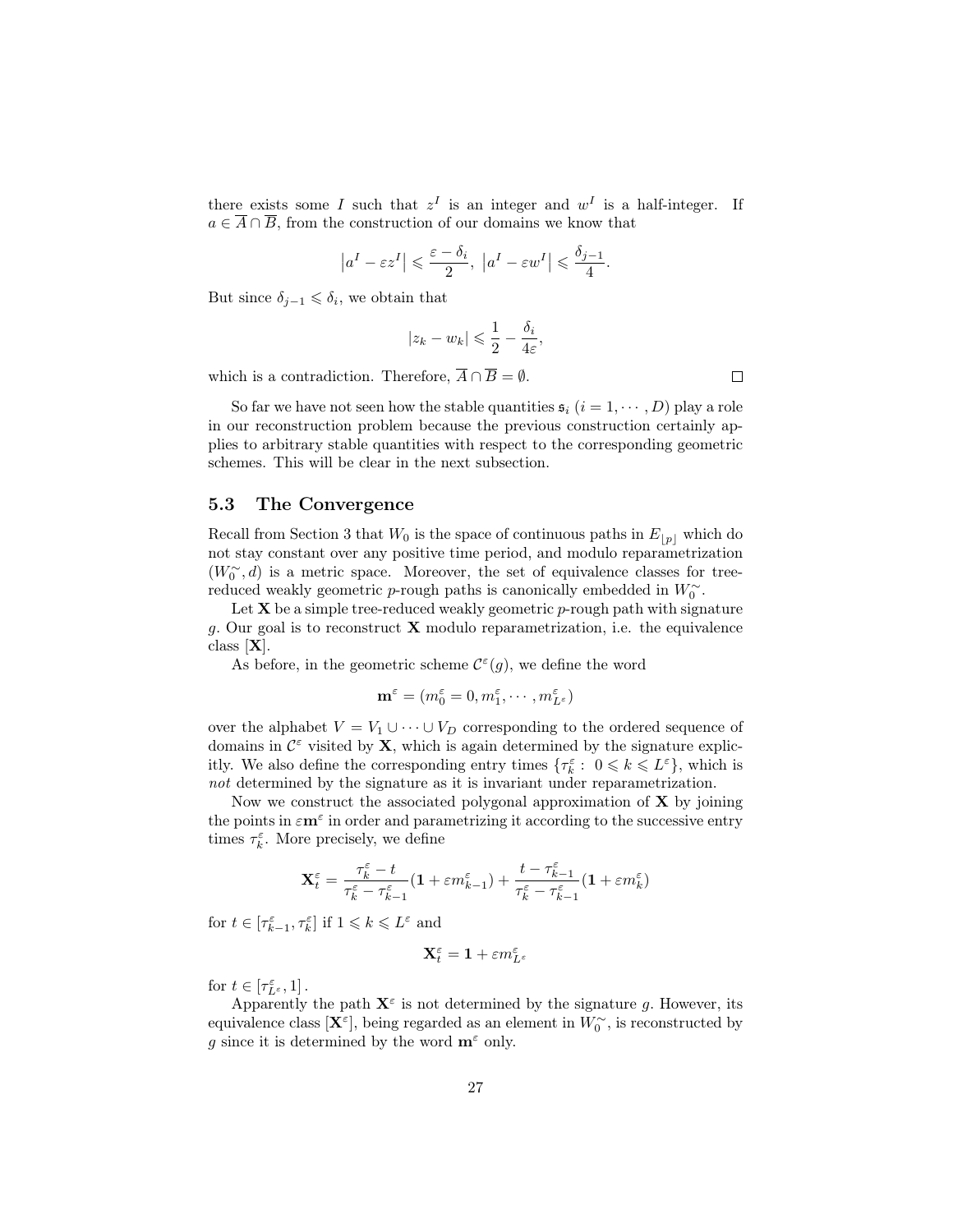there exists some $I$ such that $z^I$ is an integer and $w^I$ is a half-integer. If $a \in \overline{A} \cap \overline{B}$, from the construction of our domains we know that

$$\left|a^I - \varepsilon z^I\right| \leqslant \frac{\varepsilon - \delta_i}{2}, \ \left|a^I - \varepsilon w^I\right| \leqslant \frac{\delta_{j-1}}{4}.$$

But since $\delta_{j-1} \leqslant \delta_i$, we obtain that

$$|z_k - w_k| \leqslant \frac{1}{2} - \frac{\delta_i}{4\varepsilon},$$

which is a contradiction. Therefore, $\overline{A} \cap \overline{B} = \emptyset$. $\square$

So far we have not seen how the stable quantities $\mathfrak{s}_i$ $(i = 1, \cdots, D)$ play a role in our reconstruction problem because the previous construction certainly applies to arbitrary stable quantities with respect to the corresponding geometric schemes. This will be clear in the next subsection.

### 5.3 The Convergence

Recall from Section 3 that $W_0$ is the space of continuous paths in $E_{\lfloor p \rfloor}$ which do not stay constant over any positive time period, and modulo reparametrization $(W_0^{\sim}, d)$ is a metric space. Moreover, the set of equivalence classes for tree-reduced weakly geometric $p$-rough paths is canonically embedded in $W_0^{\sim}$.

Let $\mathbf{X}$ be a simple tree-reduced weakly geometric $p$-rough path with signature $g$. Our goal is to reconstruct $\mathbf{X}$ modulo reparametrization, i.e. the equivalence class $[\mathbf{X}]$.

As before, in the geometric scheme $\mathcal{C}^{\varepsilon}(g)$, we define the word

$$\mathbf{m}^{\varepsilon} = (m_0^{\varepsilon} = 0, m_1^{\varepsilon}, \cdots, m_{L^{\varepsilon}}^{\varepsilon})$$

over the alphabet $V = V_1 \cup \cdots \cup V_D$ corresponding to the ordered sequence of domains in $\mathcal{C}^{\varepsilon}$ visited by $\mathbf{X}$, which is again determined by the signature explicitly. We also define the corresponding entry times $\{\tau_k^{\varepsilon} : \ 0 \leqslant k \leqslant L^{\varepsilon}\}$, which is *not* determined by the signature as it is invariant under reparametrization.

Now we construct the associated polygonal approximation of $\mathbf{X}$ by joining the points in $\varepsilon \mathbf{m}^{\varepsilon}$ in order and parametrizing it according to the successive entry times $\tau_k^{\varepsilon}$. More precisely, we define

$$\mathbf{X}_t^{\varepsilon} = \frac{\tau_k^{\varepsilon} - t}{\tau_k^{\varepsilon} - \tau_{k-1}^{\varepsilon}}(\mathbf{1} + \varepsilon m_{k-1}^{\varepsilon}) + \frac{t - \tau_{k-1}^{\varepsilon}}{\tau_k^{\varepsilon} - \tau_{k-1}^{\varepsilon}}(\mathbf{1} + \varepsilon m_k^{\varepsilon})$$

for $t \in [\tau_{k-1}^{\varepsilon}, \tau_k^{\varepsilon}]$ if $1 \leqslant k \leqslant L^{\varepsilon}$ and

$$\mathbf{X}_t^{\varepsilon} = \mathbf{1} + \varepsilon m_{L^{\varepsilon}}^{\varepsilon}$$

for $t \in [\tau_{L^{\varepsilon}}^{\varepsilon}, 1]$.

Apparently the path $\mathbf{X}^{\varepsilon}$ is not determined by the signature $g$. However, its equivalence class $[\mathbf{X}^{\varepsilon}]$, being regarded as an element in $W_0^{\sim}$, is reconstructed by $g$ since it is determined by the word $\mathbf{m}^{\varepsilon}$ only.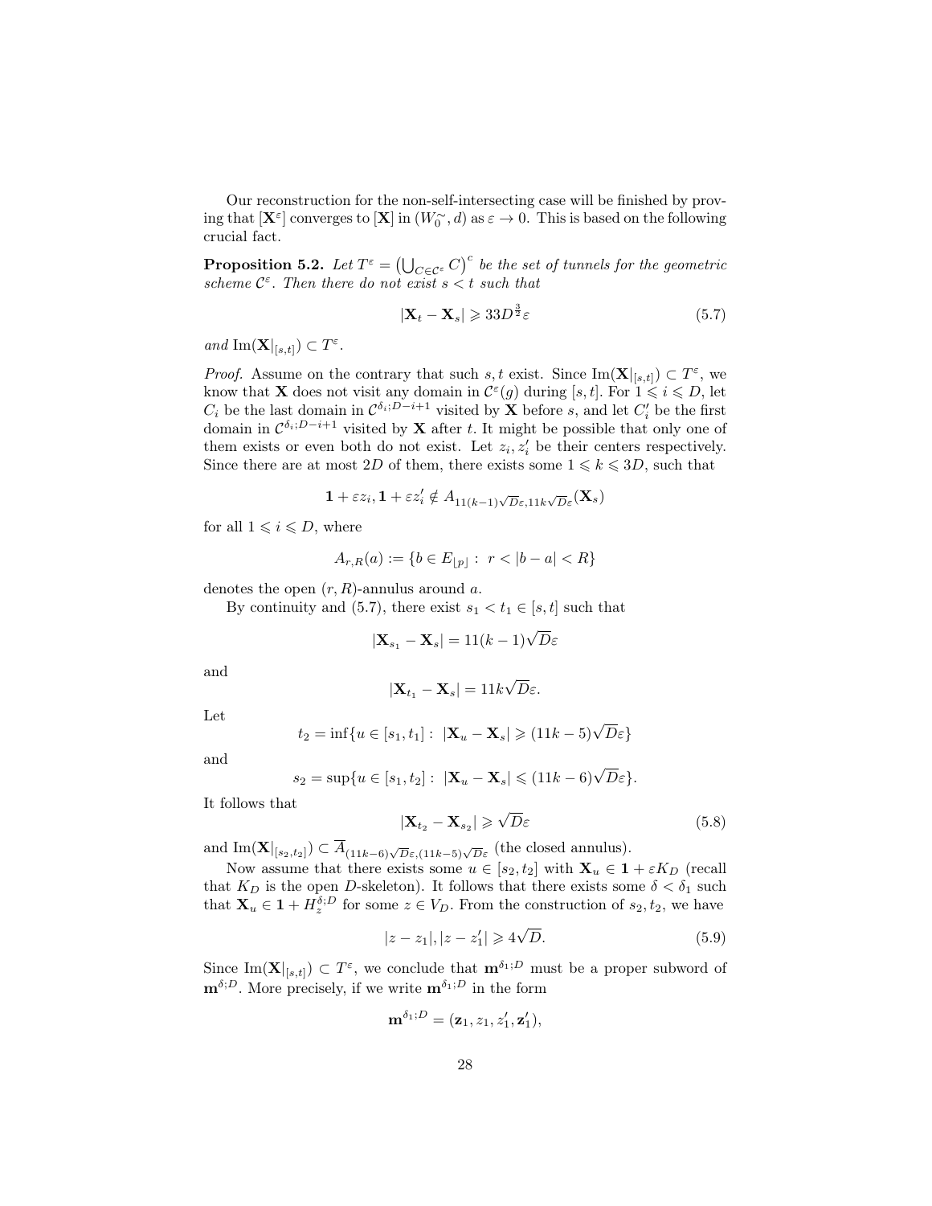Our reconstruction for the non-self-intersecting case will be finished by proving that $[\mathbf{X}^\varepsilon]$ converges to $[\mathbf{X}]$ in $(W_0^\sim, d)$ as $\varepsilon \to 0$. This is based on the following crucial fact.

**Proposition 5.2.** *Let $T^\varepsilon = \left(\bigcup_{C \in \mathcal{C}^\varepsilon} C\right)^c$ be the set of tunnels for the geometric scheme $\mathcal{C}^\varepsilon$. Then there do not exist $s < t$ such that*

$$|\mathbf{X}_t - \mathbf{X}_s| \geqslant 33 D^{\frac{3}{2}} \varepsilon \tag{5.7}$$

*and* $\mathrm{Im}(\mathbf{X}|_{[s,t]}) \subset T^\varepsilon$.

*Proof.* Assume on the contrary that such $s, t$ exist. Since $\mathrm{Im}(\mathbf{X}|_{[s,t]}) \subset T^\varepsilon$, we know that $\mathbf{X}$ does not visit any domain in $\mathcal{C}^\varepsilon(g)$ during $[s,t]$. For $1 \leqslant i \leqslant D$, let $C_i$ be the last domain in $\mathcal{C}^{\delta_i; D-i+1}$ visited by $\mathbf{X}$ before $s$, and let $C_i'$ be the first domain in $\mathcal{C}^{\delta_i; D-i+1}$ visited by $\mathbf{X}$ after $t$. It might be possible that only one of them exists or even both do not exist. Let $z_i, z_i'$ be their centers respectively. Since there are at most $2D$ of them, there exists some $1 \leqslant k \leqslant 3D$, such that

$$\mathbf{1} + \varepsilon z_i, \mathbf{1} + \varepsilon z_i' \notin A_{11(k-1)\sqrt{D}\varepsilon, 11k\sqrt{D}\varepsilon}(\mathbf{X}_s)$$

for all $1 \leqslant i \leqslant D$, where

$$A_{r,R}(a) := \{b \in E_{\lfloor p \rfloor} : \ r < |b - a| < R\}$$

denotes the open $(r, R)$-annulus around $a$.

By continuity and (5.7), there exist $s_1 < t_1 \in [s,t]$ such that

$$|\mathbf{X}_{s_1} - \mathbf{X}_s| = 11(k-1)\sqrt{D}\varepsilon$$

and

$$|\mathbf{X}_{t_1} - \mathbf{X}_s| = 11k\sqrt{D}\varepsilon.$$

Let

$$t_2 = \inf\{u \in [s_1, t_1] : \ |\mathbf{X}_u - \mathbf{X}_s| \geqslant (11k-5)\sqrt{D}\varepsilon\}$$

and

$$s_2 = \sup\{u \in [s_1, t_2] : \ |\mathbf{X}_u - \mathbf{X}_s| \leqslant (11k-6)\sqrt{D}\varepsilon\}.$$

It follows that

$$|\mathbf{X}_{t_2} - \mathbf{X}_{s_2}| \geqslant \sqrt{D}\varepsilon \tag{5.8}$$

and $\mathrm{Im}(\mathbf{X}|_{[s_2,t_2]}) \subset \overline{A}_{(11k-6)\sqrt{D}\varepsilon,(11k-5)\sqrt{D}\varepsilon}$ (the closed annulus).

Now assume that there exists some $u \in [s_2, t_2]$ with $\mathbf{X}_u \in \mathbf{1} + \varepsilon K_D$ (recall that $K_D$ is the open $D$-skeleton). It follows that there exists some $\delta < \delta_1$ such that $\mathbf{X}_u \in \mathbf{1} + H_z^{\delta;D}$ for some $z \in V_D$. From the construction of $s_2, t_2$, we have

$$|z - z_1|, |z - z_1'| \geqslant 4\sqrt{D}. \tag{5.9}$$

Since $\mathrm{Im}(\mathbf{X}|_{[s,t]}) \subset T^\varepsilon$, we conclude that $\mathbf{m}^{\delta_1;D}$ must be a proper subword of $\mathbf{m}^{\delta;D}$. More precisely, if we write $\mathbf{m}^{\delta_1;D}$ in the form

$$\mathbf{m}^{\delta_1;D} = (\mathbf{z}_1, z_1, z_1', \mathbf{z}_1'),$$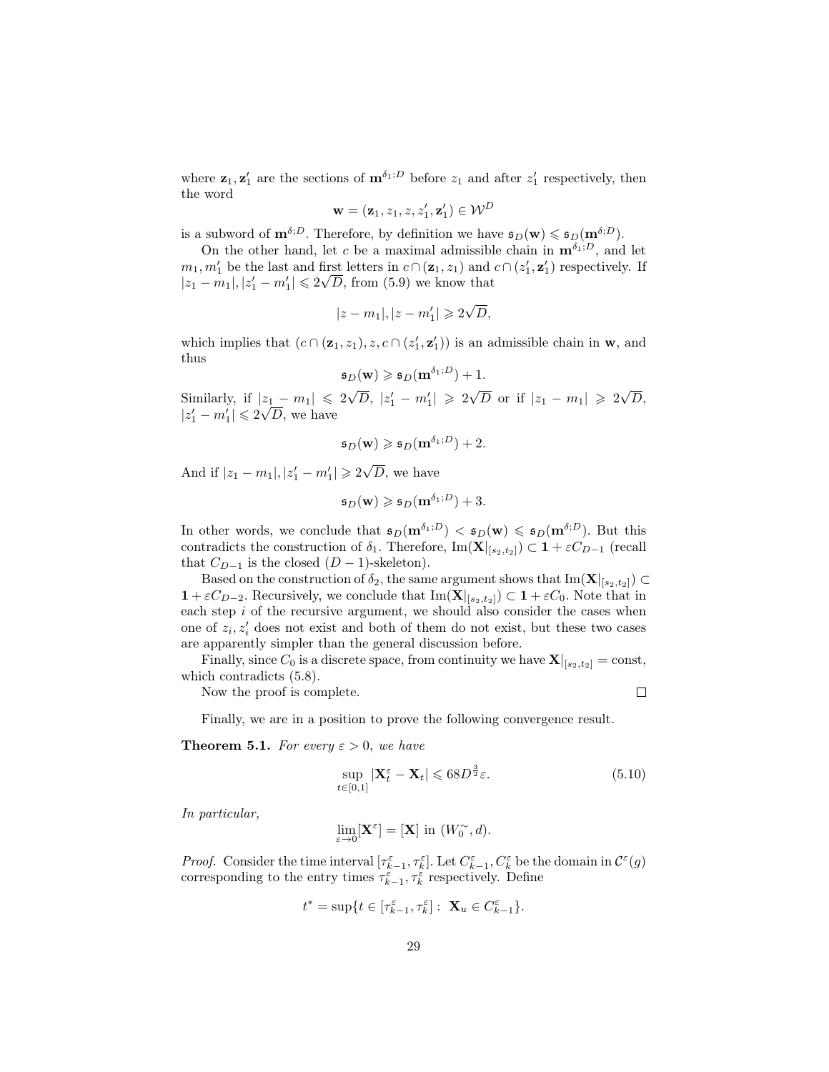where $\mathbf{z}_1, \mathbf{z}_1'$ are the sections of $\mathbf{m}^{\delta_1;D}$ before $z_1$ and after $z_1'$ respectively, then the word

$$\mathbf{w} = (\mathbf{z}_1, z_1, z, z_1', \mathbf{z}_1') \in \mathcal{W}^D$$

is a subword of $\mathbf{m}^{\delta;D}$. Therefore, by definition we have $\mathfrak{s}_D(\mathbf{w}) \leqslant \mathfrak{s}_D(\mathbf{m}^{\delta;D})$.

On the other hand, let $c$ be a maximal admissible chain in $\mathbf{m}^{\delta_1;D}$, and let $m_1, m_1'$ be the last and first letters in $c \cap (\mathbf{z}_1, z_1)$ and $c \cap (z_1', \mathbf{z}_1')$ respectively. If $|z_1 - m_1|, |z_1' - m_1'| \leqslant 2\sqrt{D}$, from (5.9) we know that

$$|z - m_1|, |z - m_1'| \geqslant 2\sqrt{D},$$

which implies that $(c \cap (\mathbf{z}_1, z_1), z, c \cap (z_1', \mathbf{z}_1'))$ is an admissible chain in $\mathbf{w}$, and thus

$$\mathfrak{s}_D(\mathbf{w}) \geqslant \mathfrak{s}_D(\mathbf{m}^{\delta_1;D}) + 1.$$

Similarly, if $|z_1 - m_1| \leqslant 2\sqrt{D}$, $|z_1' - m_1'| \geqslant 2\sqrt{D}$ or if $|z_1 - m_1| \geqslant 2\sqrt{D}$, $|z_1' - m_1'| \leqslant 2\sqrt{D}$, we have

$$\mathfrak{s}_D(\mathbf{w}) \geqslant \mathfrak{s}_D(\mathbf{m}^{\delta_1;D}) + 2.$$

And if $|z_1 - m_1|, |z_1' - m_1'| \geqslant 2\sqrt{D}$, we have

$$\mathfrak{s}_D(\mathbf{w}) \geqslant \mathfrak{s}_D(\mathbf{m}^{\delta_1;D}) + 3.$$

In other words, we conclude that $\mathfrak{s}_D(\mathbf{m}^{\delta_1;D}) < \mathfrak{s}_D(\mathbf{w}) \leqslant \mathfrak{s}_D(\mathbf{m}^{\delta;D})$. But this contradicts the construction of $\delta_1$. Therefore, $\mathrm{Im}(\mathbf{X}|_{[s_2,t_2]}) \subset \mathbf{1} + \varepsilon C_{D-1}$ (recall that $C_{D-1}$ is the closed $(D-1)$-skeleton).

Based on the construction of $\delta_2$, the same argument shows that $\mathrm{Im}(\mathbf{X}|_{[s_2,t_2]}) \subset \mathbf{1} + \varepsilon C_{D-2}$. Recursively, we conclude that $\mathrm{Im}(\mathbf{X}|_{[s_2,t_2]}) \subset \mathbf{1} + \varepsilon C_0$. Note that in each step $i$ of the recursive argument, we should also consider the cases when one of $z_i, z_i'$ does not exist and both of them do not exist, but these two cases are apparently simpler than the general discussion before.

Finally, since $C_0$ is a discrete space, from continuity we have $\mathbf{X}|_{[s_2,t_2]} = \mathrm{const}$, which contradicts (5.8).

Now the proof is complete. $\square$

Finally, we are in a position to prove the following convergence result.

**Theorem 5.1.** *For every $\varepsilon > 0$, we have*

$$\sup_{t \in [0,1]} |\mathbf{X}_t^\varepsilon - \mathbf{X}_t| \leqslant 68 D^{\frac{3}{2}} \varepsilon. \tag{5.10}$$

*In particular,*

$$\lim_{\varepsilon \to 0} [\mathbf{X}^\varepsilon] = [\mathbf{X}] \text{ in } (W_0^\sim, d).$$

*Proof.* Consider the time interval $[\tau_{k-1}^\varepsilon, \tau_k^\varepsilon]$. Let $C_{k-1}^\varepsilon, C_k^\varepsilon$ be the domain in $\mathcal{C}^\varepsilon(g)$ corresponding to the entry times $\tau_{k-1}^\varepsilon, \tau_k^\varepsilon$ respectively. Define

$$t^* = \sup\{t \in [\tau_{k-1}^\varepsilon, \tau_k^\varepsilon] : \ \mathbf{X}_u \in C_{k-1}^\varepsilon\}.$$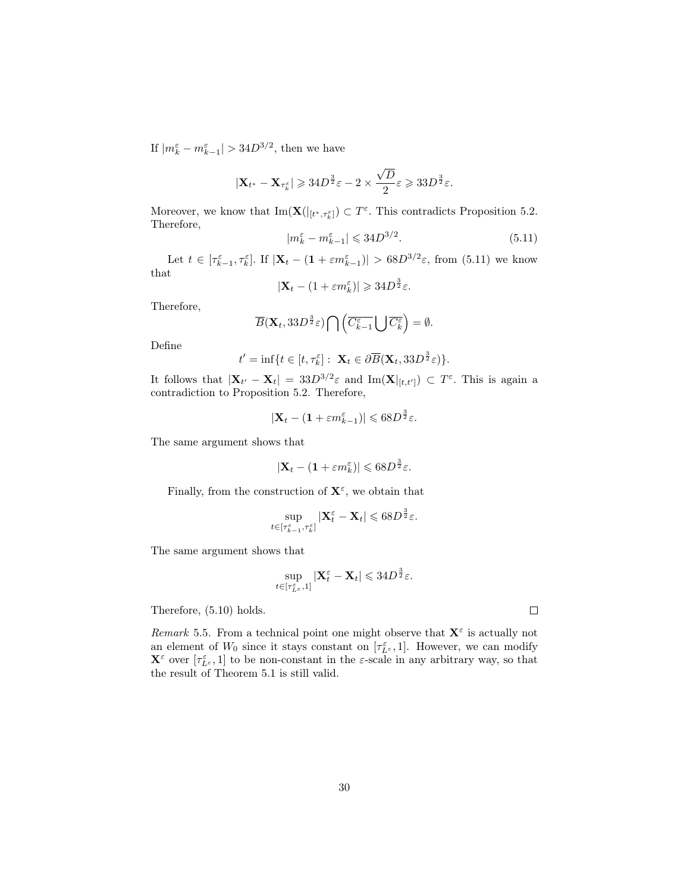If $|m_k^\varepsilon - m_{k-1}^\varepsilon| > 34D^{3/2}$, then we have

$$|\mathbf{X}_{t^*} - \mathbf{X}_{\tau_k^\varepsilon}| \geqslant 34D^{\frac{3}{2}}\varepsilon - 2 \times \frac{\sqrt{D}}{2}\varepsilon \geqslant 33D^{\frac{3}{2}}\varepsilon.$$

Moreover, we know that $\mathrm{Im}(\mathbf{X}(|_{[t^*,\tau_k^\varepsilon]}) \subset T^\varepsilon$. This contradicts Proposition 5.2. Therefore,

$$|m_k^\varepsilon - m_{k-1}^\varepsilon| \leqslant 34D^{3/2}. \tag{5.11}$$

Let $t \in [\tau_{k-1}^\varepsilon, \tau_k^\varepsilon]$. If $|\mathbf{X}_t - (\mathbf{1} + \varepsilon m_{k-1}^\varepsilon)| > 68D^{3/2}\varepsilon$, from (5.11) we know that

$$|\mathbf{X}_t - (1 + \varepsilon m_k^\varepsilon)| \geqslant 34D^{\frac{3}{2}}\varepsilon.$$

Therefore,

$$\overline{B}(\mathbf{X}_t, 33D^{\frac{3}{2}}\varepsilon) \bigcap \left(\overline{C_{k-1}^\varepsilon} \bigcup \overline{C_k^\varepsilon}\right) = \emptyset.$$

Define

$$t' = \inf\{t \in [t, \tau_k^\varepsilon] : \ \mathbf{X}_t \in \partial\overline{B}(\mathbf{X}_t, 33D^{\frac{3}{2}}\varepsilon)\}.$$

It follows that $|\mathbf{X}_{t'} - \mathbf{X}_t| = 33D^{3/2}\varepsilon$ and $\mathrm{Im}(\mathbf{X}|_{[t,t']}) \subset T^\varepsilon$. This is again a contradiction to Proposition 5.2. Therefore,

$$|\mathbf{X}_t - (\mathbf{1} + \varepsilon m_{k-1}^\varepsilon)| \leqslant 68D^{\frac{3}{2}}\varepsilon.$$

The same argument shows that

$$|\mathbf{X}_t - (\mathbf{1} + \varepsilon m_k^\varepsilon)| \leqslant 68D^{\frac{3}{2}}\varepsilon.$$

Finally, from the construction of $\mathbf{X}^\varepsilon$, we obtain that

$$\sup_{t \in [\tau_{k-1}^\varepsilon, \tau_k^\varepsilon]} |\mathbf{X}_t^\varepsilon - \mathbf{X}_t| \leqslant 68D^{\frac{3}{2}}\varepsilon.$$

The same argument shows that

$$\sup_{t \in [\tau_{L^\varepsilon}^\varepsilon, 1]} |\mathbf{X}_t^\varepsilon - \mathbf{X}_t| \leqslant 34D^{\frac{3}{2}}\varepsilon.$$

Therefore, (5.10) holds. □

*Remark* 5.5. From a technical point one might observe that $\mathbf{X}^\varepsilon$ is actually not an element of $W_0$ since it stays constant on $[\tau_{L^\varepsilon}^\varepsilon, 1]$. However, we can modify $\mathbf{X}^\varepsilon$ over $[\tau_{L^\varepsilon}^\varepsilon, 1]$ to be non-constant in the $\varepsilon$-scale in any arbitrary way, so that the result of Theorem 5.1 is still valid.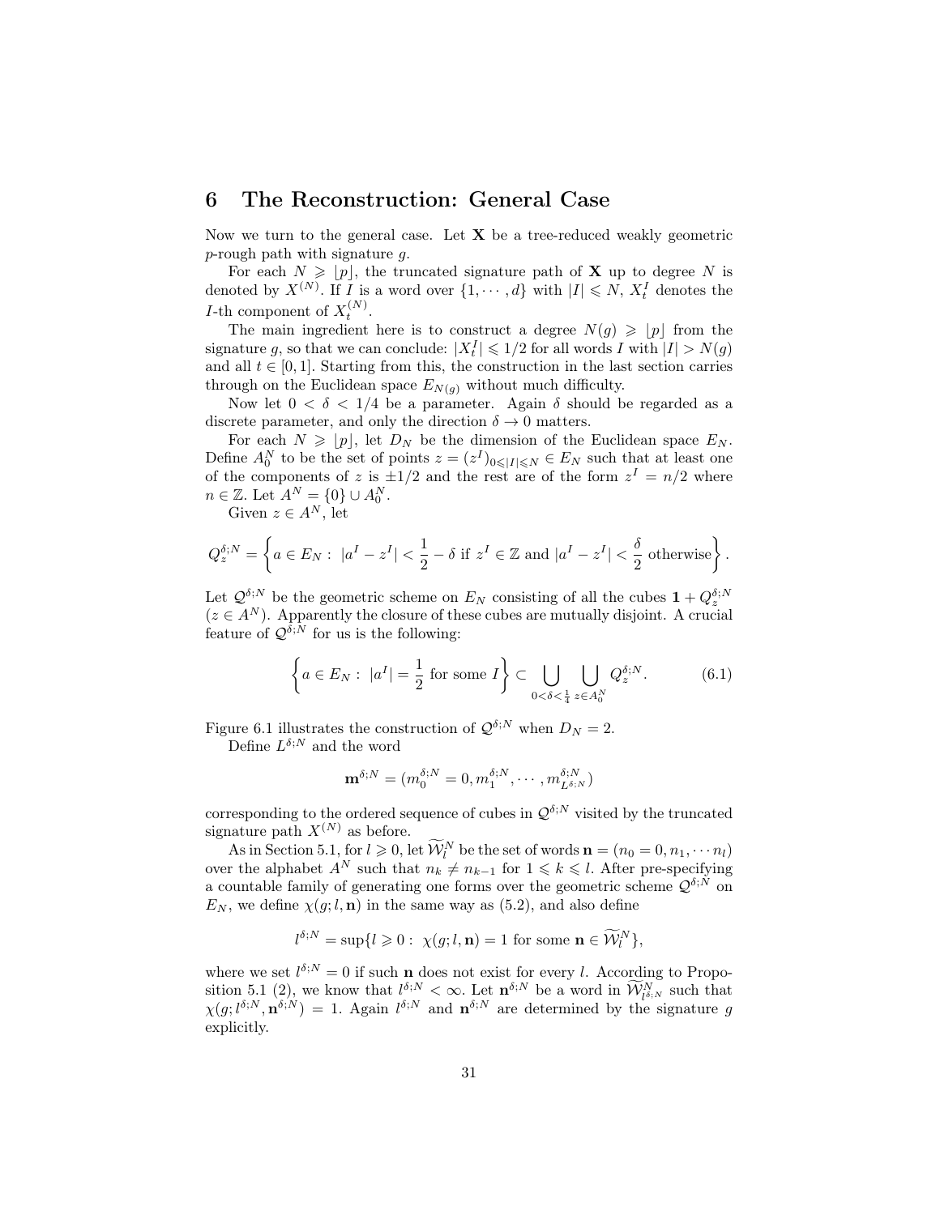# 6 The Reconstruction: General Case

Now we turn to the general case. Let $\mathbf{X}$ be a tree-reduced weakly geometric $p$-rough path with signature $g$.

For each $N \geqslant \lfloor p \rfloor$, the truncated signature path of $\mathbf{X}$ up to degree $N$ is denoted by $X^{(N)}$. If $I$ is a word over $\{1, \cdots, d\}$ with $|I| \leqslant N$, $X_t^I$ denotes the $I$-th component of $X_t^{(N)}$.

The main ingredient here is to construct a degree $N(g) \geqslant \lfloor p \rfloor$ from the signature $g$, so that we can conclude: $|X_t^I| \leqslant 1/2$ for all words $I$ with $|I| > N(g)$ and all $t \in [0,1]$. Starting from this, the construction in the last section carries through on the Euclidean space $E_{N(g)}$ without much difficulty.

Now let $0 < \delta < 1/4$ be a parameter. Again $\delta$ should be regarded as a discrete parameter, and only the direction $\delta \to 0$ matters.

For each $N \geqslant \lfloor p \rfloor$, let $D_N$ be the dimension of the Euclidean space $E_N$. Define $A_0^N$ to be the set of points $z = (z^I)_{0 \leqslant |I| \leqslant N} \in E_N$ such that at least one of the components of $z$ is $\pm 1/2$ and the rest are of the form $z^I = n/2$ where $n \in \mathbb{Z}$. Let $A^N = \{0\} \cup A_0^N$.

Given $z \in A^N$, let

$$Q_z^{\delta;N} = \left\{ a \in E_N : \ |a^I - z^I| < \frac{1}{2} - \delta \text{ if } z^I \in \mathbb{Z} \text{ and } |a^I - z^I| < \frac{\delta}{2} \text{ otherwise} \right\}.$$

Let $\mathcal{Q}^{\delta;N}$ be the geometric scheme on $E_N$ consisting of all the cubes $\mathbf{1} + Q_z^{\delta;N}$ ($z \in A^N$). Apparently the closure of these cubes are mutually disjoint. A crucial feature of $\mathcal{Q}^{\delta;N}$ for us is the following:

$$\left\{ a \in E_N : \ |a^I| = \frac{1}{2} \text{ for some } I \right\} \subset \bigcup_{0 < \delta < \frac{1}{4}} \bigcup_{z \in A_0^N} Q_z^{\delta;N}. \tag{6.1}$$

Figure 6.1 illustrates the construction of $\mathcal{Q}^{\delta;N}$ when $D_N = 2$.

Define $L^{\delta;N}$ and the word

$$\mathbf{m}^{\delta;N} = (m_0^{\delta;N} = 0, m_1^{\delta;N}, \cdots, m_{L^{\delta;N}}^{\delta;N})$$

corresponding to the ordered sequence of cubes in $\mathcal{Q}^{\delta;N}$ visited by the truncated signature path $X^{(N)}$ as before.

As in Section 5.1, for $l \geqslant 0$, let $\widetilde{\mathcal{W}}_l^N$ be the set of words $\mathbf{n} = (n_0 = 0, n_1, \cdots n_l)$ over the alphabet $A^N$ such that $n_k \neq n_{k-1}$ for $1 \leqslant k \leqslant l$. After pre-specifying a countable family of generating one forms over the geometric scheme $\mathcal{Q}^{\delta;N}$ on $E_N$, we define $\chi(g; l, \mathbf{n})$ in the same way as (5.2), and also define

$$l^{\delta;N} = \sup\{l \geqslant 0 : \ \chi(g; l, \mathbf{n}) = 1 \text{ for some } \mathbf{n} \in \widetilde{\mathcal{W}}_l^N\},$$

where we set $l^{\delta;N} = 0$ if such $\mathbf{n}$ does not exist for every $l$. According to Proposition 5.1 (2), we know that $l^{\delta;N} < \infty$. Let $\mathbf{n}^{\delta;N}$ be a word in $\widetilde{\mathcal{W}}_{l^{\delta;N}}^N$ such that $\chi(g; l^{\delta;N}, \mathbf{n}^{\delta;N}) = 1$. Again $l^{\delta;N}$ and $\mathbf{n}^{\delta;N}$ are determined by the signature $g$ explicitly.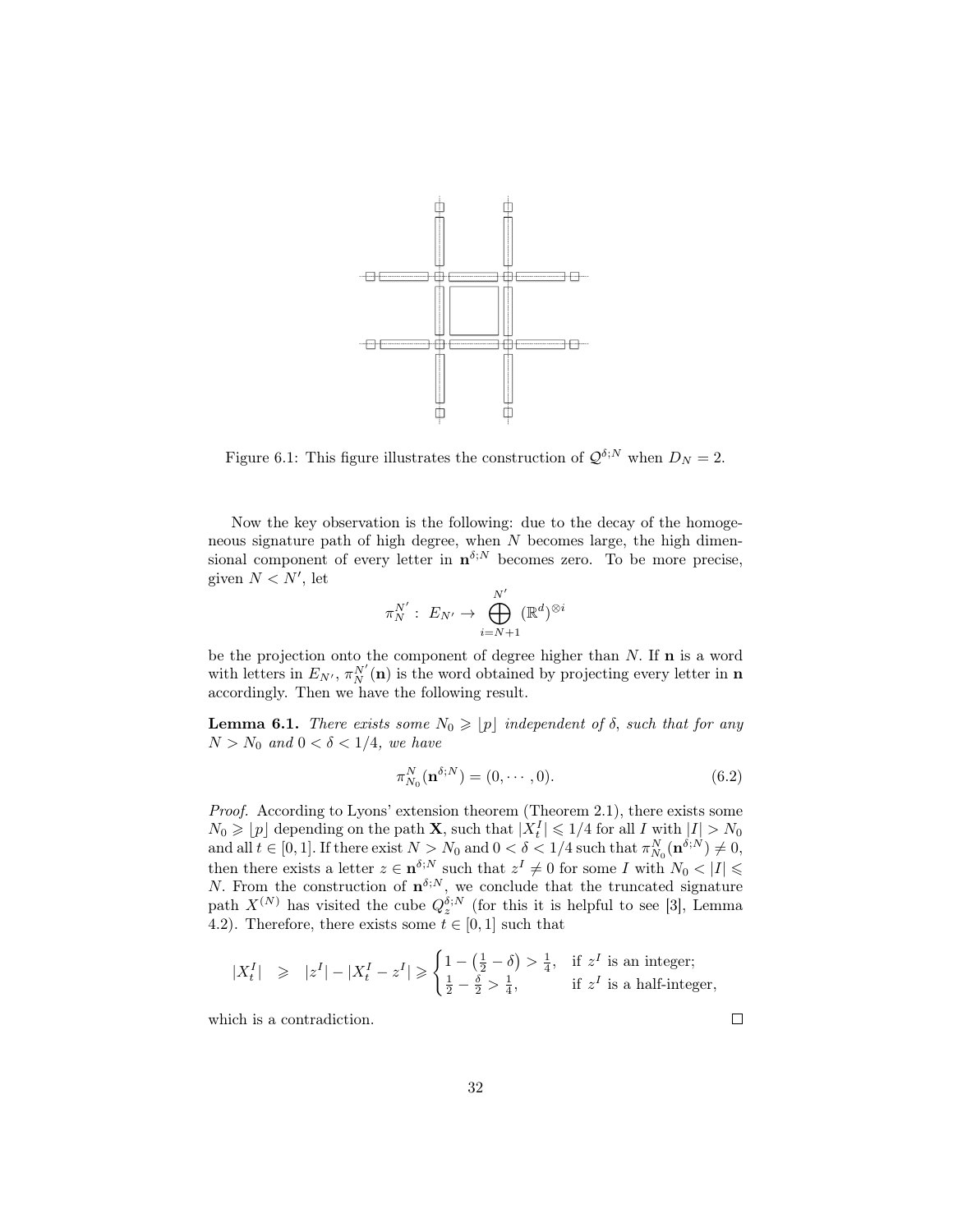Figure 6.1: This figure illustrates the construction of $\mathcal{Q}^{\delta;N}$ when $D_N = 2$.

Now the key observation is the following: due to the decay of the homogeneous signature path of high degree, when $N$ becomes large, the high dimensional component of every letter in $\mathbf{n}^{\delta;N}$ becomes zero. To be more precise, given $N < N'$, let

$$\pi_N^{N'} : E_{N'} \to \bigoplus_{i=N+1}^{N'} (\mathbb{R}^d)^{\otimes i}$$

be the projection onto the component of degree higher than $N$. If $\mathbf{n}$ is a word with letters in $E_{N'}$, $\pi_N^{N'}(\mathbf{n})$ is the word obtained by projecting every letter in $\mathbf{n}$ accordingly. Then we have the following result.

**Lemma 6.1.** *There exists some $N_0 \geqslant \lfloor p \rfloor$ independent of $\delta$, such that for any $N > N_0$ and $0 < \delta < 1/4$, we have*

$$\pi_{N_0}^{N}(\mathbf{n}^{\delta;N}) = (0, \cdots, 0). \tag{6.2}$$

*Proof.* According to Lyons' extension theorem (Theorem 2.1), there exists some $N_0 \geqslant \lfloor p \rfloor$ depending on the path $\mathbf{X}$, such that $|X_t^I| \leqslant 1/4$ for all $I$ with $|I| > N_0$ and all $t \in [0,1]$. If there exist $N > N_0$ and $0 < \delta < 1/4$ such that $\pi_{N_0}^{N}(\mathbf{n}^{\delta;N}) \neq 0$, then there exists a letter $z \in \mathbf{n}^{\delta;N}$ such that $z^I \neq 0$ for some $I$ with $N_0 < |I| \leqslant N$. From the construction of $\mathbf{n}^{\delta;N}$, we conclude that the truncated signature path $X^{(N)}$ has visited the cube $Q_z^{\delta;N}$ (for this it is helpful to see [3], Lemma 4.2). Therefore, there exists some $t \in [0,1]$ such that

$$|X_t^I| \geqslant |z^I| - |X_t^I - z^I| \geqslant \begin{cases} 1 - \left(\frac{1}{2} - \delta\right) > \frac{1}{4}, & \text{if } z^I \text{ is an integer;} \\ \frac{1}{2} - \frac{\delta}{2} > \frac{1}{4}, & \text{if } z^I \text{ is a half-integer,} \end{cases}$$

which is a contradiction. $\square$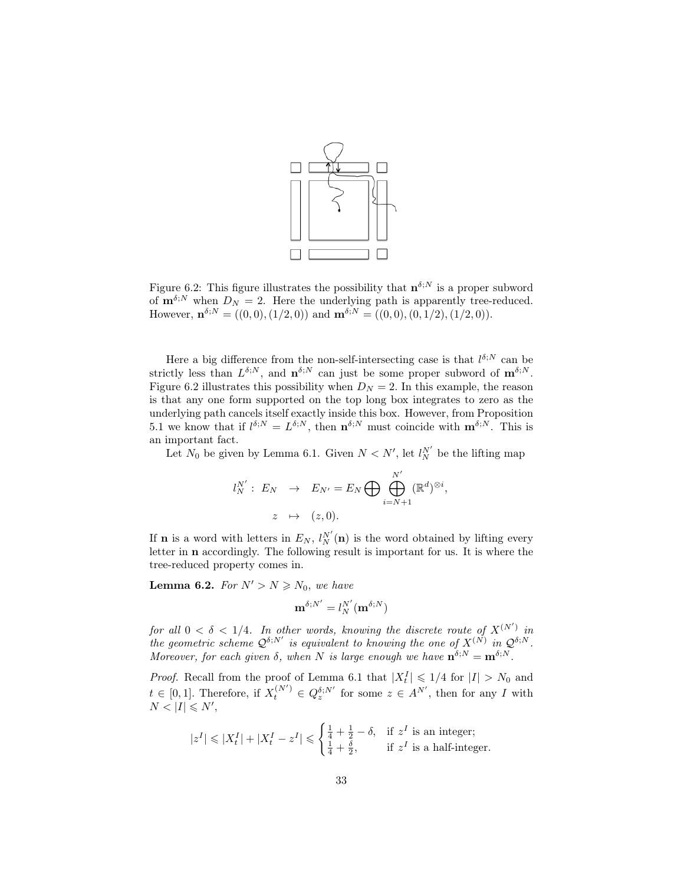Figure 6.2: This figure illustrates the possibility that $\mathbf{n}^{\delta;N}$ is a proper subword of $\mathbf{m}^{\delta;N}$ when $D_N = 2$. Here the underlying path is apparently tree-reduced. However, $\mathbf{n}^{\delta;N} = ((0,0),(1/2,0))$ and $\mathbf{m}^{\delta;N} = ((0,0),(0,1/2),(1/2,0))$.

Here a big difference from the non-self-intersecting case is that $l^{\delta;N}$ can be strictly less than $L^{\delta;N}$, and $\mathbf{n}^{\delta;N}$ can just be some proper subword of $\mathbf{m}^{\delta;N}$. Figure 6.2 illustrates this possibility when $D_N = 2$. In this example, the reason is that any one form supported on the top long box integrates to zero as the underlying path cancels itself exactly inside this box. However, from Proposition 5.1 we know that if $l^{\delta;N} = L^{\delta;N}$, then $\mathbf{n}^{\delta;N}$ must coincide with $\mathbf{m}^{\delta;N}$. This is an important fact.

Let $N_0$ be given by Lemma 6.1. Given $N < N'$, let $l_N^{N'}$ be the lifting map

$$
\begin{aligned}
l_N^{N'} : E_N &\to E_{N'} = E_N \bigoplus \bigoplus_{i=N+1}^{N'} (\mathbb{R}^d)^{\otimes i}, \\
z &\mapsto (z, 0).
\end{aligned}
$$

If $\mathbf{n}$ is a word with letters in $E_N$, $l_N^{N'}(\mathbf{n})$ is the word obtained by lifting every letter in $\mathbf{n}$ accordingly. The following result is important for us. It is where the tree-reduced property comes in.

**Lemma 6.2.** *For $N' > N \geqslant N_0$, we have*

$$
\mathbf{m}^{\delta;N'} = l_N^{N'}(\mathbf{m}^{\delta;N})
$$

*for all $0 < \delta < 1/4$. In other words, knowing the discrete route of $X^{(N')}$ in the geometric scheme $\mathcal{Q}^{\delta;N'}$ is equivalent to knowing the one of $X^{(N)}$ in $\mathcal{Q}^{\delta;N}$. Moreover, for each given $\delta$, when $N$ is large enough we have $\mathbf{n}^{\delta;N} = \mathbf{m}^{\delta;N}$.*

*Proof.* Recall from the proof of Lemma 6.1 that $|X_t^I| \leqslant 1/4$ for $|I| > N_0$ and $t \in [0,1]$. Therefore, if $X_t^{(N')} \in Q_z^{\delta;N'}$ for some $z \in A^{N'}$, then for any $I$ with $N < |I| \leqslant N'$,

$$
|z^I| \leqslant |X_t^I| + |X_t^I - z^I| \leqslant \begin{cases} \frac{1}{4} + \frac{1}{2} - \delta, & \text{if } z^I \text{ is an integer;} \\ \frac{1}{4} + \frac{\delta}{2}, & \text{if } z^I \text{ is a half-integer.} \end{cases}
$$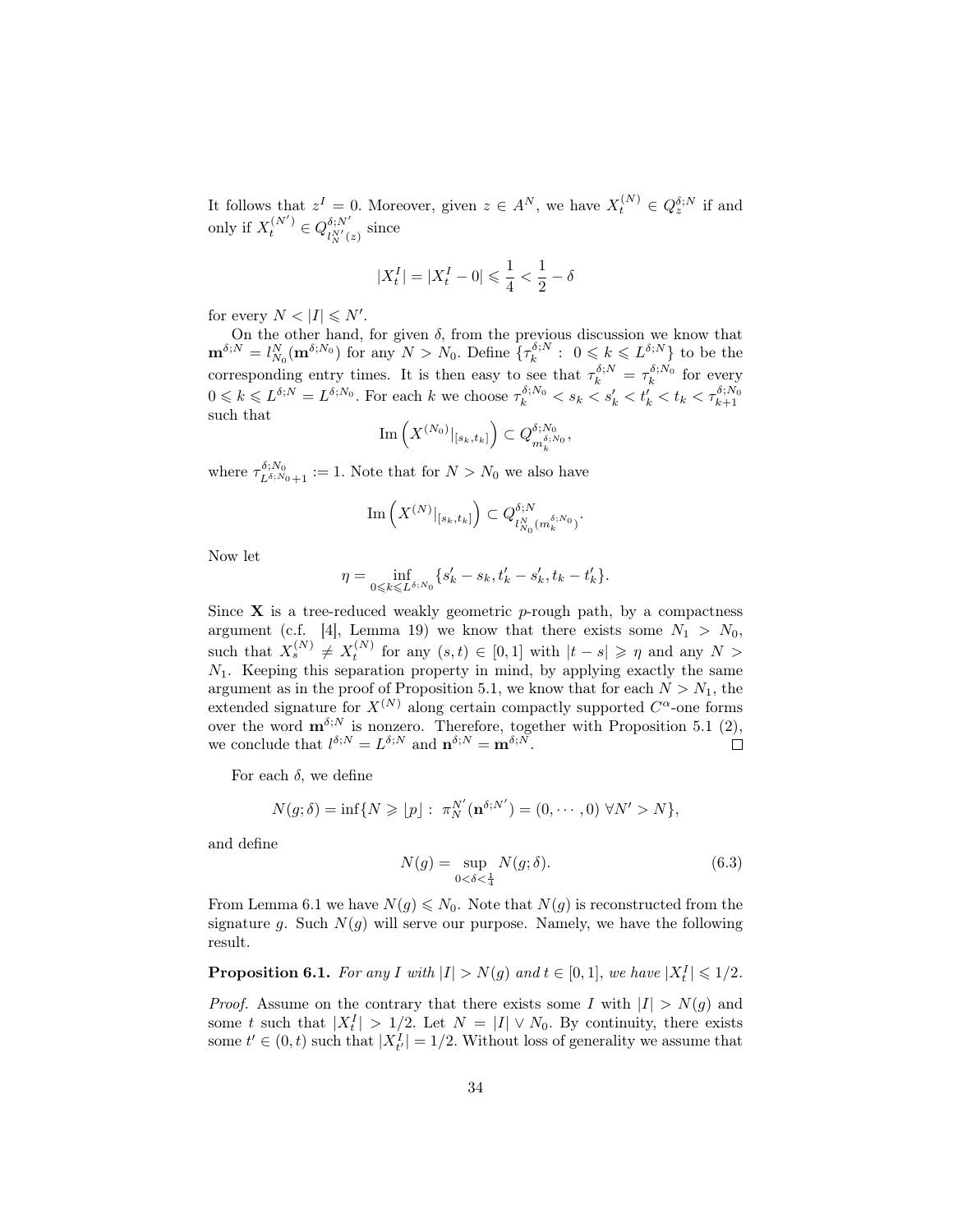It follows that $z^I = 0$. Moreover, given $z \in A^N$, we have $X_t^{(N)} \in Q_z^{\delta;N}$ if and only if $X_t^{(N')} \in Q_{l_N^{N'}(z)}^{\delta;N'}$ since

$$|X_t^I| = |X_t^I - 0| \leqslant \frac{1}{4} < \frac{1}{2} - \delta$$

for every $N < |I| \leqslant N'$.

On the other hand, for given $\delta$, from the previous discussion we know that $\mathbf{m}^{\delta;N} = l_{N_0}^N(\mathbf{m}^{\delta;N_0})$ for any $N > N_0$. Define $\{\tau_k^{\delta;N} : 0 \leqslant k \leqslant L^{\delta;N}\}$ to be the corresponding entry times. It is then easy to see that $\tau_k^{\delta;N} = \tau_k^{\delta;N_0}$ for every $0 \leqslant k \leqslant L^{\delta;N} = L^{\delta;N_0}$. For each $k$ we choose $\tau_k^{\delta;N_0} < s_k < s_k' < t_k' < t_k < \tau_{k+1}^{\delta;N_0}$ such that

$$\mathrm{Im}\left(X^{(N_0)}|_{[s_k,t_k]}\right) \subset Q_{m_k^{\delta;N_0}}^{\delta;N_0},$$

where $\tau_{L^{\delta;N_0}+1}^{\delta;N_0} := 1$. Note that for $N > N_0$ we also have

$$\mathrm{Im}\left(X^{(N)}|_{[s_k,t_k]}\right) \subset Q_{l_{N_0}^N(m_k^{\delta;N_0})}^{\delta;N}.$$

Now let

$$\eta = \inf_{0 \leqslant k \leqslant L^{\delta;N_0}} \{s_k' - s_k, t_k' - s_k', t_k - t_k'\}.$$

Since $\mathbf{X}$ is a tree-reduced weakly geometric $p$-rough path, by a compactness argument (c.f. [4], Lemma 19) we know that there exists some $N_1 > N_0$, such that $X_s^{(N)} \neq X_t^{(N)}$ for any $(s,t) \in [0,1]$ with $|t-s| \geqslant \eta$ and any $N > N_1$. Keeping this separation property in mind, by applying exactly the same argument as in the proof of Proposition 5.1, we know that for each $N > N_1$, the extended signature for $X^{(N)}$ along certain compactly supported $C^\alpha$-one forms over the word $\mathbf{m}^{\delta;N}$ is nonzero. Therefore, together with Proposition 5.1 (2), we conclude that $l^{\delta;N} = L^{\delta;N}$ and $\mathbf{n}^{\delta;N} = \mathbf{m}^{\delta;N}$. $\square$

For each $\delta$, we define

$$N(g;\delta) = \inf\{N \geqslant \lfloor p \rfloor : \pi_N^{N'}(\mathbf{n}^{\delta;N'}) = (0,\cdots,0)\ \forall N' > N\},$$

and define

$$N(g) = \sup_{0<\delta<\frac{1}{4}} N(g;\delta). \tag{6.3}$$

From Lemma 6.1 we have $N(g) \leqslant N_0$. Note that $N(g)$ is reconstructed from the signature $g$. Such $N(g)$ will serve our purpose. Namely, we have the following result.

**Proposition 6.1.** *For any $I$ with $|I| > N(g)$ and $t \in [0,1]$, we have $|X_t^I| \leqslant 1/2$.*

*Proof.* Assume on the contrary that there exists some $I$ with $|I| > N(g)$ and some $t$ such that $|X_t^I| > 1/2$. Let $N = |I| \vee N_0$. By continuity, there exists some $t' \in (0,t)$ such that $|X_{t'}^I| = 1/2$. Without loss of generality we assume that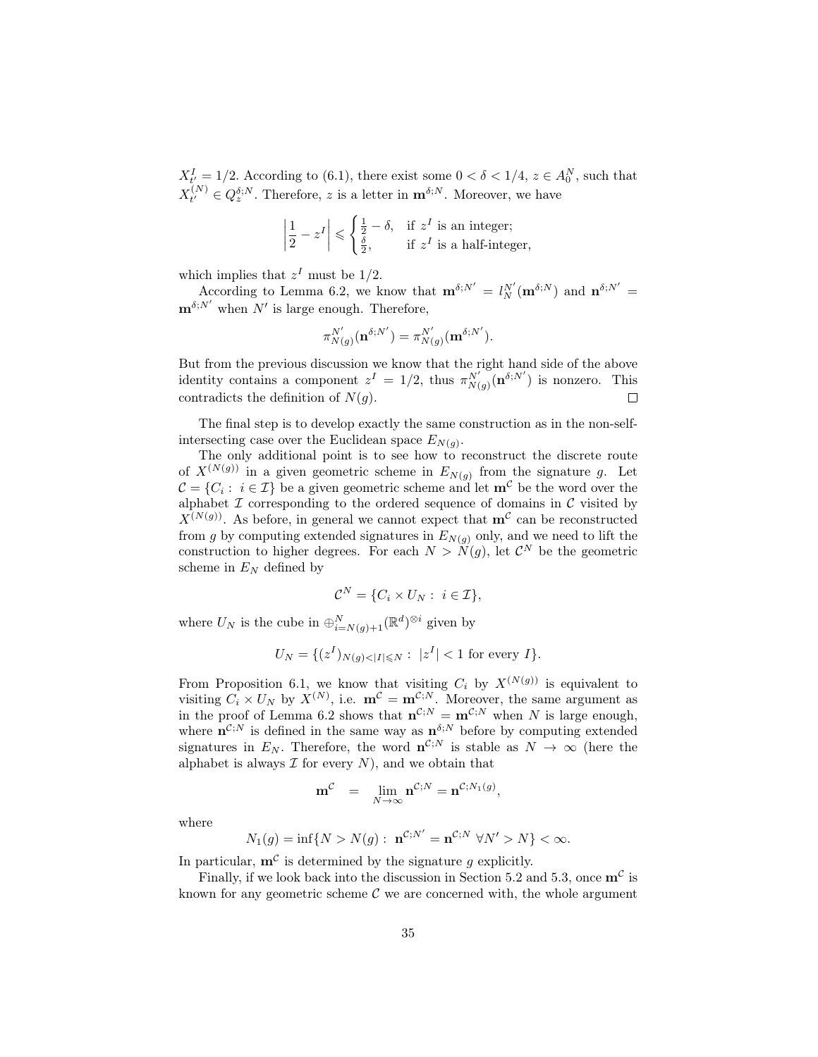$X^I_{t'} = 1/2$. According to (6.1), there exist some $0 < \delta < 1/4$, $z \in A^N_0$, such that $X^{(N)}_{t'} \in Q^{\delta;N}_z$. Therefore, $z$ is a letter in $\mathbf{m}^{\delta;N}$. Moreover, we have

$$\left|\frac{1}{2} - z^I\right| \leqslant \begin{cases} \frac{1}{2} - \delta, & \text{if } z^I \text{ is an integer;} \\ \frac{\delta}{2}, & \text{if } z^I \text{ is a half-integer,} \end{cases}$$

which implies that $z^I$ must be $1/2$.

According to Lemma 6.2, we know that $\mathbf{m}^{\delta;N'} = l^{N'}_N(\mathbf{m}^{\delta;N})$ and $\mathbf{n}^{\delta;N'} = \mathbf{m}^{\delta;N'}$ when $N'$ is large enough. Therefore,

$$\pi^{N'}_{N(g)}(\mathbf{n}^{\delta;N'}) = \pi^{N'}_{N(g)}(\mathbf{m}^{\delta;N'}).$$

But from the previous discussion we know that the right hand side of the above identity contains a component $z^I = 1/2$, thus $\pi^{N'}_{N(g)}(\mathbf{n}^{\delta;N'})$ is nonzero. This contradicts the definition of $N(g)$. $\square$

The final step is to develop exactly the same construction as in the non-self-intersecting case over the Euclidean space $E_{N(g)}$.

The only additional point is to see how to reconstruct the discrete route of $X^{(N(g))}$ in a given geometric scheme in $E_{N(g)}$ from the signature $g$. Let $\mathcal{C} = \{C_i : i \in \mathcal{I}\}$ be a given geometric scheme and let $\mathbf{m}^{\mathcal{C}}$ be the word over the alphabet $\mathcal{I}$ corresponding to the ordered sequence of domains in $\mathcal{C}$ visited by $X^{(N(g))}$. As before, in general we cannot expect that $\mathbf{m}^{\mathcal{C}}$ can be reconstructed from $g$ by computing extended signatures in $E_{N(g)}$ only, and we need to lift the construction to higher degrees. For each $N > N(g)$, let $\mathcal{C}^N$ be the geometric scheme in $E_N$ defined by

$$\mathcal{C}^N = \{C_i \times U_N : i \in \mathcal{I}\},$$

where $U_N$ is the cube in $\oplus_{i=N(g)+1}^N (\mathbb{R}^d)^{\otimes i}$ given by

$$U_N = \{(z^I)_{N(g)<|I|\leqslant N} : |z^I| < 1 \text{ for every } I\}.$$

From Proposition 6.1, we know that visiting $C_i$ by $X^{(N(g))}$ is equivalent to visiting $C_i \times U_N$ by $X^{(N)}$, i.e. $\mathbf{m}^{\mathcal{C}} = \mathbf{m}^{\mathcal{C};N}$. Moreover, the same argument as in the proof of Lemma 6.2 shows that $\mathbf{n}^{\mathcal{C};N} = \mathbf{m}^{\mathcal{C};N}$ when $N$ is large enough, where $\mathbf{n}^{\mathcal{C};N}$ is defined in the same way as $\mathbf{n}^{\delta;N}$ before by computing extended signatures in $E_N$. Therefore, the word $\mathbf{n}^{\mathcal{C};N}$ is stable as $N \to \infty$ (here the alphabet is always $\mathcal{I}$ for every $N$), and we obtain that

$$\mathbf{m}^{\mathcal{C}} = \lim_{N\to\infty} \mathbf{n}^{\mathcal{C};N} = \mathbf{n}^{\mathcal{C};N_1(g)},$$

where

$$N_1(g) = \inf\{N > N(g) : \mathbf{n}^{\mathcal{C};N'} = \mathbf{n}^{\mathcal{C};N} \ \forall N' > N\} < \infty.$$

In particular, $\mathbf{m}^{\mathcal{C}}$ is determined by the signature $g$ explicitly.

Finally, if we look back into the discussion in Section 5.2 and 5.3, once $\mathbf{m}^{\mathcal{C}}$ is known for any geometric scheme $\mathcal{C}$ we are concerned with, the whole argument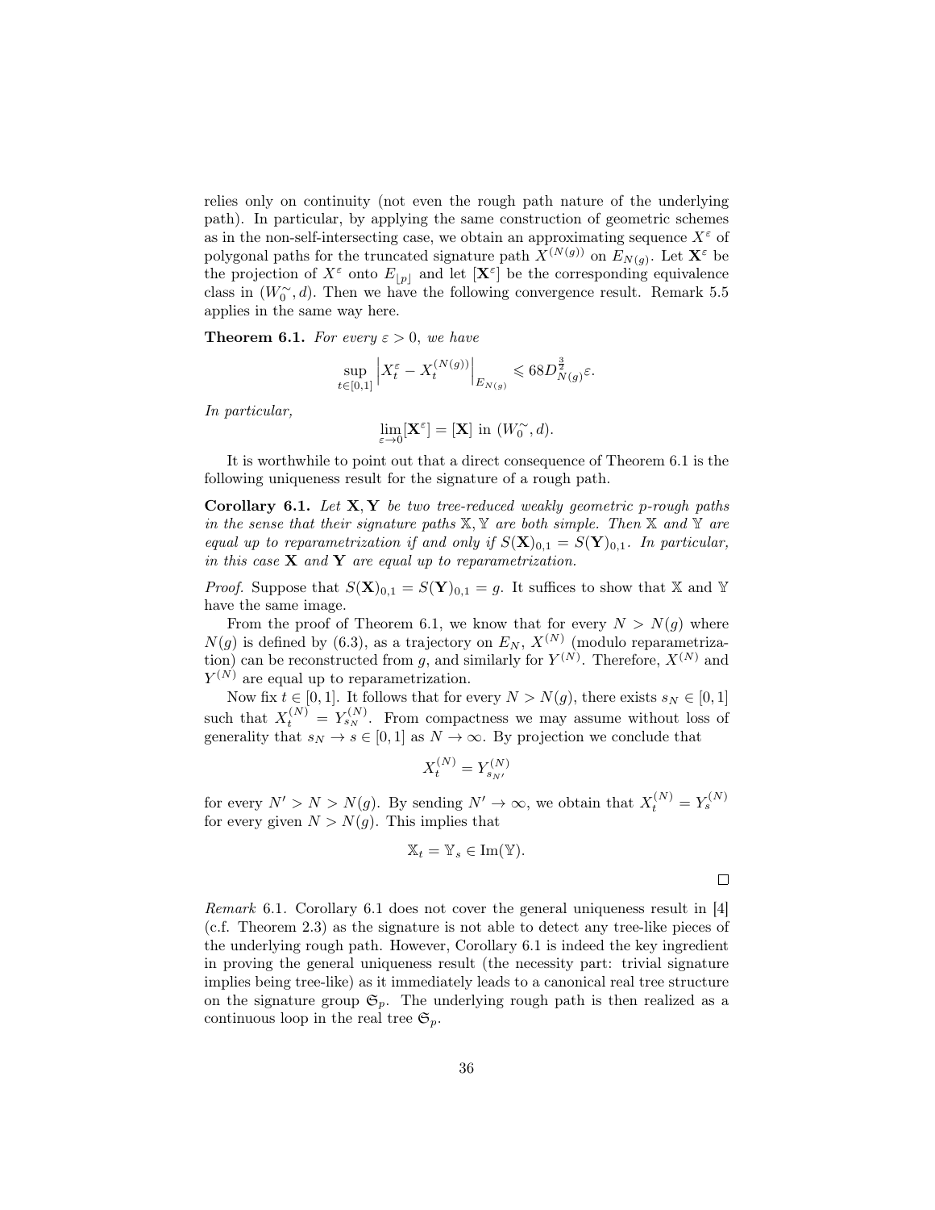relies only on continuity (not even the rough path nature of the underlying path). In particular, by applying the same construction of geometric schemes as in the non-self-intersecting case, we obtain an approximating sequence $X^\varepsilon$ of polygonal paths for the truncated signature path $X^{(N(g))}$ on $E_{N(g)}$. Let $\mathbf{X}^\varepsilon$ be the projection of $X^\varepsilon$ onto $E_{\lfloor p \rfloor}$ and let $[\mathbf{X}^\varepsilon]$ be the corresponding equivalence class in $(W_0^\sim, d)$. Then we have the following convergence result. Remark 5.5 applies in the same way here.

**Theorem 6.1.** *For every $\varepsilon > 0$, we have*

$$\sup_{t\in[0,1]} \left| X_t^\varepsilon - X_t^{(N(g))} \right|_{E_{N(g)}} \leqslant 68 D_{N(g)}^{\frac{3}{2}} \varepsilon.$$

*In particular,*

$$\lim_{\varepsilon\to 0} [\mathbf{X}^\varepsilon] = [\mathbf{X}] \text{ in } (W_0^\sim, d).$$

It is worthwhile to point out that a direct consequence of Theorem 6.1 is the following uniqueness result for the signature of a rough path.

**Corollary 6.1.** *Let $\mathbf{X}, \mathbf{Y}$ be two tree-reduced weakly geometric $p$-rough paths in the sense that their signature paths $\mathbb{X}, \mathbb{Y}$ are both simple. Then $\mathbb{X}$ and $\mathbb{Y}$ are equal up to reparametrization if and only if $S(\mathbf{X})_{0,1} = S(\mathbf{Y})_{0,1}$. In particular, in this case $\mathbf{X}$ and $\mathbf{Y}$ are equal up to reparametrization.*

*Proof.* Suppose that $S(\mathbf{X})_{0,1} = S(\mathbf{Y})_{0,1} = g$. It suffices to show that $\mathbb{X}$ and $\mathbb{Y}$ have the same image.

From the proof of Theorem 6.1, we know that for every $N > N(g)$ where $N(g)$ is defined by (6.3), as a trajectory on $E_N$, $X^{(N)}$ (modulo reparametrization) can be reconstructed from $g$, and similarly for $Y^{(N)}$. Therefore, $X^{(N)}$ and $Y^{(N)}$ are equal up to reparametrization.

Now fix $t \in [0,1]$. It follows that for every $N > N(g)$, there exists $s_N \in [0,1]$ such that $X_t^{(N)} = Y_{s_N}^{(N)}$. From compactness we may assume without loss of generality that $s_N \to s \in [0,1]$ as $N \to \infty$. By projection we conclude that

$$X_t^{(N)} = Y_{s_{N'}}^{(N)}$$

for every $N' > N > N(g)$. By sending $N' \to \infty$, we obtain that $X_t^{(N)} = Y_s^{(N)}$ for every given $N > N(g)$. This implies that

$$\mathbb{X}_t = \mathbb{Y}_s \in \mathrm{Im}(\mathbb{Y}).$$

□

*Remark* 6.1. Corollary 6.1 does not cover the general uniqueness result in [4] (c.f. Theorem 2.3) as the signature is not able to detect any tree-like pieces of the underlying rough path. However, Corollary 6.1 is indeed the key ingredient in proving the general uniqueness result (the necessity part: trivial signature implies being tree-like) as it immediately leads to a canonical real tree structure on the signature group $\mathfrak{S}_p$. The underlying rough path is then realized as a continuous loop in the real tree $\mathfrak{S}_p$.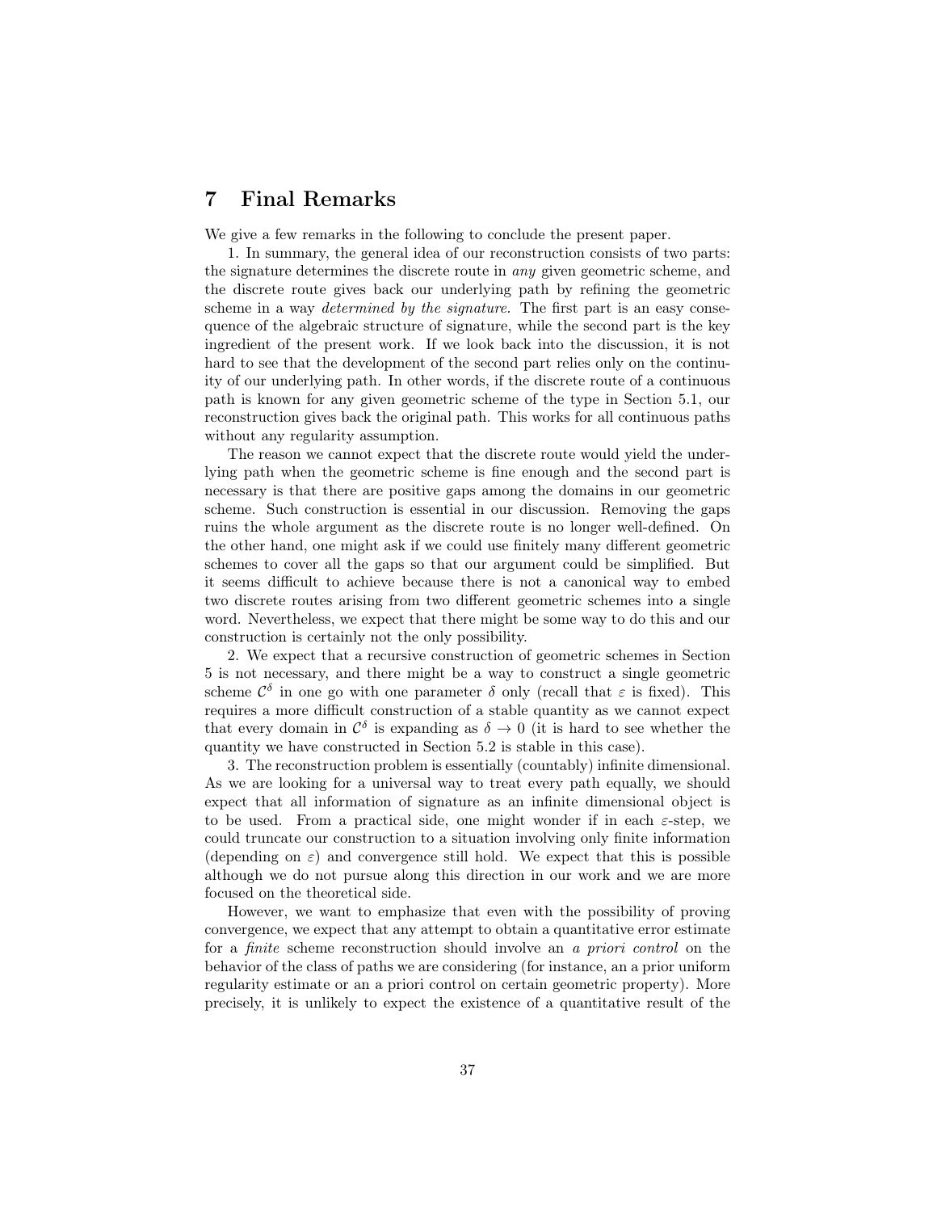## 7 Final Remarks

We give a few remarks in the following to conclude the present paper.

1. In summary, the general idea of our reconstruction consists of two parts: the signature determines the discrete route in *any* given geometric scheme, and the discrete route gives back our underlying path by refining the geometric scheme in a way *determined by the signature*. The first part is an easy consequence of the algebraic structure of signature, while the second part is the key ingredient of the present work. If we look back into the discussion, it is not hard to see that the development of the second part relies only on the continuity of our underlying path. In other words, if the discrete route of a continuous path is known for any given geometric scheme of the type in Section 5.1, our reconstruction gives back the original path. This works for all continuous paths without any regularity assumption.

The reason we cannot expect that the discrete route would yield the underlying path when the geometric scheme is fine enough and the second part is necessary is that there are positive gaps among the domains in our geometric scheme. Such construction is essential in our discussion. Removing the gaps ruins the whole argument as the discrete route is no longer well-defined. On the other hand, one might ask if we could use finitely many different geometric schemes to cover all the gaps so that our argument could be simplified. But it seems difficult to achieve because there is not a canonical way to embed two discrete routes arising from two different geometric schemes into a single word. Nevertheless, we expect that there might be some way to do this and our construction is certainly not the only possibility.

2. We expect that a recursive construction of geometric schemes in Section 5 is not necessary, and there might be a way to construct a single geometric scheme $\mathcal{C}^\delta$ in one go with one parameter $\delta$ only (recall that $\varepsilon$ is fixed). This requires a more difficult construction of a stable quantity as we cannot expect that every domain in $\mathcal{C}^\delta$ is expanding as $\delta \to 0$ (it is hard to see whether the quantity we have constructed in Section 5.2 is stable in this case).

3. The reconstruction problem is essentially (countably) infinite dimensional. As we are looking for a universal way to treat every path equally, we should expect that all information of signature as an infinite dimensional object is to be used. From a practical side, one might wonder if in each $\varepsilon$-step, we could truncate our construction to a situation involving only finite information (depending on $\varepsilon$) and convergence still hold. We expect that this is possible although we do not pursue along this direction in our work and we are more focused on the theoretical side.

However, we want to emphasize that even with the possibility of proving convergence, we expect that any attempt to obtain a quantitative error estimate for a *finite* scheme reconstruction should involve an *a priori control* on the behavior of the class of paths we are considering (for instance, an a prior uniform regularity estimate or an a priori control on certain geometric property). More precisely, it is unlikely to expect the existence of a quantitative result of the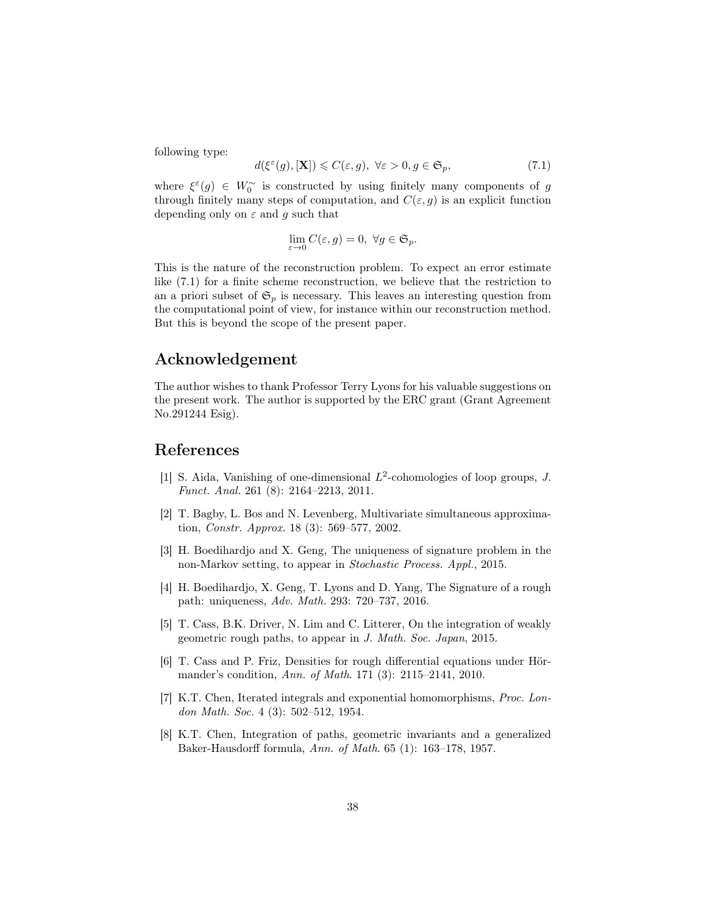following type:

$$d(\xi^{\varepsilon}(g), [\mathbf{X}]) \leqslant C(\varepsilon, g), \ \forall \varepsilon > 0, g \in \mathfrak{S}_p, \tag{7.1}$$

where $\xi^{\varepsilon}(g) \in W_0^{\sim}$ is constructed by using finitely many components of $g$ through finitely many steps of computation, and $C(\varepsilon, g)$ is an explicit function depending only on $\varepsilon$ and $g$ such that

$$\lim_{\varepsilon \to 0} C(\varepsilon, g) = 0, \ \forall g \in \mathfrak{S}_p.$$

This is the nature of the reconstruction problem. To expect an error estimate like (7.1) for a finite scheme reconstruction, we believe that the restriction to an a priori subset of $\mathfrak{S}_p$ is necessary. This leaves an interesting question from the computational point of view, for instance within our reconstruction method. But this is beyond the scope of the present paper.

## Acknowledgement

The author wishes to thank Professor Terry Lyons for his valuable suggestions on the present work. The author is supported by the ERC grant (Grant Agreement No.291244 Esig).

## References

[1] S. Aida, Vanishing of one-dimensional $L^2$-cohomologies of loop groups, *J. Funct. Anal.* 261 (8): 2164–2213, 2011.

[2] T. Bagby, L. Bos and N. Levenberg, Multivariate simultaneous approximation, *Constr. Approx.* 18 (3): 569–577, 2002.

[3] H. Boedihardjo and X. Geng, The uniqueness of signature problem in the non-Markov setting, to appear in *Stochastic Process. Appl.*, 2015.

[4] H. Boedihardjo, X. Geng, T. Lyons and D. Yang, The Signature of a rough path: uniqueness, *Adv. Math.* 293: 720–737, 2016.

[5] T. Cass, B.K. Driver, N. Lim and C. Litterer, On the integration of weakly geometric rough paths, to appear in *J. Math. Soc. Japan*, 2015.

[6] T. Cass and P. Friz, Densities for rough differential equations under Hörmander's condition, *Ann. of Math.* 171 (3): 2115–2141, 2010.

[7] K.T. Chen, Iterated integrals and exponential homomorphisms, *Proc. London Math. Soc.* 4 (3): 502–512, 1954.

[8] K.T. Chen, Integration of paths, geometric invariants and a generalized Baker-Hausdorff formula, *Ann. of Math.* 65 (1): 163–178, 1957.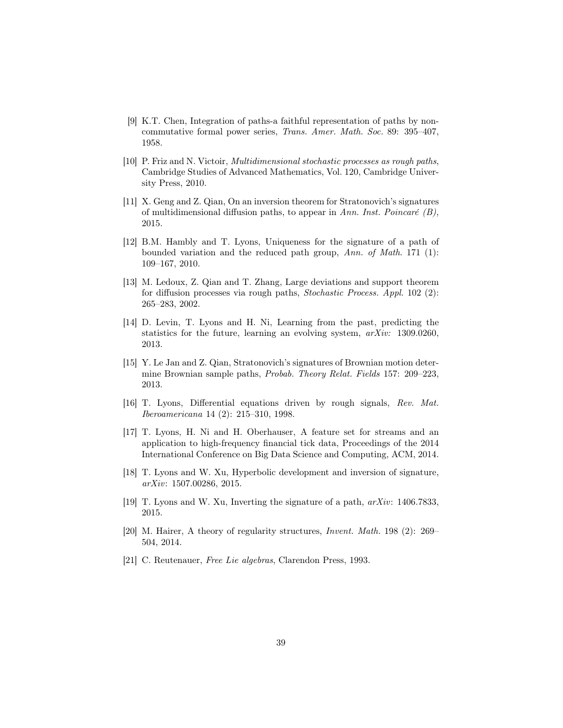[9] K.T. Chen, Integration of paths-a faithful representation of paths by non-commutative formal power series, *Trans. Amer. Math. Soc.* 89: 395–407, 1958.

[10] P. Friz and N. Victoir, *Multidimensional stochastic processes as rough paths*, Cambridge Studies of Advanced Mathematics, Vol. 120, Cambridge University Press, 2010.

[11] X. Geng and Z. Qian, On an inversion theorem for Stratonovich's signatures of multidimensional diffusion paths, to appear in *Ann. Inst. Poincaré (B),* 2015.

[12] B.M. Hambly and T. Lyons, Uniqueness for the signature of a path of bounded variation and the reduced path group, *Ann. of Math.* 171 (1): 109–167, 2010.

[13] M. Ledoux, Z. Qian and T. Zhang, Large deviations and support theorem for diffusion processes via rough paths, *Stochastic Process. Appl.* 102 (2): 265–283, 2002.

[14] D. Levin, T. Lyons and H. Ni, Learning from the past, predicting the statistics for the future, learning an evolving system, *arXiv:* 1309.0260, 2013.

[15] Y. Le Jan and Z. Qian, Stratonovich's signatures of Brownian motion determine Brownian sample paths, *Probab. Theory Relat. Fields* 157: 209–223, 2013.

[16] T. Lyons, Differential equations driven by rough signals, *Rev. Mat. Iberoamericana* 14 (2): 215–310, 1998.

[17] T. Lyons, H. Ni and H. Oberhauser, A feature set for streams and an application to high-frequency financial tick data, Proceedings of the 2014 International Conference on Big Data Science and Computing, ACM, 2014.

[18] T. Lyons and W. Xu, Hyperbolic development and inversion of signature, *arXiv*: 1507.00286, 2015.

[19] T. Lyons and W. Xu, Inverting the signature of a path, *arXiv*: 1406.7833, 2015.

[20] M. Hairer, A theory of regularity structures, *Invent. Math.* 198 (2): 269–504, 2014.

[21] C. Reutenauer, *Free Lie algebras*, Clarendon Press, 1993.